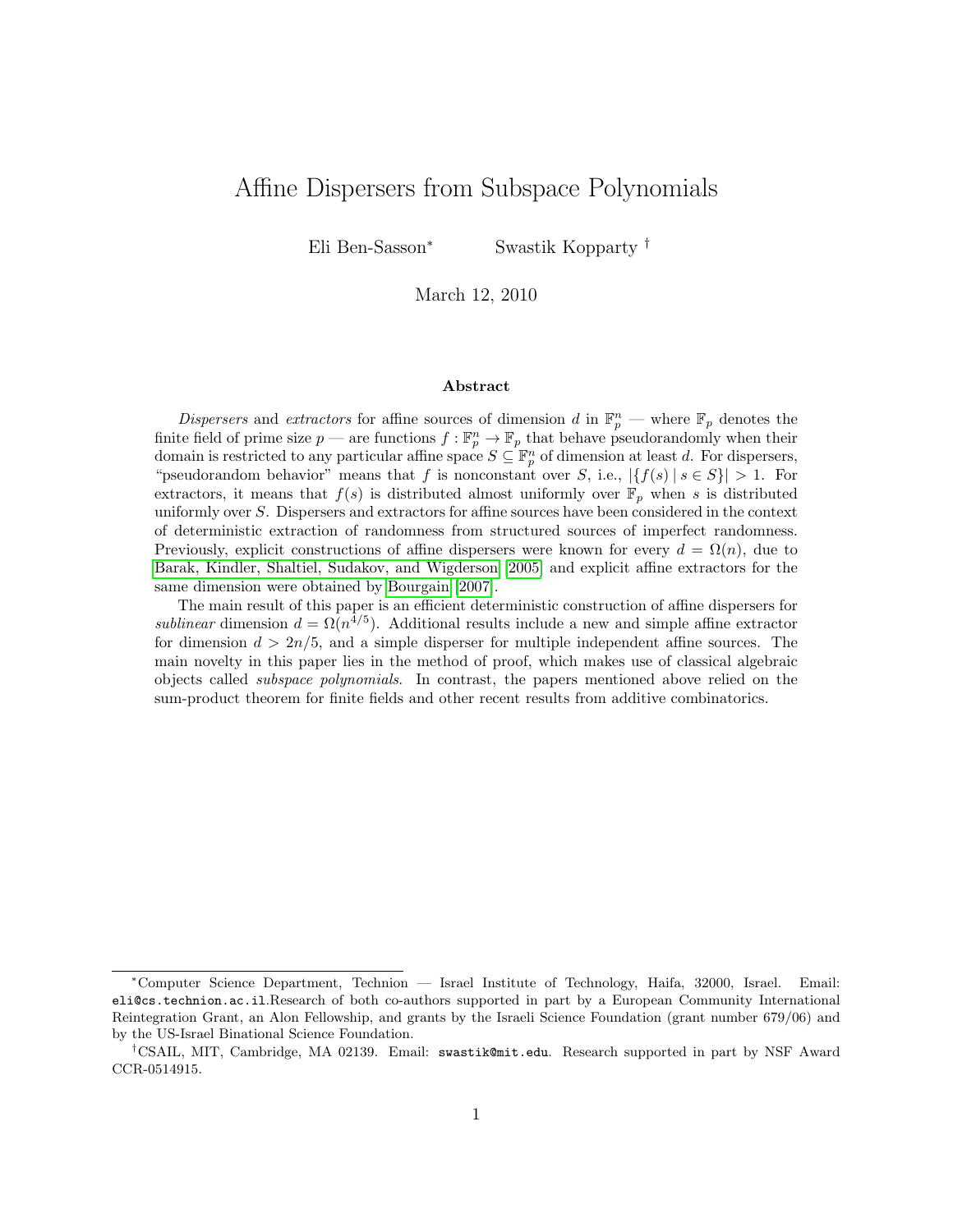# Affine Dispersers from Subspace Polynomials

Eli Ben-Sasson[*] Swastik Kopparty[†]

March 12, 2010

### Abstract

*Dispersers* and *extractors* for affine sources of dimension $d$ in $\mathbb{F}_p^n$ — where $\mathbb{F}_p$ denotes the finite field of prime size $p$ — are functions $f : \mathbb{F}_p^n \to \mathbb{F}_p$ that behave pseudorandomly when their domain is restricted to any particular affine space $S \subseteq \mathbb{F}_p^n$ of dimension at least $d$. For dispersers, "pseudorandom behavior" means that $f$ is nonconstant over $S$, i.e., $|\{f(s) \mid s \in S\}| > 1$. For extractors, it means that $f(s)$ is distributed almost uniformly over $\mathbb{F}_p$ when $s$ is distributed uniformly over $S$. Dispersers and extractors for affine sources have been considered in the context of deterministic extraction of randomness from structured sources of imperfect randomness. Previously, explicit constructions of affine dispersers were known for every $d = \Omega(n)$, due to Barak, Kindler, Shaltiel, Sudakov, and Wigderson [2005] and explicit affine extractors for the same dimension were obtained by Bourgain [2007].

The main result of this paper is an efficient deterministic construction of affine dispersers for *sublinear* dimension $d = \Omega(n^{4/5})$. Additional results include a new and simple affine extractor for dimension $d > 2n/5$, and a simple disperser for multiple independent affine sources. The main novelty in this paper lies in the method of proof, which makes use of classical algebraic objects called *subspace polynomials*. In contrast, the papers mentioned above relied on the sum-product theorem for finite fields and other recent results from additive combinatorics.

---

[*] Computer Science Department, Technion — Israel Institute of Technology, Haifa, 32000, Israel. Email: eli@cs.technion.ac.il.Research of both co-authors supported in part by a European Community International Reintegration Grant, an Alon Fellowship, and grants by the Israeli Science Foundation (grant number 679/06) and by the US-Israel Binational Science Foundation.

[†] CSAIL, MIT, Cambridge, MA 02139. Email: swastik@mit.edu. Research supported in part by NSF Award CCR-0514915.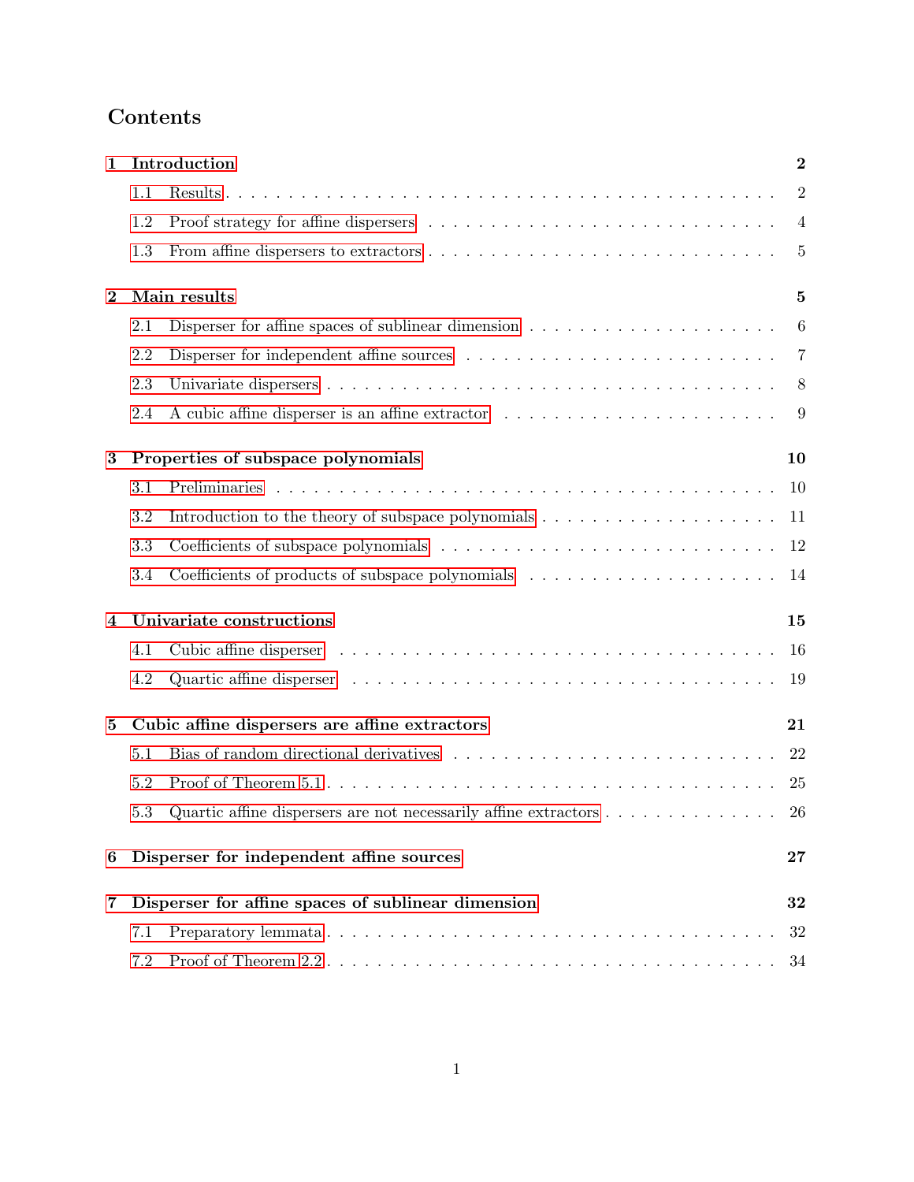# Contents

**1 Introduction** **2**

- 1.1 Results . . . 2
- 1.2 Proof strategy for affine dispersers . . . 4
- 1.3 From affine dispersers to extractors . . . 5

**2 Main results** **5**

- 2.1 Disperser for affine spaces of sublinear dimension . . . 6
- 2.2 Disperser for independent affine sources . . . 7
- 2.3 Univariate dispersers . . . 8
- 2.4 A cubic affine disperser is an affine extractor . . . 9

**3 Properties of subspace polynomials** **10**

- 3.1 Preliminaries . . . 10
- 3.2 Introduction to the theory of subspace polynomials . . . 11
- 3.3 Coefficients of subspace polynomials . . . 12
- 3.4 Coefficients of products of subspace polynomials . . . 14

**4 Univariate constructions** **15**

- 4.1 Cubic affine disperser . . . 16
- 4.2 Quartic affine disperser . . . 19

**5 Cubic affine dispersers are affine extractors** **21**

- 5.1 Bias of random directional derivatives . . . 22
- 5.2 Proof of Theorem 5.1 . . . 25
- 5.3 Quartic affine dispersers are not necessarily affine extractors . . . 26

**6 Disperser for independent affine sources** **27**

**7 Disperser for affine spaces of sublinear dimension** **32**

- 7.1 Preparatory lemmata . . . 32
- 7.2 Proof of Theorem 2.2 . . . 34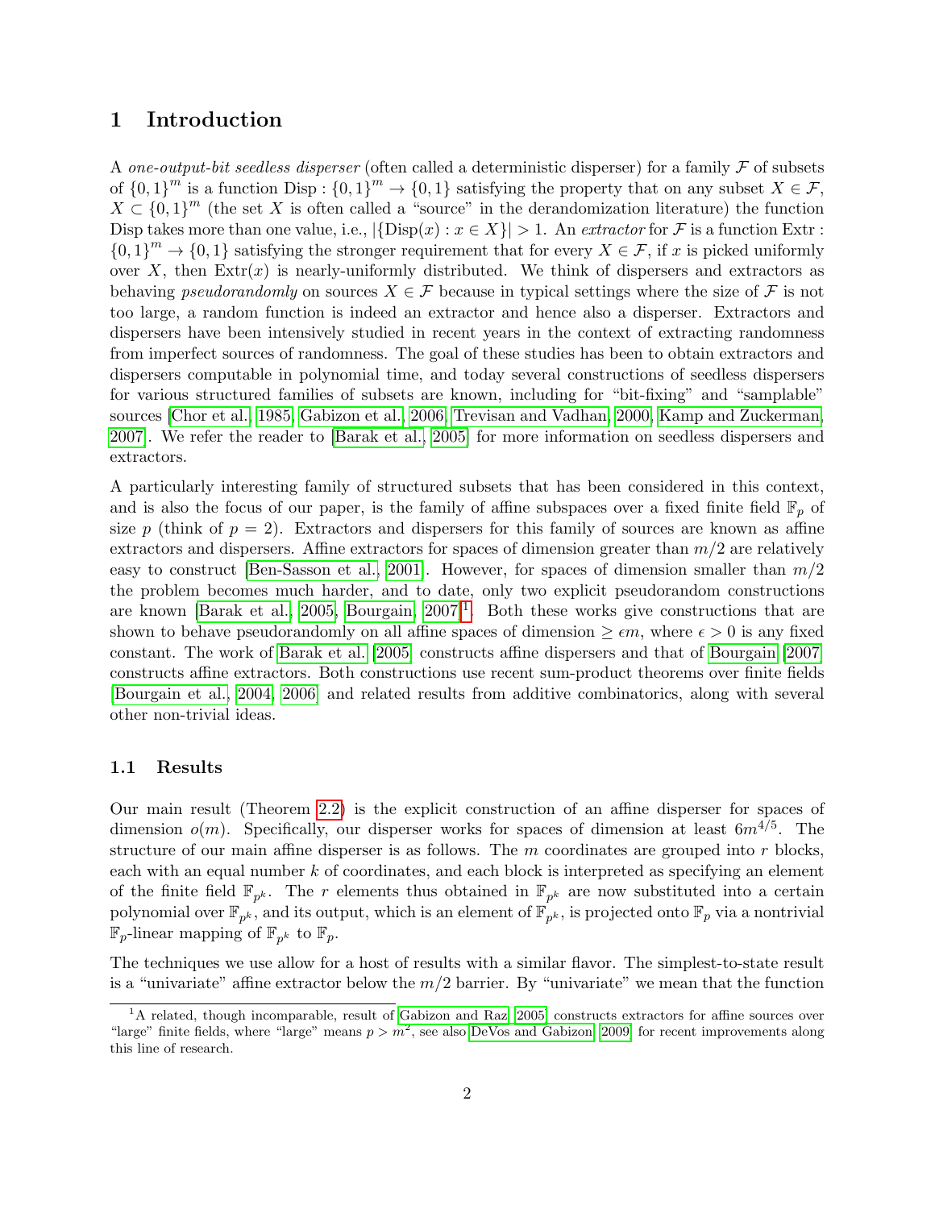# 1 Introduction

A *one-output-bit seedless disperser* (often called a deterministic disperser) for a family $\mathcal{F}$ of subsets of $\{0,1\}^m$ is a function $\text{Disp} : \{0,1\}^m \to \{0,1\}$ satisfying the property that on any subset $X \in \mathcal{F}$, $X \subset \{0,1\}^m$ (the set $X$ is often called a "source" in the derandomization literature) the function Disp takes more than one value, i.e., $|\{\text{Disp}(x) : x \in X\}| > 1$. An *extractor* for $\mathcal{F}$ is a function $\text{Extr} : \{0,1\}^m \to \{0,1\}$ satisfying the stronger requirement that for every $X \in \mathcal{F}$, if $x$ is picked uniformly over $X$, then $\text{Extr}(x)$ is nearly-uniformly distributed. We think of dispersers and extractors as behaving *pseudorandomly* on sources $X \in \mathcal{F}$ because in typical settings where the size of $\mathcal{F}$ is not too large, a random function is indeed an extractor and hence also a disperser. Extractors and dispersers have been intensively studied in recent years in the context of extracting randomness from imperfect sources of randomness. The goal of these studies has been to obtain extractors and dispersers computable in polynomial time, and today several constructions of seedless dispersers for various structured families of subsets are known, including for "bit-fixing" and "samplable" sources [Chor et al., 1985, Gabizon et al., 2006, Trevisan and Vadhan, 2000, Kamp and Zuckerman, 2007]. We refer the reader to [Barak et al., 2005] for more information on seedless dispersers and extractors.

A particularly interesting family of structured subsets that has been considered in this context, and is also the focus of our paper, is the family of affine subspaces over a fixed finite field $\mathbb{F}_p$ of size $p$ (think of $p = 2$). Extractors and dispersers for this family of sources are known as affine extractors and dispersers. Affine extractors for spaces of dimension greater than $m/2$ are relatively easy to construct [Ben-Sasson et al., 2001]. However, for spaces of dimension smaller than $m/2$ the problem becomes much harder, and to date, only two explicit pseudorandom constructions are known [Barak et al., 2005, Bourgain, 2007][1]. Both these works give constructions that are shown to behave pseudorandomly on all affine spaces of dimension $\geq \epsilon m$, where $\epsilon > 0$ is any fixed constant. The work of Barak et al. [2005] constructs affine dispersers and that of Bourgain [2007] constructs affine extractors. Both constructions use recent sum-product theorems over finite fields [Bourgain et al., 2004, 2006] and related results from additive combinatorics, along with several other non-trivial ideas.

## 1.1 Results

Our main result (Theorem 2.2) is the explicit construction of an affine disperser for spaces of dimension $o(m)$. Specifically, our disperser works for spaces of dimension at least $6m^{4/5}$. The structure of our main affine disperser is as follows. The $m$ coordinates are grouped into $r$ blocks, each with an equal number $k$ of coordinates, and each block is interpreted as specifying an element of the finite field $\mathbb{F}_{p^k}$. The $r$ elements thus obtained in $\mathbb{F}_{p^k}$ are now substituted into a certain polynomial over $\mathbb{F}_{p^k}$, and its output, which is an element of $\mathbb{F}_{p^k}$, is projected onto $\mathbb{F}_p$ via a nontrivial $\mathbb{F}_p$-linear mapping of $\mathbb{F}_{p^k}$ to $\mathbb{F}_p$.

The techniques we use allow for a host of results with a similar flavor. The simplest-to-state result is a "univariate" affine extractor below the $m/2$ barrier. By "univariate" we mean that the function

[1] A related, though incomparable, result of Gabizon and Raz [2005] constructs extractors for affine sources over "large" finite fields, where "large" means $p > m^2$, see also DeVos and Gabizon [2009] for recent improvements along this line of research.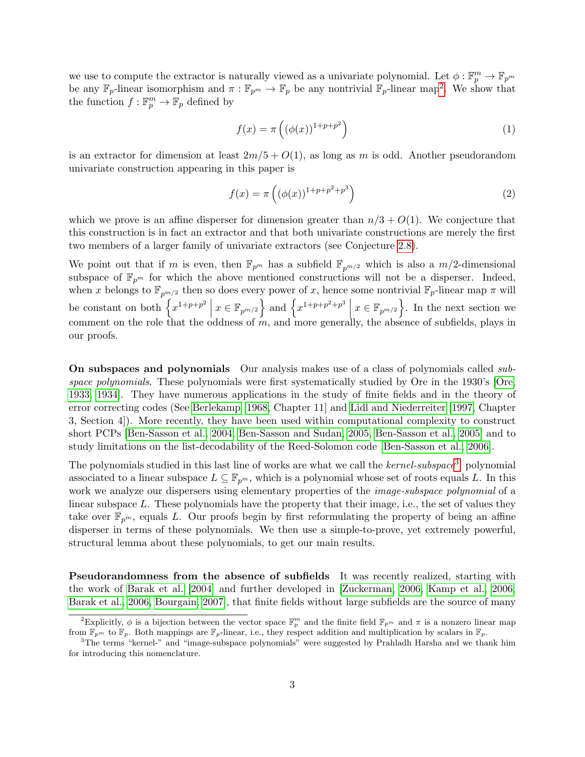we use to compute the extractor is naturally viewed as a univariate polynomial. Let $\phi : \mathbb{F}_p^m \to \mathbb{F}_{p^m}$ be any $\mathbb{F}_p$-linear isomorphism and $\pi : \mathbb{F}_{p^m} \to \mathbb{F}_p$ be any nontrivial $\mathbb{F}_p$-linear map[2]. We show that the function $f : \mathbb{F}_p^m \to \mathbb{F}_p$ defined by

$$f(x) = \pi\left((\phi(x))^{1+p+p^2}\right) \tag{1}$$

is an extractor for dimension at least $2m/5 + O(1)$, as long as $m$ is odd. Another pseudorandom univariate construction appearing in this paper is

$$f(x) = \pi\left((\phi(x))^{1+p+p^2+p^3}\right) \tag{2}$$

which we prove is an affine disperser for dimension greater than $n/3 + O(1)$. We conjecture that this construction is in fact an extractor and that both univariate constructions are merely the first two members of a larger family of univariate extractors (see Conjecture 2.8).

We point out that if $m$ is even, then $\mathbb{F}_{p^m}$ has a subfield $\mathbb{F}_{p^{m/2}}$ which is also a $m/2$-dimensional subspace of $\mathbb{F}_{p^m}$ for which the above mentioned constructions will not be a disperser. Indeed, when $x$ belongs to $\mathbb{F}_{p^{m/2}}$ then so does every power of $x$, hence some nontrivial $\mathbb{F}_p$-linear map $\pi$ will be constant on both $\left\{x^{1+p+p^2} \,\middle|\, x \in \mathbb{F}_{p^{m/2}}\right\}$ and $\left\{x^{1+p+p^2+p^3} \,\middle|\, x \in \mathbb{F}_{p^{m/2}}\right\}$. In the next section we comment on the role that the oddness of $m$, and more generally, the absence of subfields, plays in our proofs.

**On subspaces and polynomials** Our analysis makes use of a class of polynomials called *subspace polynomials*. These polynomials were first systematically studied by Ore in the 1930's [Ore, 1933, 1934]. They have numerous applications in the study of finite fields and in the theory of error correcting codes (See Berlekamp [1968, Chapter 11] and Lidl and Niederreiter [1997, Chapter 3, Section 4]). More recently, they have been used within computational complexity to construct short PCPs [Ben-Sasson et al., 2004, Ben-Sasson and Sudan, 2005, Ben-Sasson et al., 2005] and to study limitations on the list-decodability of the Reed-Solomon code [Ben-Sasson et al., 2006].

The polynomials studied in this last line of works are what we call the *kernel-subspace*[3] polynomial associated to a linear subspace $L \subseteq \mathbb{F}_{p^m}$, which is a polynomial whose set of roots equals $L$. In this work we analyze our dispersers using elementary properties of the *image-subspace polynomial* of a linear subspace $L$. These polynomials have the property that their image, i.e., the set of values they take over $\mathbb{F}_{p^m}$, equals $L$. Our proofs begin by first reformulating the property of being an affine disperser in terms of these polynomials. We then use a simple-to-prove, yet extremely powerful, structural lemma about these polynomials, to get our main results.

**Pseudorandomness from the absence of subfields** It was recently realized, starting with the work of Barak et al. [2004] and further developed in [Zuckerman, 2006, Kamp et al., 2006, Barak et al., 2006, Bourgain, 2007], that finite fields without large subfields are the source of many

[2] Explicitly, $\phi$ is a bijection between the vector space $\mathbb{F}_p^m$ and the finite field $\mathbb{F}_{p^m}$ and $\pi$ is a nonzero linear map from $\mathbb{F}_{p^m}$ to $\mathbb{F}_p$. Both mappings are $\mathbb{F}_p$-linear, i.e., they respect addition and multiplication by scalars in $\mathbb{F}_p$.

[3] The terms "kernel-" and "image-subspace polynomials" were suggested by Prahladh Harsha and we thank him for introducing this nomenclature.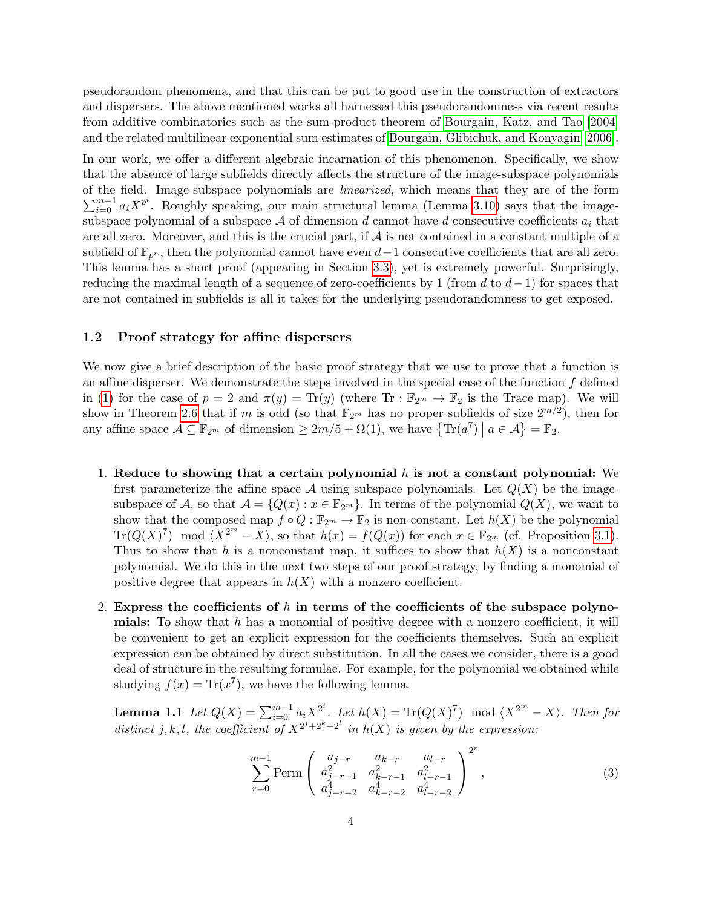pseudorandom phenomena, and that this can be put to good use in the construction of extractors and dispersers. The above mentioned works all harnessed this pseudorandomness via recent results from additive combinatorics such as the sum-product theorem of Bourgain, Katz, and Tao [2004] and the related multilinear exponential sum estimates of Bourgain, Glibichuk, and Konyagin [2006].

In our work, we offer a different algebraic incarnation of this phenomenon. Specifically, we show that the absence of large subfields directly affects the structure of the image-subspace polynomials of the field. Image-subspace polynomials are *linearized*, which means that they are of the form $\sum_{i=0}^{m-1} a_i X^{p^i}$. Roughly speaking, our main structural lemma (Lemma 3.10) says that the image-subspace polynomial of a subspace $\mathcal{A}$ of dimension $d$ cannot have $d$ consecutive coefficients $a_i$ that are all zero. Moreover, and this is the crucial part, if $\mathcal{A}$ is not contained in a constant multiple of a subfield of $\mathbb{F}_{p^n}$, then the polynomial cannot have even $d-1$ consecutive coefficients that are all zero. This lemma has a short proof (appearing in Section 3.3), yet is extremely powerful. Surprisingly, reducing the maximal length of a sequence of zero-coefficients by 1 (from $d$ to $d-1$) for spaces that are not contained in subfields is all it takes for the underlying pseudorandomness to get exposed.

### 1.2 Proof strategy for affine dispersers

We now give a brief description of the basic proof strategy that we use to prove that a function is an affine disperser. We demonstrate the steps involved in the special case of the function $f$ defined in (1) for the case of $p = 2$ and $\pi(y) = \mathrm{Tr}(y)$ (where $\mathrm{Tr} : \mathbb{F}_{2^m} \to \mathbb{F}_2$ is the Trace map). We will show in Theorem 2.6 that if $m$ is odd (so that $\mathbb{F}_{2^m}$ has no proper subfields of size $2^{m/2}$), then for any affine space $\mathcal{A} \subseteq \mathbb{F}_{2^m}$ of dimension $\geq 2m/5 + \Omega(1)$, we have $\left\{\mathrm{Tr}(a^7) \,\middle|\, a \in \mathcal{A}\right\} = \mathbb{F}_2$.

1. **Reduce to showing that a certain polynomial $h$ is not a constant polynomial:** We first parameterize the affine space $\mathcal{A}$ using subspace polynomials. Let $Q(X)$ be the image-subspace of $\mathcal{A}$, so that $\mathcal{A} = \{Q(x) : x \in \mathbb{F}_{2^m}\}$. In terms of the polynomial $Q(X)$, we want to show that the composed map $f \circ Q : \mathbb{F}_{2^m} \to \mathbb{F}_2$ is non-constant. Let $h(X)$ be the polynomial $\mathrm{Tr}(Q(X)^7) \mod \langle X^{2^m} - X \rangle$, so that $h(x) = f(Q(x))$ for each $x \in \mathbb{F}_{2^m}$ (cf. Proposition 3.1). Thus to show that $h$ is a nonconstant map, it suffices to show that $h(X)$ is a nonconstant polynomial. We do this in the next two steps of our proof strategy, by finding a monomial of positive degree that appears in $h(X)$ with a nonzero coefficient.

2. **Express the coefficients of $h$ in terms of the coefficients of the subspace polynomials:** To show that $h$ has a monomial of positive degree with a nonzero coefficient, it will be convenient to get an explicit expression for the coefficients themselves. Such an explicit expression can be obtained by direct substitution. In all the cases we consider, there is a good deal of structure in the resulting formulae. For example, for the polynomial we obtained while studying $f(x) = \mathrm{Tr}(x^7)$, we have the following lemma.

**Lemma 1.1** *Let $Q(X) = \sum_{i=0}^{m-1} a_i X^{2^i}$. Let $h(X) = \mathrm{Tr}(Q(X)^7) \mod \langle X^{2^m} - X \rangle$. Then for distinct $j, k, l$, the coefficient of $X^{2^j + 2^k + 2^l}$ in $h(X)$ is given by the expression:*

$$\sum_{r=0}^{m-1} \mathrm{Perm} \begin{pmatrix} a_{j-r} & a_{k-r} & a_{l-r} \\ a_{j-r-1}^2 & a_{k-r-1}^2 & a_{l-r-1}^2 \\ a_{j-r-2}^4 & a_{k-r-2}^4 & a_{l-r-2}^4 \end{pmatrix}^{2^r}, \tag{3}$$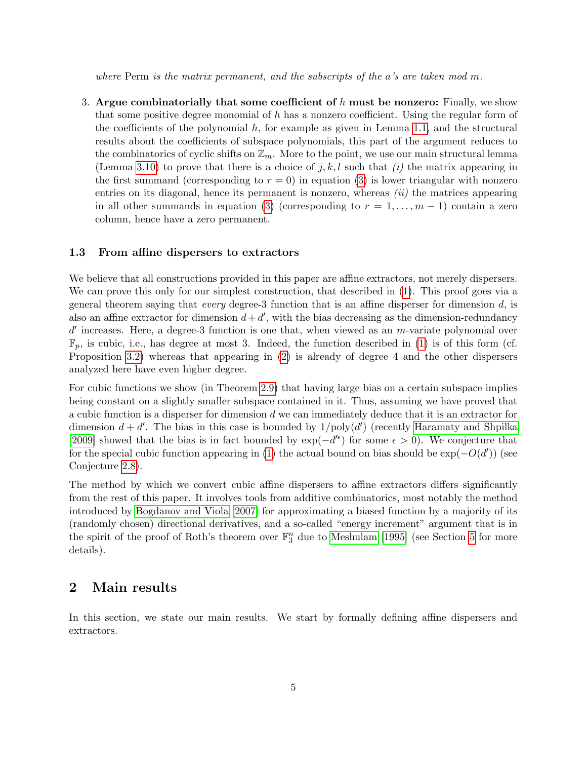*where* Perm *is the matrix permanent, and the subscripts of the a's are taken mod m.*

3. **Argue combinatorially that some coefficient of $h$ must be nonzero:** Finally, we show that some positive degree monomial of $h$ has a nonzero coefficient. Using the regular form of the coefficients of the polynomial $h$, for example as given in Lemma 1.1, and the structural results about the coefficients of subspace polynomials, this part of the argument reduces to the combinatorics of cyclic shifts on $\mathbb{Z}_m$. More to the point, we use our main structural lemma (Lemma 3.10) to prove that there is a choice of $j, k, l$ such that *(i)* the matrix appearing in the first summand (corresponding to $r = 0$) in equation (3) is lower triangular with nonzero entries on its diagonal, hence its permanent is nonzero, whereas *(ii)* the matrices appearing in all other summands in equation (3) (corresponding to $r = 1, \ldots, m-1$) contain a zero column, hence have a zero permanent.

### 1.3 From affine dispersers to extractors

We believe that all constructions provided in this paper are affine extractors, not merely dispersers. We can prove this only for our simplest construction, that described in (1). This proof goes via a general theorem saying that *every* degree-3 function that is an affine disperser for dimension $d$, is also an affine extractor for dimension $d + d'$, with the bias decreasing as the dimension-redundancy $d'$ increases. Here, a degree-3 function is one that, when viewed as an $m$-variate polynomial over $\mathbb{F}_p$, is cubic, i.e., has degree at most 3. Indeed, the function described in (1) is of this form (cf. Proposition 3.2) whereas that appearing in (2) is already of degree 4 and the other dispersers analyzed here have even higher degree.

For cubic functions we show (in Theorem 2.9) that having large bias on a certain subspace implies being constant on a slightly smaller subspace contained in it. Thus, assuming we have proved that a cubic function is a disperser for dimension $d$ we can immediately deduce that it is an extractor for dimension $d + d'$. The bias in this case is bounded by $1/\text{poly}(d')$ (recently Haramaty and Shpilka [2009] showed that the bias is in fact bounded by $\exp(-d'^{\epsilon})$ for some $\epsilon > 0$). We conjecture that for the special cubic function appearing in (1) the actual bound on bias should be $\exp(-O(d'))$ (see Conjecture 2.8).

The method by which we convert cubic affine dispersers to affine extractors differs significantly from the rest of this paper. It involves tools from additive combinatorics, most notably the method introduced by Bogdanov and Viola [2007] for approximating a biased function by a majority of its (randomly chosen) directional derivatives, and a so-called "energy increment" argument that is in the spirit of the proof of Roth's theorem over $\mathbb{F}_3^n$ due to Meshulam [1995] (see Section 5 for more details).

## 2 Main results

In this section, we state our main results. We start by formally defining affine dispersers and extractors.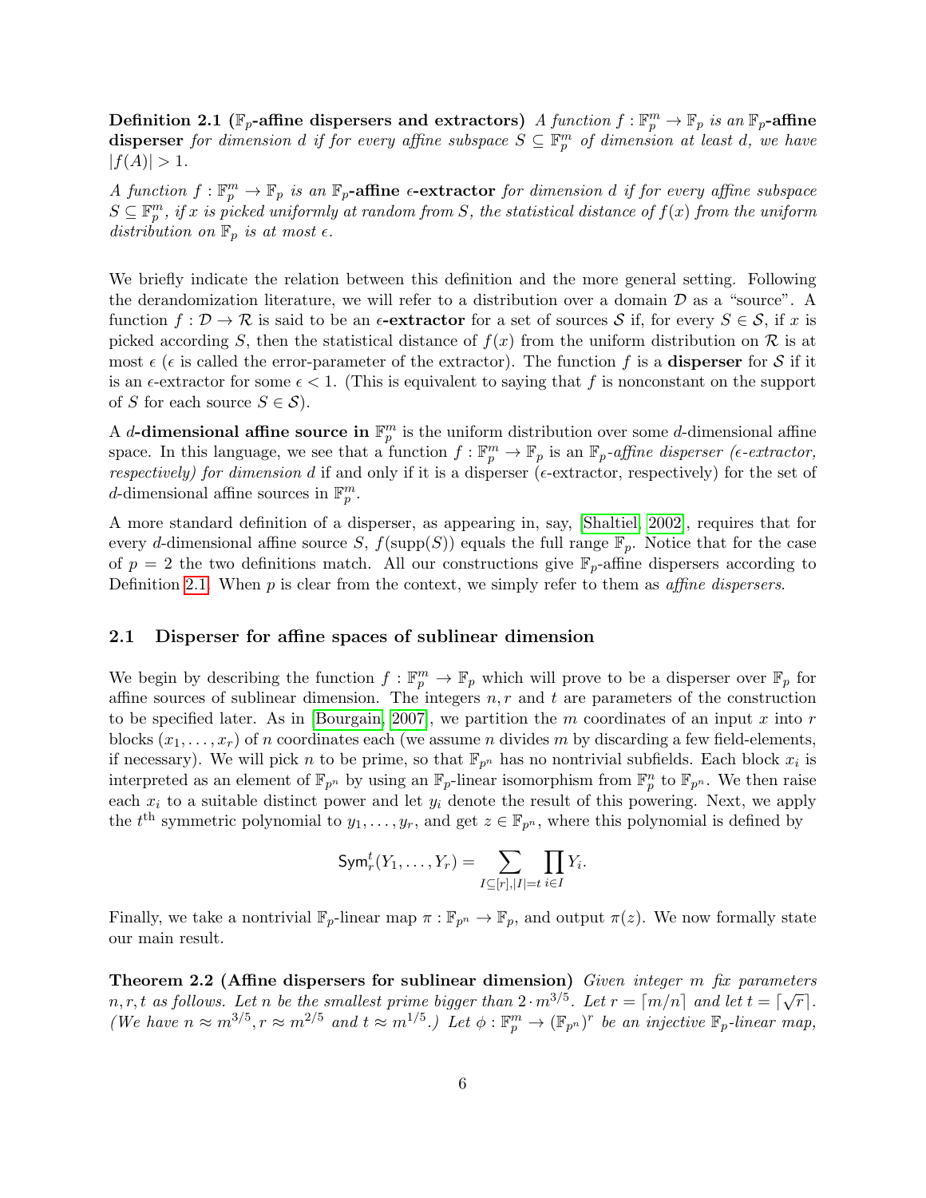**Definition 2.1 ($\mathbb{F}_p$-affine dispersers and extractors)** *A function $f : \mathbb{F}_p^m \to \mathbb{F}_p$ is an* **$\mathbb{F}_p$-affine disperser** *for dimension $d$ if for every affine subspace $S \subseteq \mathbb{F}_p^m$ of dimension at least $d$, we have $|f(A)| > 1$.*

*A function $f : \mathbb{F}_p^m \to \mathbb{F}_p$ is an* **$\mathbb{F}_p$-affine $\epsilon$-extractor** *for dimension $d$ if for every affine subspace $S \subseteq \mathbb{F}_p^m$, if $x$ is picked uniformly at random from $S$, the statistical distance of $f(x)$ from the uniform distribution on $\mathbb{F}_p$ is at most $\epsilon$.*

We briefly indicate the relation between this definition and the more general setting. Following the derandomization literature, we will refer to a distribution over a domain $\mathcal{D}$ as a "source". A function $f : \mathcal{D} \to \mathcal{R}$ is said to be an **$\epsilon$-extractor** for a set of sources $\mathcal{S}$ if, for every $S \in \mathcal{S}$, if $x$ is picked according $S$, then the statistical distance of $f(x)$ from the uniform distribution on $\mathcal{R}$ is at most $\epsilon$ ($\epsilon$ is called the error-parameter of the extractor). The function $f$ is a **disperser** for $\mathcal{S}$ if it is an $\epsilon$-extractor for some $\epsilon < 1$. (This is equivalent to saying that $f$ is nonconstant on the support of $S$ for each source $S \in \mathcal{S}$).

A **$d$-dimensional affine source in** $\mathbb{F}_p^m$ is the uniform distribution over some $d$-dimensional affine space. In this language, we see that a function $f : \mathbb{F}_p^m \to \mathbb{F}_p$ is an *$\mathbb{F}_p$-affine disperser ($\epsilon$-extractor, respectively) for dimension* $d$ if and only if it is a disperser ($\epsilon$-extractor, respectively) for the set of $d$-dimensional affine sources in $\mathbb{F}_p^m$.

A more standard definition of a disperser, as appearing in, say, [Shaltiel, 2002], requires that for every $d$-dimensional affine source $S$, $f(\text{supp}(S))$ equals the full range $\mathbb{F}_p$. Notice that for the case of $p = 2$ the two definitions match. All our constructions give $\mathbb{F}_p$-affine dispersers according to Definition 2.1. When $p$ is clear from the context, we simply refer to them as *affine dispersers*.

## 2.1 Disperser for affine spaces of sublinear dimension

We begin by describing the function $f : \mathbb{F}_p^m \to \mathbb{F}_p$ which will prove to be a disperser over $\mathbb{F}_p$ for affine sources of sublinear dimension. The integers $n, r$ and $t$ are parameters of the construction to be specified later. As in [Bourgain, 2007], we partition the $m$ coordinates of an input $x$ into $r$ blocks $(x_1, \ldots, x_r)$ of $n$ coordinates each (we assume $n$ divides $m$ by discarding a few field-elements, if necessary). We will pick $n$ to be prime, so that $\mathbb{F}_{p^n}$ has no nontrivial subfields. Each block $x_i$ is interpreted as an element of $\mathbb{F}_{p^n}$ by using an $\mathbb{F}_p$-linear isomorphism from $\mathbb{F}_p^n$ to $\mathbb{F}_{p^n}$. We then raise each $x_i$ to a suitable distinct power and let $y_i$ denote the result of this powering. Next, we apply the $t^{\text{th}}$ symmetric polynomial to $y_1, \ldots, y_r$, and get $z \in \mathbb{F}_{p^n}$, where this polynomial is defined by

$$\mathsf{Sym}_r^t(Y_1, \ldots, Y_r) = \sum_{I \subseteq [r], |I| = t} \prod_{i \in I} Y_i.$$

Finally, we take a nontrivial $\mathbb{F}_p$-linear map $\pi : \mathbb{F}_{p^n} \to \mathbb{F}_p$, and output $\pi(z)$. We now formally state our main result.

**Theorem 2.2 (Affine dispersers for sublinear dimension)** *Given integer $m$ fix parameters $n, r, t$ as follows. Let $n$ be the smallest prime bigger than $2 \cdot m^{3/5}$. Let $r = \lceil m/n \rceil$ and let $t = \lceil \sqrt{r} \rceil$. (We have $n \approx m^{3/5}, r \approx m^{2/5}$ and $t \approx m^{1/5}$.) Let $\phi : \mathbb{F}_p^m \to (\mathbb{F}_{p^n})^r$ be an injective $\mathbb{F}_p$-linear map,*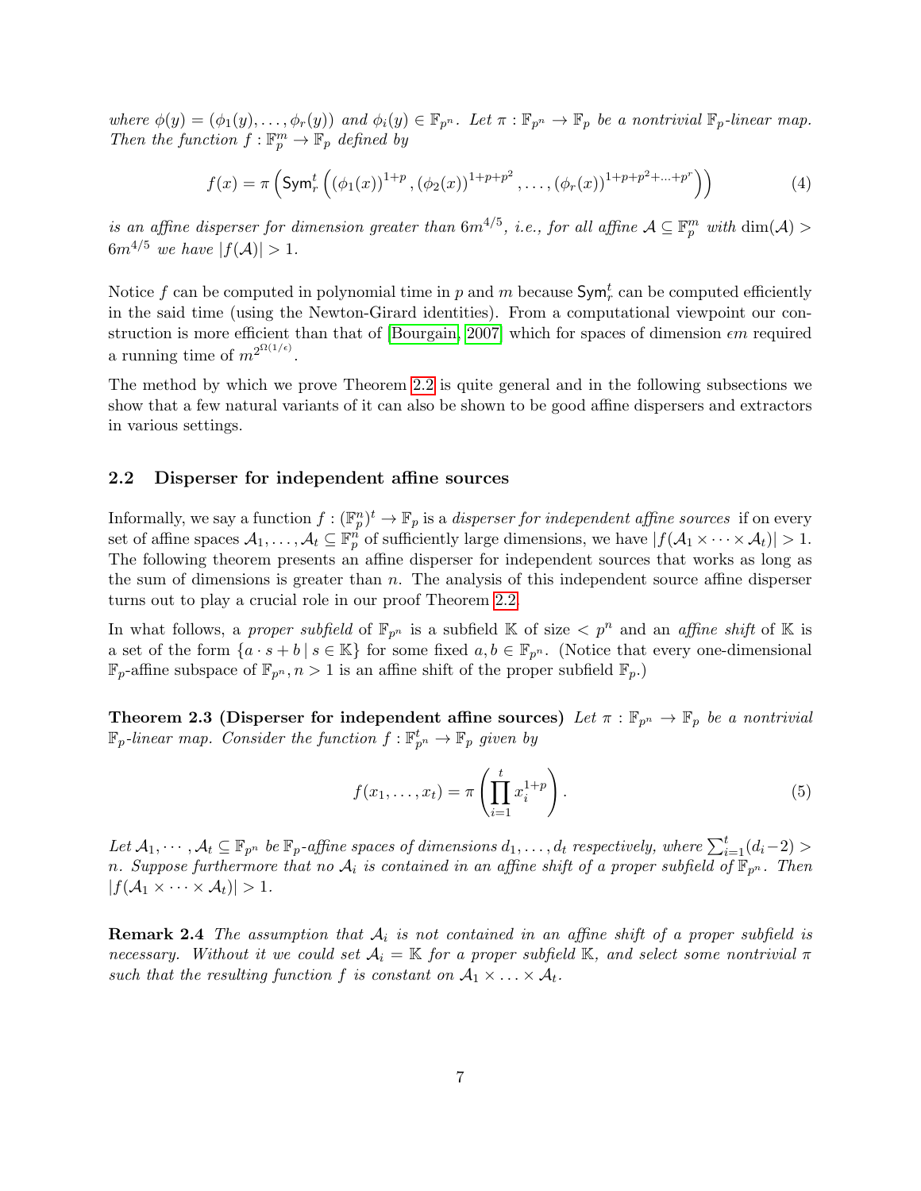*where* $\phi(y) = (\phi_1(y), \ldots, \phi_r(y))$ *and* $\phi_i(y) \in \mathbb{F}_{p^n}$*. Let* $\pi : \mathbb{F}_{p^n} \to \mathbb{F}_p$ *be a nontrivial* $\mathbb{F}_p$*-linear map. Then the function* $f : \mathbb{F}_p^m \to \mathbb{F}_p$ *defined by*

$$f(x) = \pi\left(\mathsf{Sym}_r^t\left((\phi_1(x))^{1+p}, (\phi_2(x))^{1+p+p^2}, \ldots, (\phi_r(x))^{1+p+p^2+\ldots+p^r}\right)\right) \tag{4}$$

*is an affine disperser for dimension greater than* $6m^{4/5}$*, i.e., for all affine* $\mathcal{A} \subseteq \mathbb{F}_p^m$ *with* $\dim(\mathcal{A}) > 6m^{4/5}$ *we have* $|f(\mathcal{A})| > 1$*.*

Notice $f$ can be computed in polynomial time in $p$ and $m$ because $\mathsf{Sym}_r^t$ can be computed efficiently in the said time (using the Newton-Girard identities). From a computational viewpoint our construction is more efficient than that of [Bourgain, 2007] which for spaces of dimension $\epsilon m$ required a running time of $m^{2^{\Omega(1/\epsilon)}}$.

The method by which we prove Theorem 2.2 is quite general and in the following subsections we show that a few natural variants of it can also be shown to be good affine dispersers and extractors in various settings.

### 2.2 Disperser for independent affine sources

Informally, we say a function $f : (\mathbb{F}_p^n)^t \to \mathbb{F}_p$ is a *disperser for independent affine sources* if on every set of affine spaces $\mathcal{A}_1, \ldots, \mathcal{A}_t \subseteq \mathbb{F}_p^n$ of sufficiently large dimensions, we have $|f(\mathcal{A}_1 \times \cdots \times \mathcal{A}_t)| > 1$. The following theorem presents an affine disperser for independent sources that works as long as the sum of dimensions is greater than $n$. The analysis of this independent source affine disperser turns out to play a crucial role in our proof Theorem 2.2.

In what follows, a *proper subfield* of $\mathbb{F}_{p^n}$ is a subfield $\mathbb{K}$ of size $< p^n$ and an *affine shift* of $\mathbb{K}$ is a set of the form $\{a \cdot s + b \mid s \in \mathbb{K}\}$ for some fixed $a, b \in \mathbb{F}_{p^n}$. (Notice that every one-dimensional $\mathbb{F}_p$-affine subspace of $\mathbb{F}_{p^n}, n > 1$ is an affine shift of the proper subfield $\mathbb{F}_p$.)

**Theorem 2.3 (Disperser for independent affine sources)** *Let* $\pi : \mathbb{F}_{p^n} \to \mathbb{F}_p$ *be a nontrivial* $\mathbb{F}_p$*-linear map. Consider the function* $f : \mathbb{F}_{p^n}^t \to \mathbb{F}_p$ *given by*

$$f(x_1, \ldots, x_t) = \pi\left(\prod_{i=1}^t x_i^{1+p}\right). \tag{5}$$

*Let* $\mathcal{A}_1, \cdots, \mathcal{A}_t \subseteq \mathbb{F}_{p^n}$ *be* $\mathbb{F}_p$*-affine spaces of dimensions* $d_1, \ldots, d_t$ *respectively, where* $\sum_{i=1}^t (d_i - 2) > n$*. Suppose furthermore that no* $\mathcal{A}_i$ *is contained in an affine shift of a proper subfield of* $\mathbb{F}_{p^n}$*. Then* $|f(\mathcal{A}_1 \times \cdots \times \mathcal{A}_t)| > 1$*.*

**Remark 2.4** *The assumption that* $\mathcal{A}_i$ *is not contained in an affine shift of a proper subfield is necessary. Without it we could set* $\mathcal{A}_i = \mathbb{K}$ *for a proper subfield* $\mathbb{K}$*, and select some nontrivial* $\pi$ *such that the resulting function* $f$ *is constant on* $\mathcal{A}_1 \times \ldots \times \mathcal{A}_t$*.*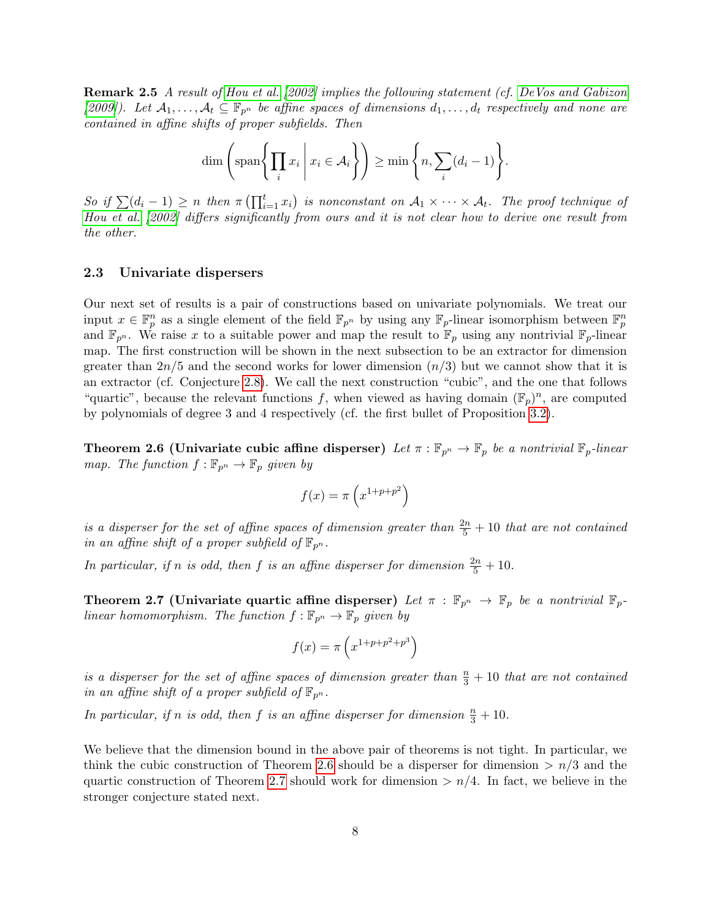**Remark 2.5** *A result of Hou et al. [2002] implies the following statement (cf. DeVos and Gabizon [2009]). Let $\mathcal{A}_1, \ldots, \mathcal{A}_t \subseteq \mathbb{F}_{p^n}$ be affine spaces of dimensions $d_1, \ldots, d_t$ respectively and none are contained in affine shifts of proper subfields. Then*

$$\dim\left(\operatorname{span}\left\{\prod_i x_i \,\middle|\, x_i \in \mathcal{A}_i\right\}\right) \geq \min\left\{n, \sum_i (d_i - 1)\right\}.$$

*So if $\sum(d_i - 1) \geq n$ then $\pi\left(\prod_{i=1}^t x_i\right)$ is nonconstant on $\mathcal{A}_1 \times \cdots \times \mathcal{A}_t$. The proof technique of Hou et al. [2002] differs significantly from ours and it is not clear how to derive one result from the other.*

### 2.3 Univariate dispersers

Our next set of results is a pair of constructions based on univariate polynomials. We treat our input $x \in \mathbb{F}_p^n$ as a single element of the field $\mathbb{F}_{p^n}$ by using any $\mathbb{F}_p$-linear isomorphism between $\mathbb{F}_p^n$ and $\mathbb{F}_{p^n}$. We raise $x$ to a suitable power and map the result to $\mathbb{F}_p$ using any nontrivial $\mathbb{F}_p$-linear map. The first construction will be shown in the next subsection to be an extractor for dimension greater than $2n/5$ and the second works for lower dimension ($n/3$) but we cannot show that it is an extractor (cf. Conjecture 2.8). We call the next construction "cubic", and the one that follows "quartic", because the relevant functions $f$, when viewed as having domain $(\mathbb{F}_p)^n$, are computed by polynomials of degree 3 and 4 respectively (cf. the first bullet of Proposition 3.2).

**Theorem 2.6 (Univariate cubic affine disperser)** *Let $\pi : \mathbb{F}_{p^n} \to \mathbb{F}_p$ be a nontrivial $\mathbb{F}_p$-linear map. The function $f : \mathbb{F}_{p^n} \to \mathbb{F}_p$ given by*

$$f(x) = \pi\left(x^{1+p+p^2}\right)$$

*is a disperser for the set of affine spaces of dimension greater than $\frac{2n}{5} + 10$ that are not contained in an affine shift of a proper subfield of $\mathbb{F}_{p^n}$.*

*In particular, if $n$ is odd, then $f$ is an affine disperser for dimension $\frac{2n}{5} + 10$.*

**Theorem 2.7 (Univariate quartic affine disperser)** *Let $\pi : \mathbb{F}_{p^n} \to \mathbb{F}_p$ be a nontrivial $\mathbb{F}_p$-linear homomorphism. The function $f : \mathbb{F}_{p^n} \to \mathbb{F}_p$ given by*

$$f(x) = \pi\left(x^{1+p+p^2+p^3}\right)$$

*is a disperser for the set of affine spaces of dimension greater than $\frac{n}{3} + 10$ that are not contained in an affine shift of a proper subfield of $\mathbb{F}_{p^n}$.*

*In particular, if $n$ is odd, then $f$ is an affine disperser for dimension $\frac{n}{3} + 10$.*

We believe that the dimension bound in the above pair of theorems is not tight. In particular, we think the cubic construction of Theorem 2.6 should be a disperser for dimension $> n/3$ and the quartic construction of Theorem 2.7 should work for dimension $> n/4$. In fact, we believe in the stronger conjecture stated next.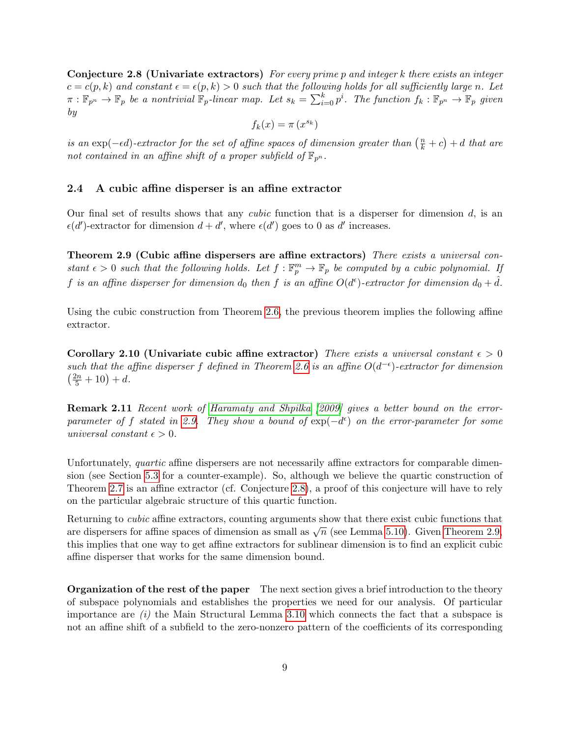**Conjecture 2.8 (Univariate extractors)** *For every prime $p$ and integer $k$ there exists an integer $c = c(p,k)$ and constant $\epsilon = \epsilon(p,k) > 0$ such that the following holds for all sufficiently large $n$. Let $\pi : \mathbb{F}_{p^n} \to \mathbb{F}_p$ be a nontrivial $\mathbb{F}_p$-linear map. Let $s_k = \sum_{i=0}^{k} p^i$. The function $f_k : \mathbb{F}_{p^n} \to \mathbb{F}_p$ given by*

$$f_k(x) = \pi\left(x^{s_k}\right)$$

*is an $\exp(-\epsilon d)$-extractor for the set of affine spaces of dimension greater than $\left(\frac{n}{k} + c\right) + d$ that are not contained in an affine shift of a proper subfield of $\mathbb{F}_{p^n}$.*

### 2.4 A cubic affine disperser is an affine extractor

Our final set of results shows that any *cubic* function that is a disperser for dimension $d$, is an $\epsilon(d')$-extractor for dimension $d + d'$, where $\epsilon(d')$ goes to 0 as $d'$ increases.

**Theorem 2.9 (Cubic affine dispersers are affine extractors)** *There exists a universal constant $\epsilon > 0$ such that the following holds. Let $f : \mathbb{F}_p^m \to \mathbb{F}_p$ be computed by a cubic polynomial. If $f$ is an affine disperser for dimension $d_0$ then $f$ is an affine $O(d^{\epsilon})$-extractor for dimension $d_0 + \hat{d}$.*

Using the cubic construction from Theorem 2.6, the previous theorem implies the following affine extractor.

**Corollary 2.10 (Univariate cubic affine extractor)** *There exists a universal constant $\epsilon > 0$ such that the affine disperser $f$ defined in Theorem 2.6 is an affine $O(d^{-\epsilon})$-extractor for dimension $\left(\frac{2n}{5} + 10\right) + d$.*

**Remark 2.11** *Recent work of Haramaty and Shpilka [2009] gives a better bound on the error-parameter of $f$ stated in 2.9. They show a bound of $\exp(-d^{\epsilon})$ on the error-parameter for some universal constant $\epsilon > 0$.*

Unfortunately, *quartic* affine dispersers are not necessarily affine extractors for comparable dimension (see Section 5.3 for a counter-example). So, although we believe the quartic construction of Theorem 2.7 is an affine extractor (cf. Conjecture 2.8), a proof of this conjecture will have to rely on the particular algebraic structure of this quartic function.

Returning to *cubic* affine extractors, counting arguments show that there exist cubic functions that are dispersers for affine spaces of dimension as small as $\sqrt{n}$ (see Lemma 5.10). Given Theorem 2.9, this implies that one way to get affine extractors for sublinear dimension is to find an explicit cubic affine disperser that works for the same dimension bound.

**Organization of the rest of the paper** The next section gives a brief introduction to the theory of subspace polynomials and establishes the properties we need for our analysis. Of particular importance are *(i)* the Main Structural Lemma 3.10 which connects the fact that a subspace is not an affine shift of a subfield to the zero-nonzero pattern of the coefficients of its corresponding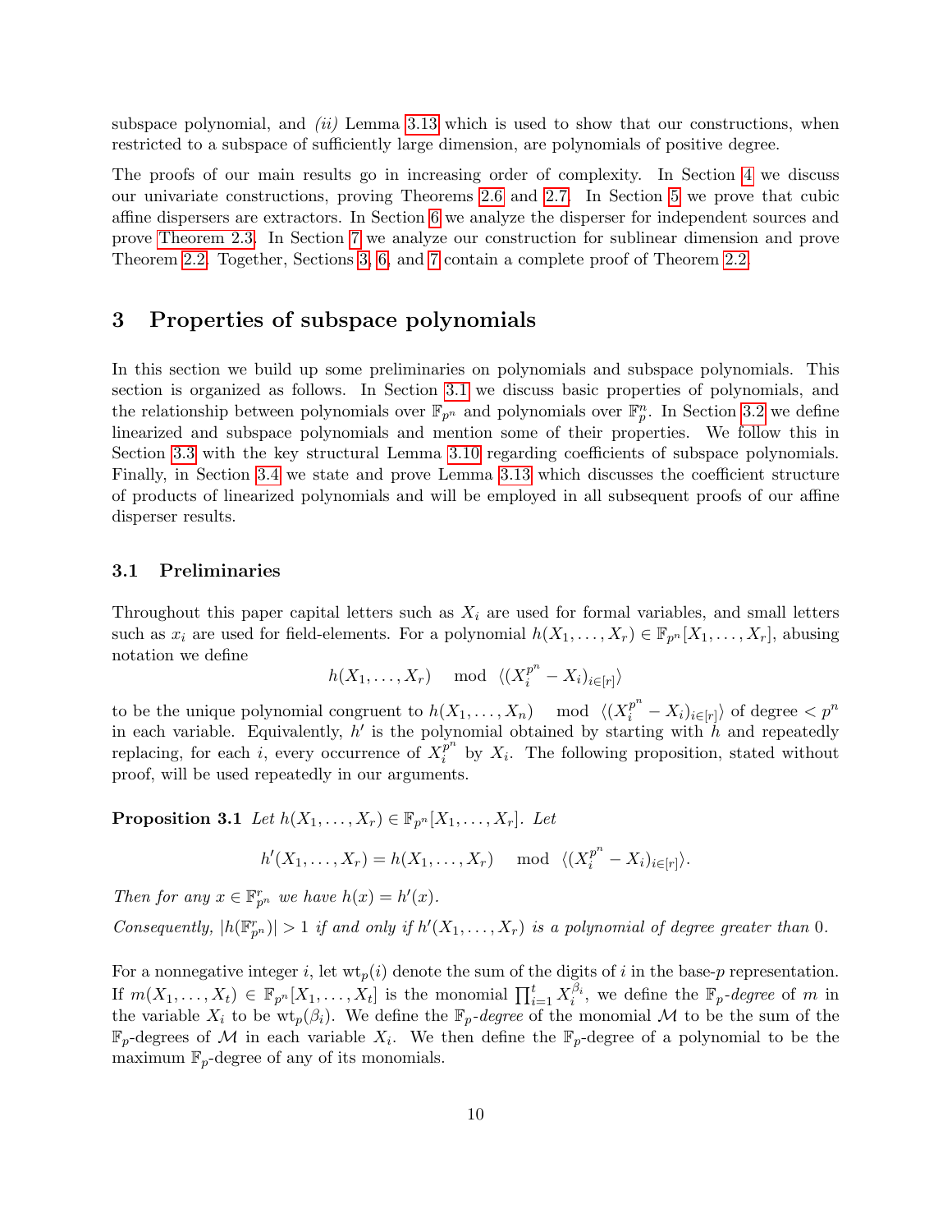subspace polynomial, and *(ii)* Lemma 3.13 which is used to show that our constructions, when restricted to a subspace of sufficiently large dimension, are polynomials of positive degree.

The proofs of our main results go in increasing order of complexity. In Section 4 we discuss our univariate constructions, proving Theorems 2.6 and 2.7. In Section 5 we prove that cubic affine dispersers are extractors. In Section 6 we analyze the disperser for independent sources and prove Theorem 2.3. In Section 7 we analyze our construction for sublinear dimension and prove Theorem 2.2. Together, Sections 3, 6, and 7 contain a complete proof of Theorem 2.2.

## 3 Properties of subspace polynomials

In this section we build up some preliminaries on polynomials and subspace polynomials. This section is organized as follows. In Section 3.1 we discuss basic properties of polynomials, and the relationship between polynomials over $\mathbb{F}_{p^n}$ and polynomials over $\mathbb{F}_p^n$. In Section 3.2 we define linearized and subspace polynomials and mention some of their properties. We follow this in Section 3.3 with the key structural Lemma 3.10 regarding coefficients of subspace polynomials. Finally, in Section 3.4 we state and prove Lemma 3.13 which discusses the coefficient structure of products of linearized polynomials and will be employed in all subsequent proofs of our affine disperser results.

### 3.1 Preliminaries

Throughout this paper capital letters such as $X_i$ are used for formal variables, and small letters such as $x_i$ are used for field-elements. For a polynomial $h(X_1,\ldots,X_r) \in \mathbb{F}_{p^n}[X_1,\ldots,X_r]$, abusing notation we define

$$h(X_1,\ldots,X_r) \mod \langle (X_i^{p^n} - X_i)_{i\in[r]} \rangle$$

to be the unique polynomial congruent to $h(X_1,\ldots,X_n) \mod \langle (X_i^{p^n} - X_i)_{i\in[r]} \rangle$ of degree $< p^n$ in each variable. Equivalently, $h'$ is the polynomial obtained by starting with $h$ and repeatedly replacing, for each $i$, every occurrence of $X_i^{p^n}$ by $X_i$. The following proposition, stated without proof, will be used repeatedly in our arguments.

**Proposition 3.1** *Let $h(X_1,\ldots,X_r) \in \mathbb{F}_{p^n}[X_1,\ldots,X_r]$. Let*

$$h'(X_1,\ldots,X_r) = h(X_1,\ldots,X_r) \mod \langle (X_i^{p^n} - X_i)_{i\in[r]} \rangle.$$

*Then for any $x \in \mathbb{F}_{p^n}^r$ we have $h(x) = h'(x)$.*

*Consequently, $|h(\mathbb{F}_{p^n}^r)| > 1$ if and only if $h'(X_1,\ldots,X_r)$ is a polynomial of degree greater than 0.*

For a nonnegative integer $i$, let $\mathrm{wt}_p(i)$ denote the sum of the digits of $i$ in the base-$p$ representation. If $m(X_1,\ldots,X_t) \in \mathbb{F}_{p^n}[X_1,\ldots,X_t]$ is the monomial $\prod_{i=1}^{t} X_i^{\beta_i}$, we define the $\mathbb{F}_p$*-degree* of $m$ in the variable $X_i$ to be $\mathrm{wt}_p(\beta_i)$. We define the $\mathbb{F}_p$*-degree* of the monomial $\mathcal{M}$ to be the sum of the $\mathbb{F}_p$-degrees of $\mathcal{M}$ in each variable $X_i$. We then define the $\mathbb{F}_p$-degree of a polynomial to be the maximum $\mathbb{F}_p$-degree of any of its monomials.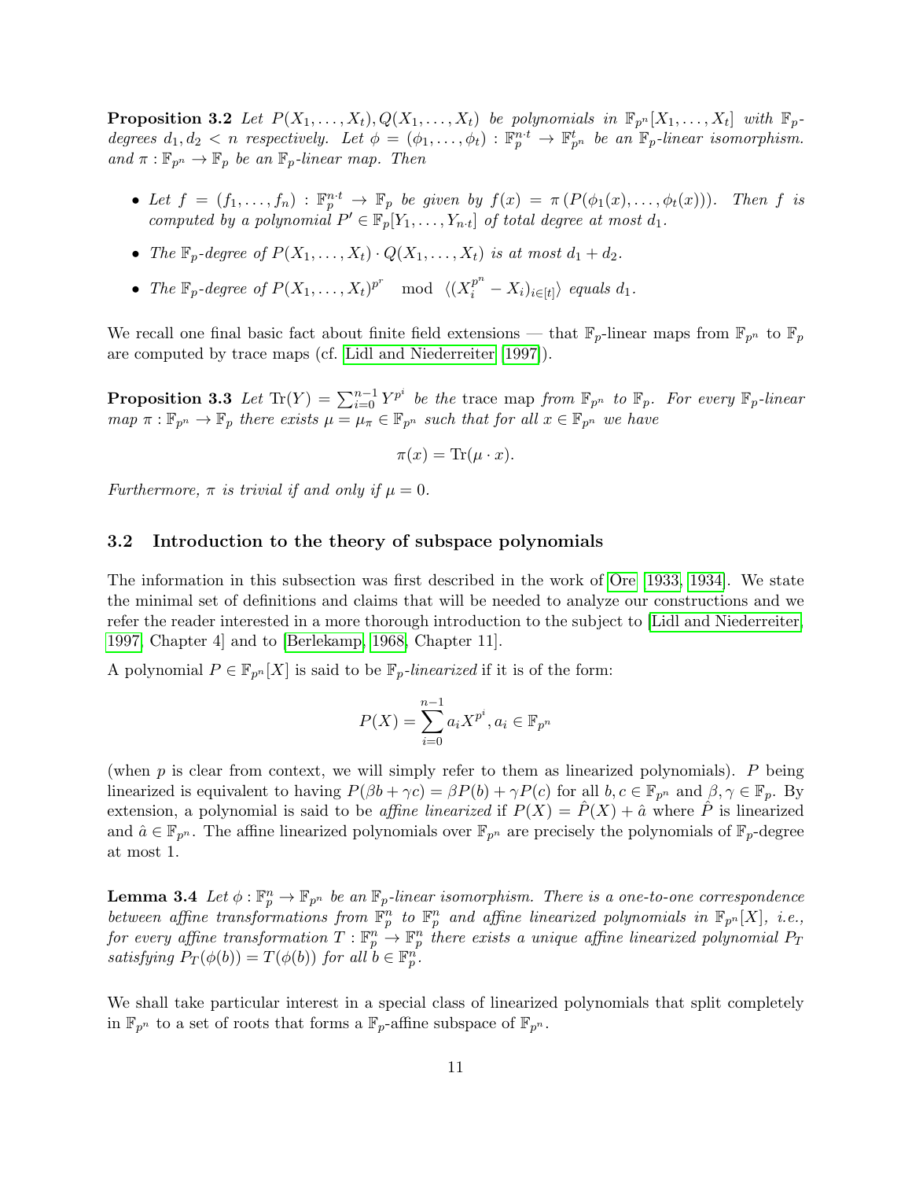**Proposition 3.2** *Let $P(X_1, \ldots, X_t), Q(X_1, \ldots, X_t)$ be polynomials in $\mathbb{F}_{p^n}[X_1, \ldots, X_t]$ with $\mathbb{F}_p$-degrees $d_1, d_2 < n$ respectively. Let $\phi = (\phi_1, \ldots, \phi_t) : \mathbb{F}_p^{n \cdot t} \to \mathbb{F}_{p^n}^t$ be an $\mathbb{F}_p$-linear isomorphism. and $\pi : \mathbb{F}_{p^n} \to \mathbb{F}_p$ be an $\mathbb{F}_p$-linear map. Then*

- *Let $f = (f_1, \ldots, f_n) : \mathbb{F}_p^{n \cdot t} \to \mathbb{F}_p$ be given by $f(x) = \pi(P(\phi_1(x), \ldots, \phi_t(x)))$. Then $f$ is computed by a polynomial $P' \in \mathbb{F}_p[Y_1, \ldots, Y_{n \cdot t}]$ of total degree at most $d_1$.*
- *The $\mathbb{F}_p$-degree of $P(X_1, \ldots, X_t) \cdot Q(X_1, \ldots, X_t)$ is at most $d_1 + d_2$.*
- *The $\mathbb{F}_p$-degree of $P(X_1, \ldots, X_t)^{p^r} \mod \langle (X_i^{p^n} - X_i)_{i \in [t]} \rangle$ equals $d_1$.*

We recall one final basic fact about finite field extensions — that $\mathbb{F}_p$-linear maps from $\mathbb{F}_{p^n}$ to $\mathbb{F}_p$ are computed by trace maps (cf. Lidl and Niederreiter [1997]).

**Proposition 3.3** *Let $\mathrm{Tr}(Y) = \sum_{i=0}^{n-1} Y^{p^i}$ be the* trace map *from $\mathbb{F}_{p^n}$ to $\mathbb{F}_p$. For every $\mathbb{F}_p$-linear map $\pi : \mathbb{F}_{p^n} \to \mathbb{F}_p$ there exists $\mu = \mu_\pi \in \mathbb{F}_{p^n}$ such that for all $x \in \mathbb{F}_{p^n}$ we have*

$$\pi(x) = \mathrm{Tr}(\mu \cdot x).$$

*Furthermore, $\pi$ is trivial if and only if $\mu = 0$.*

### 3.2 Introduction to the theory of subspace polynomials

The information in this subsection was first described in the work of Ore [1933, 1934]. We state the minimal set of definitions and claims that will be needed to analyze our constructions and we refer the reader interested in a more thorough introduction to the subject to [Lidl and Niederreiter, 1997, Chapter 4] and to [Berlekamp, 1968, Chapter 11].

A polynomial $P \in \mathbb{F}_{p^n}[X]$ is said to be $\mathbb{F}_p$-*linearized* if it is of the form:

$$P(X) = \sum_{i=0}^{n-1} a_i X^{p^i}, a_i \in \mathbb{F}_{p^n}$$

(when $p$ is clear from context, we will simply refer to them as linearized polynomials). $P$ being linearized is equivalent to having $P(\beta b + \gamma c) = \beta P(b) + \gamma P(c)$ for all $b, c \in \mathbb{F}_{p^n}$ and $\beta, \gamma \in \mathbb{F}_p$. By extension, a polynomial is said to be *affine linearized* if $P(X) = \hat{P}(X) + \hat{a}$ where $\hat{P}$ is linearized and $\hat{a} \in \mathbb{F}_{p^n}$. The affine linearized polynomials over $\mathbb{F}_{p^n}$ are precisely the polynomials of $\mathbb{F}_p$-degree at most 1.

**Lemma 3.4** *Let $\phi : \mathbb{F}_p^n \to \mathbb{F}_{p^n}$ be an $\mathbb{F}_p$-linear isomorphism. There is a one-to-one correspondence between affine transformations from $\mathbb{F}_p^n$ to $\mathbb{F}_p^n$ and affine linearized polynomials in $\mathbb{F}_{p^n}[X]$, i.e., for every affine transformation $T : \mathbb{F}_p^n \to \mathbb{F}_p^n$ there exists a unique affine linearized polynomial $P_T$ satisfying $P_T(\phi(b)) = T(\phi(b))$ for all $b \in \mathbb{F}_p^n$.*

We shall take particular interest in a special class of linearized polynomials that split completely in $\mathbb{F}_{p^n}$ to a set of roots that forms a $\mathbb{F}_p$-affine subspace of $\mathbb{F}_{p^n}$.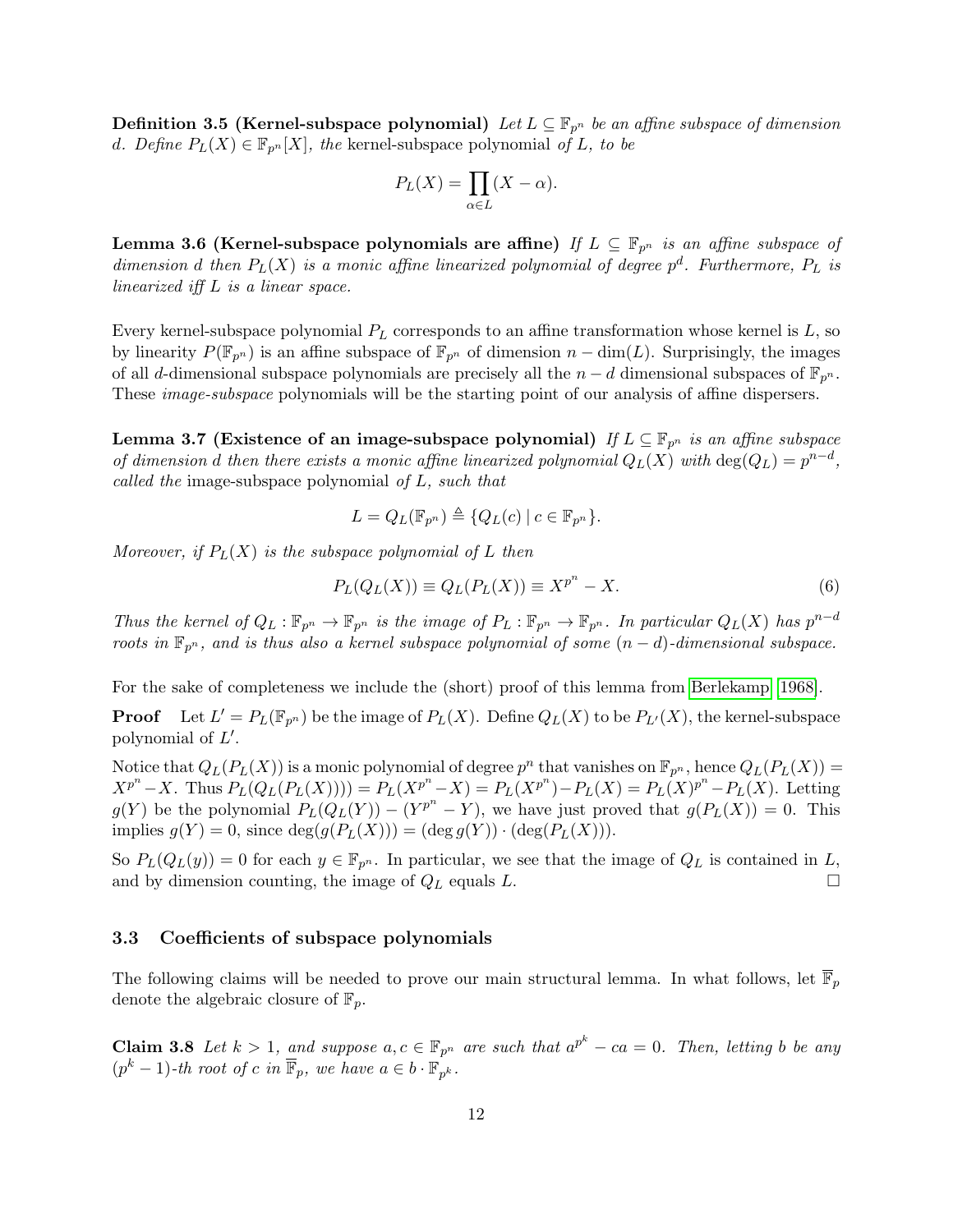**Definition 3.5 (Kernel-subspace polynomial)** *Let $L \subseteq \mathbb{F}_{p^n}$ be an affine subspace of dimension $d$. Define $P_L(X) \in \mathbb{F}_{p^n}[X]$, the* kernel-subspace polynomial *of $L$, to be*

$$P_L(X) = \prod_{\alpha \in L} (X - \alpha).$$

**Lemma 3.6 (Kernel-subspace polynomials are affine)** *If $L \subseteq \mathbb{F}_{p^n}$ is an affine subspace of dimension $d$ then $P_L(X)$ is a monic affine linearized polynomial of degree $p^d$. Furthermore, $P_L$ is linearized iff $L$ is a linear space.*

Every kernel-subspace polynomial $P_L$ corresponds to an affine transformation whose kernel is $L$, so by linearity $P(\mathbb{F}_{p^n})$ is an affine subspace of $\mathbb{F}_{p^n}$ of dimension $n - \dim(L)$. Surprisingly, the images of all $d$-dimensional subspace polynomials are precisely all the $n-d$ dimensional subspaces of $\mathbb{F}_{p^n}$. These *image-subspace* polynomials will be the starting point of our analysis of affine dispersers.

**Lemma 3.7 (Existence of an image-subspace polynomial)** *If $L \subseteq \mathbb{F}_{p^n}$ is an affine subspace of dimension $d$ then there exists a monic affine linearized polynomial $Q_L(X)$ with $\deg(Q_L) = p^{n-d}$, called the* image-subspace polynomial *of $L$, such that*

$$L = Q_L(\mathbb{F}_{p^n}) \triangleq \{Q_L(c) \mid c \in \mathbb{F}_{p^n}\}.$$

*Moreover, if $P_L(X)$ is the subspace polynomial of $L$ then*

$$P_L(Q_L(X)) \equiv Q_L(P_L(X)) \equiv X^{p^n} - X. \tag{6}$$

*Thus the kernel of $Q_L : \mathbb{F}_{p^n} \to \mathbb{F}_{p^n}$ is the image of $P_L : \mathbb{F}_{p^n} \to \mathbb{F}_{p^n}$. In particular $Q_L(X)$ has $p^{n-d}$ roots in $\mathbb{F}_{p^n}$, and is thus also a kernel subspace polynomial of some $(n-d)$-dimensional subspace.*

For the sake of completeness we include the (short) proof of this lemma from Berlekamp [1968].

**Proof** Let $L' = P_L(\mathbb{F}_{p^n})$ be the image of $P_L(X)$. Define $Q_L(X)$ to be $P_{L'}(X)$, the kernel-subspace polynomial of $L'$.

Notice that $Q_L(P_L(X))$ is a monic polynomial of degree $p^n$ that vanishes on $\mathbb{F}_{p^n}$, hence $Q_L(P_L(X)) = X^{p^n} - X$. Thus $P_L(Q_L(P_L(X)))) = P_L(X^{p^n} - X) = P_L(X^{p^n}) - P_L(X) = P_L(X)^{p^n} - P_L(X)$. Letting $g(Y)$ be the polynomial $P_L(Q_L(Y)) - (Y^{p^n} - Y)$, we have just proved that $g(P_L(X)) = 0$. This implies $g(Y) = 0$, since $\deg(g(P_L(X))) = (\deg g(Y)) \cdot (\deg(P_L(X)))$.

So $P_L(Q_L(y)) = 0$ for each $y \in \mathbb{F}_{p^n}$. In particular, we see that the image of $Q_L$ is contained in $L$, and by dimension counting, the image of $Q_L$ equals $L$. $\square$

### 3.3 Coefficients of subspace polynomials

The following claims will be needed to prove our main structural lemma. In what follows, let $\overline{\mathbb{F}}_p$ denote the algebraic closure of $\mathbb{F}_p$.

**Claim 3.8** *Let $k > 1$, and suppose $a, c \in \mathbb{F}_{p^n}$ are such that $a^{p^k} - ca = 0$. Then, letting $b$ be any $(p^k - 1)$-th root of $c$ in $\overline{\mathbb{F}}_p$, we have $a \in b \cdot \mathbb{F}_{p^k}$.*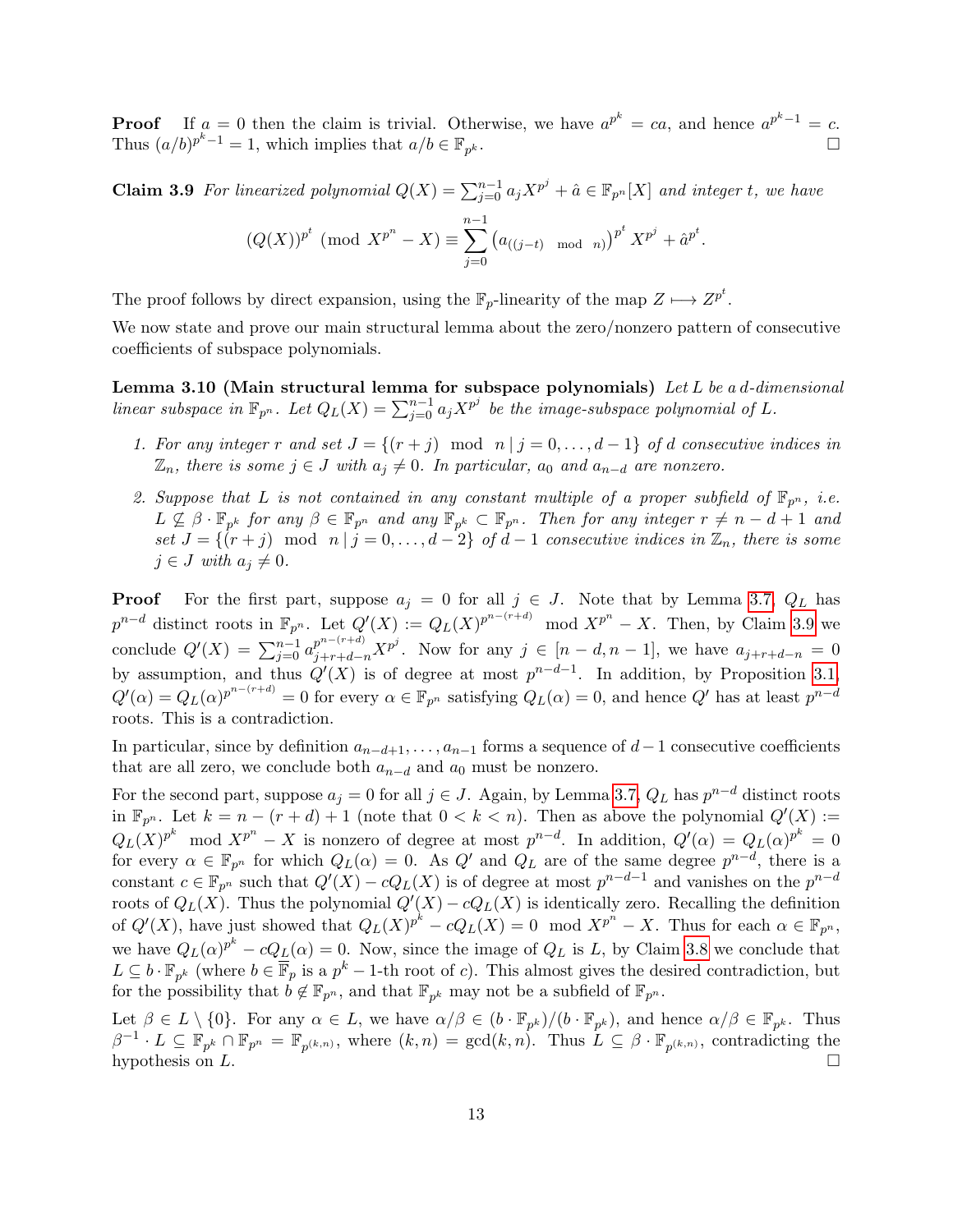**Proof** If $a = 0$ then the claim is trivial. Otherwise, we have $a^{p^k} = ca$, and hence $a^{p^k-1} = c$. Thus $(a/b)^{p^k-1} = 1$, which implies that $a/b \in \mathbb{F}_{p^k}$. $\square$

**Claim 3.9** *For linearized polynomial $Q(X) = \sum_{j=0}^{n-1} a_j X^{p^j} + \hat{a} \in \mathbb{F}_{p^n}[X]$ and integer $t$, we have*

$$(Q(X))^{p^t} \pmod{X^{p^n} - X} \equiv \sum_{j=0}^{n-1} \left(a_{((j-t) \mod n)}\right)^{p^t} X^{p^j} + \hat{a}^{p^t}.$$

The proof follows by direct expansion, using the $\mathbb{F}_p$-linearity of the map $Z \longmapsto Z^{p^t}$.

We now state and prove our main structural lemma about the zero/nonzero pattern of consecutive coefficients of subspace polynomials.

**Lemma 3.10 (Main structural lemma for subspace polynomials)** *Let $L$ be a $d$-dimensional linear subspace in $\mathbb{F}_{p^n}$. Let $Q_L(X) = \sum_{j=0}^{n-1} a_j X^{p^j}$ be the image-subspace polynomial of $L$.*

1. *For any integer $r$ and set $J = \{(r+j) \mod n \mid j = 0, \ldots, d-1\}$ of $d$ consecutive indices in $\mathbb{Z}_n$, there is some $j \in J$ with $a_j \neq 0$. In particular, $a_0$ and $a_{n-d}$ are nonzero.*
2. *Suppose that $L$ is not contained in any constant multiple of a proper subfield of $\mathbb{F}_{p^n}$, i.e. $L \not\subseteq \beta \cdot \mathbb{F}_{p^k}$ for any $\beta \in \mathbb{F}_{p^n}$ and any $\mathbb{F}_{p^k} \subset \mathbb{F}_{p^n}$. Then for any integer $r \neq n-d+1$ and set $J = \{(r+j) \mod n \mid j = 0, \ldots, d-2\}$ of $d-1$ consecutive indices in $\mathbb{Z}_n$, there is some $j \in J$ with $a_j \neq 0$.*

**Proof** For the first part, suppose $a_j = 0$ for all $j \in J$. Note that by Lemma 3.7, $Q_L$ has $p^{n-d}$ distinct roots in $\mathbb{F}_{p^n}$. Let $Q'(X) := Q_L(X)^{p^{n-(r+d)}} \mod X^{p^n} - X$. Then, by Claim 3.9 we conclude $Q'(X) = \sum_{j=0}^{n-1} a_{j+r+d-n}^{p^{n-(r+d)}} X^{p^j}$. Now for any $j \in [n-d, n-1]$, we have $a_{j+r+d-n} = 0$ by assumption, and thus $Q'(X)$ is of degree at most $p^{n-d-1}$. In addition, by Proposition 3.1, $Q'(\alpha) = Q_L(\alpha)^{p^{n-(r+d)}} = 0$ for every $\alpha \in \mathbb{F}_{p^n}$ satisfying $Q_L(\alpha) = 0$, and hence $Q'$ has at least $p^{n-d}$ roots. This is a contradiction.

In particular, since by definition $a_{n-d+1}, \ldots, a_{n-1}$ forms a sequence of $d-1$ consecutive coefficients that are all zero, we conclude both $a_{n-d}$ and $a_0$ must be nonzero.

For the second part, suppose $a_j = 0$ for all $j \in J$. Again, by Lemma 3.7, $Q_L$ has $p^{n-d}$ distinct roots in $\mathbb{F}_{p^n}$. Let $k = n - (r+d) + 1$ (note that $0 < k < n$). Then as above the polynomial $Q'(X) := Q_L(X)^{p^k} \mod X^{p^n} - X$ is nonzero of degree at most $p^{n-d}$. In addition, $Q'(\alpha) = Q_L(\alpha)^{p^k} = 0$ for every $\alpha \in \mathbb{F}_{p^n}$ for which $Q_L(\alpha) = 0$. As $Q'$ and $Q_L$ are of the same degree $p^{n-d}$, there is a constant $c \in \mathbb{F}_{p^n}$ such that $Q'(X) - cQ_L(X)$ is of degree at most $p^{n-d-1}$ and vanishes on the $p^{n-d}$ roots of $Q_L(X)$. Thus the polynomial $Q'(X) - cQ_L(X)$ is identically zero. Recalling the definition of $Q'(X)$, have just showed that $Q_L(X)^{p^k} - cQ_L(X) = 0 \mod X^{p^n} - X$. Thus for each $\alpha \in \mathbb{F}_{p^n}$, we have $Q_L(\alpha)^{p^k} - cQ_L(\alpha) = 0$. Now, since the image of $Q_L$ is $L$, by Claim 3.8 we conclude that $L \subseteq b \cdot \mathbb{F}_{p^k}$ (where $b \in \overline{\mathbb{F}}_p$ is a $p^k - 1$-th root of $c$). This almost gives the desired contradiction, but for the possibility that $b \notin \mathbb{F}_{p^n}$, and that $\mathbb{F}_{p^k}$ may not be a subfield of $\mathbb{F}_{p^n}$.

Let $\beta \in L \setminus \{0\}$. For any $\alpha \in L$, we have $\alpha/\beta \in (b \cdot \mathbb{F}_{p^k})/(b \cdot \mathbb{F}_{p^k})$, and hence $\alpha/\beta \in \mathbb{F}_{p^k}$. Thus $\beta^{-1} \cdot L \subseteq \mathbb{F}_{p^k} \cap \mathbb{F}_{p^n} = \mathbb{F}_{p^{(k,n)}}$, where $(k,n) = \gcd(k,n)$. Thus $L \subseteq \beta \cdot \mathbb{F}_{p^{(k,n)}}$, contradicting the hypothesis on $L$. $\square$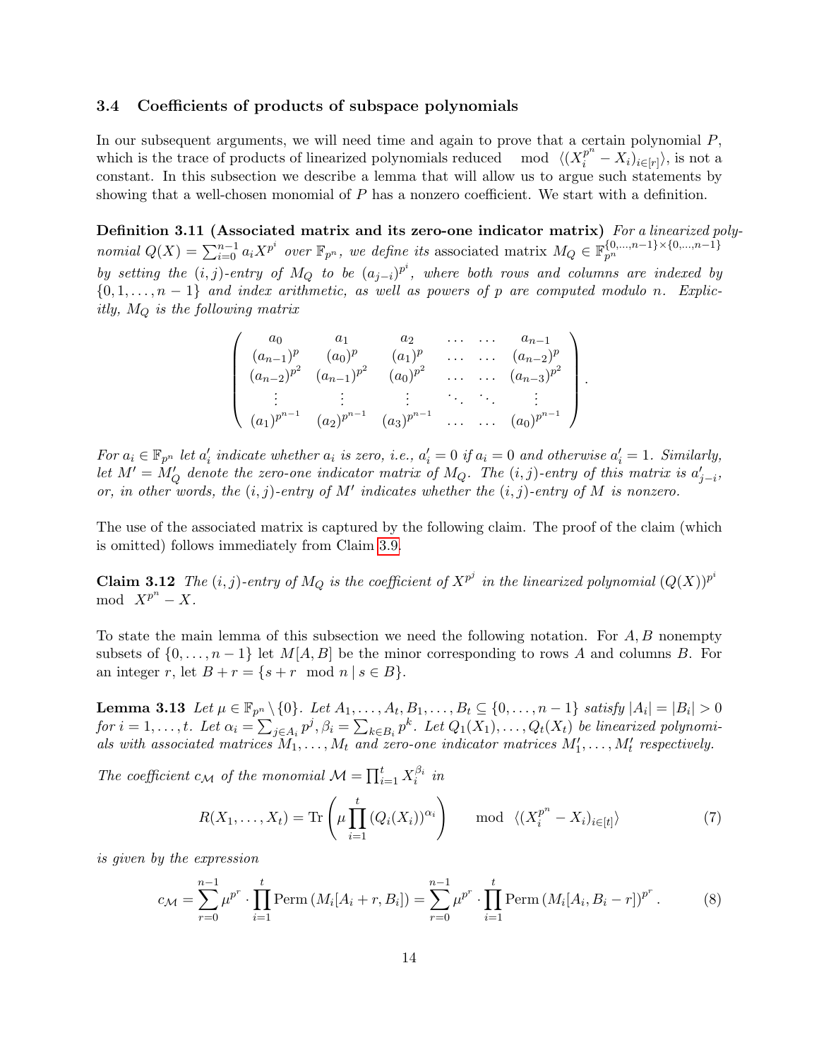### 3.4 Coefficients of products of subspace polynomials

In our subsequent arguments, we will need time and again to prove that a certain polynomial $P$, which is the trace of products of linearized polynomials reduced $\mod \langle (X_i^{p^n} - X_i)_{i\in[r]}\rangle$, is not a constant. In this subsection we describe a lemma that will allow us to argue such statements by showing that a well-chosen monomial of $P$ has a nonzero coefficient. We start with a definition.

**Definition 3.11 (Associated matrix and its zero-one indicator matrix)** *For a linearized polynomial $Q(X) = \sum_{i=0}^{n-1} a_i X^{p^i}$ over $\mathbb{F}_{p^n}$, we define its* associated matrix $M_Q \in \mathbb{F}_{p^n}^{\{0,\ldots,n-1\}\times\{0,\ldots,n-1\}}$ *by setting the $(i,j)$-entry of $M_Q$ to be $(a_{j-i})^{p^i}$, where both rows and columns are indexed by $\{0,1,\ldots,n-1\}$ and index arithmetic, as well as powers of $p$ are computed modulo $n$. Explicitly, $M_Q$ is the following matrix*

$$\begin{pmatrix} a_0 & a_1 & a_2 & \ldots & \ldots & a_{n-1} \\ (a_{n-1})^p & (a_0)^p & (a_1)^p & \ldots & \ldots & (a_{n-2})^p \\ (a_{n-2})^{p^2} & (a_{n-1})^{p^2} & (a_0)^{p^2} & \ldots & \ldots & (a_{n-3})^{p^2} \\ \vdots & \vdots & \vdots & \ddots & \ddots & \vdots \\ (a_1)^{p^{n-1}} & (a_2)^{p^{n-1}} & (a_3)^{p^{n-1}} & \ldots & \ldots & (a_0)^{p^{n-1}} \end{pmatrix}.$$

*For $a_i \in \mathbb{F}_{p^n}$ let $a'_i$ indicate whether $a_i$ is zero, i.e., $a'_i = 0$ if $a_i = 0$ and otherwise $a'_i = 1$. Similarly, let $M' = M'_Q$ denote the zero-one indicator matrix of $M_Q$. The $(i,j)$-entry of this matrix is $a'_{j-i}$, or, in other words, the $(i,j)$-entry of $M'$ indicates whether the $(i,j)$-entry of $M$ is nonzero.*

The use of the associated matrix is captured by the following claim. The proof of the claim (which is omitted) follows immediately from Claim 3.9.

**Claim 3.12** *The $(i,j)$-entry of $M_Q$ is the coefficient of $X^{p^j}$ in the linearized polynomial $(Q(X))^{p^i}$ $\mod X^{p^n} - X$.*

To state the main lemma of this subsection we need the following notation. For $A, B$ nonempty subsets of $\{0,\ldots,n-1\}$ let $M[A,B]$ be the minor corresponding to rows $A$ and columns $B$. For an integer $r$, let $B + r = \{s + r \mod n \mid s \in B\}$.

**Lemma 3.13** *Let $\mu \in \mathbb{F}_{p^n} \setminus \{0\}$. Let $A_1,\ldots,A_t, B_1,\ldots,B_t \subseteq \{0,\ldots,n-1\}$ satisfy $|A_i| = |B_i| > 0$ for $i = 1,\ldots,t$. Let $\alpha_i = \sum_{j\in A_i} p^j, \beta_i = \sum_{k\in B_i} p^k$. Let $Q_1(X_1),\ldots,Q_t(X_t)$ be linearized polynomials with associated matrices $M_1,\ldots,M_t$ and zero-one indicator matrices $M'_1,\ldots,M'_t$ respectively.*

*The coefficient $c_{\mathcal{M}}$ of the monomial $\mathcal{M} = \prod_{i=1}^t X_i^{\beta_i}$ in*

$$R(X_1,\ldots,X_t) = \mathrm{Tr}\left(\mu \prod_{i=1}^t (Q_i(X_i))^{\alpha_i}\right) \quad \mod \langle (X_i^{p^n} - X_i)_{i\in[t]}\rangle \tag{7}$$

*is given by the expression*

$$c_{\mathcal{M}} = \sum_{r=0}^{n-1} \mu^{p^r} \cdot \prod_{i=1}^t \mathrm{Perm}\left(M_i[A_i + r, B_i]\right) = \sum_{r=0}^{n-1} \mu^{p^r} \cdot \prod_{i=1}^t \mathrm{Perm}\left(M_i[A_i, B_i - r]\right)^{p^r}. \tag{8}$$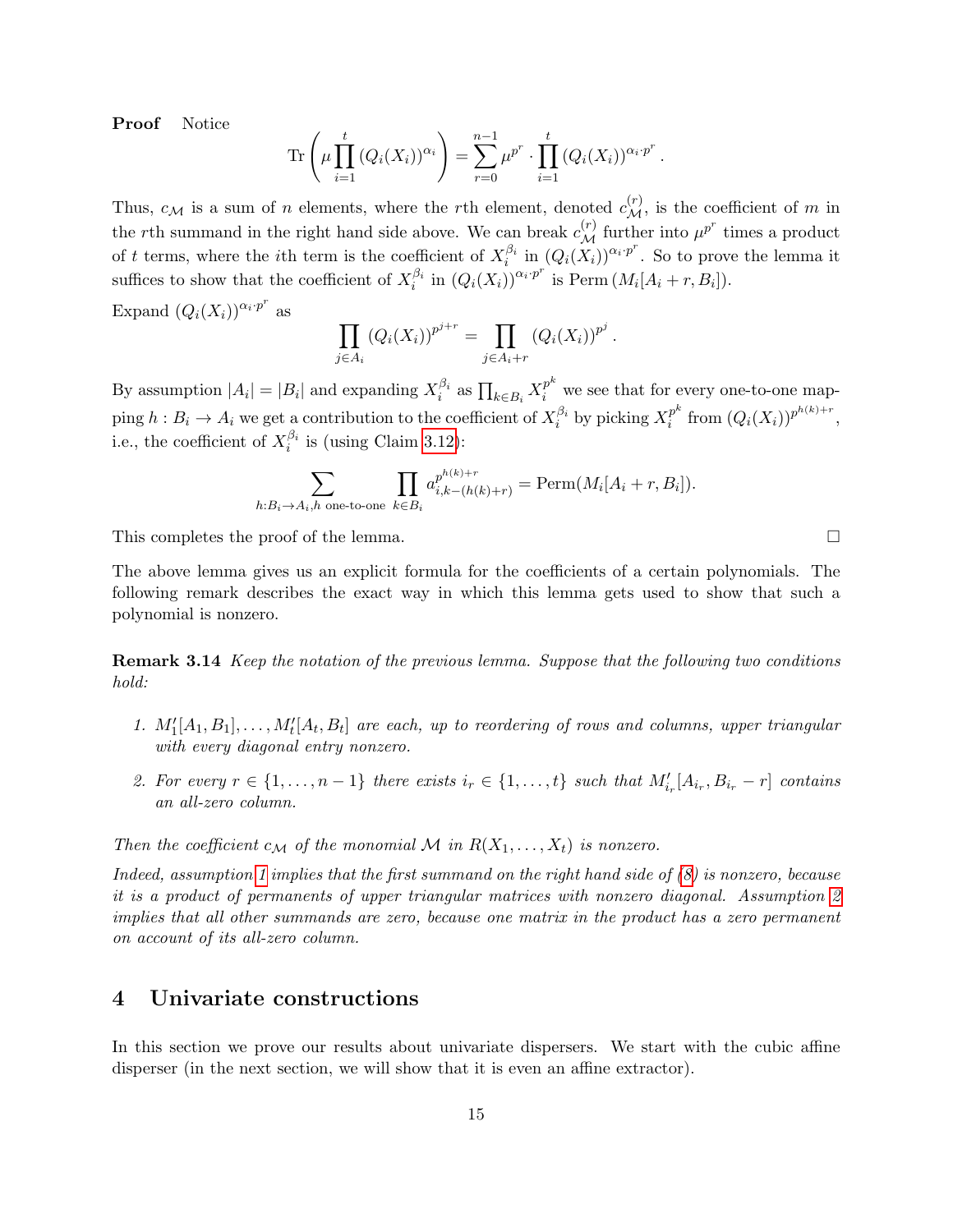**Proof** Notice

$$\operatorname{Tr}\left(\mu \prod_{i=1}^{t} (Q_i(X_i))^{\alpha_i}\right) = \sum_{r=0}^{n-1} \mu^{p^r} \cdot \prod_{i=1}^{t} (Q_i(X_i))^{\alpha_i \cdot p^r}.$$

Thus, $c_{\mathcal{M}}$ is a sum of $n$ elements, where the $r$th element, denoted $c_{\mathcal{M}}^{(r)}$, is the coefficient of $m$ in the $r$th summand in the right hand side above. We can break $c_{\mathcal{M}}^{(r)}$ further into $\mu^{p^r}$ times a product of $t$ terms, where the $i$th term is the coefficient of $X_i^{\beta_i}$ in $(Q_i(X_i))^{\alpha_i \cdot p^r}$. So to prove the lemma it suffices to show that the coefficient of $X_i^{\beta_i}$ in $(Q_i(X_i))^{\alpha_i \cdot p^r}$ is $\operatorname{Perm}(M_i[A_i + r, B_i])$.

Expand $(Q_i(X_i))^{\alpha_i \cdot p^r}$ as

$$\prod_{j \in A_i} (Q_i(X_i))^{p^{j+r}} = \prod_{j \in A_i + r} (Q_i(X_i))^{p^j}.$$

By assumption $|A_i| = |B_i|$ and expanding $X_i^{\beta_i}$ as $\prod_{k \in B_i} X_i^{p^k}$ we see that for every one-to-one mapping $h : B_i \to A_i$ we get a contribution to the coefficient of $X_i^{\beta_i}$ by picking $X_i^{p^k}$ from $(Q_i(X_i))^{p^{h(k)+r}}$, i.e., the coefficient of $X_i^{\beta_i}$ is (using Claim 3.12):

$$\sum_{h: B_i \to A_i, h \text{ one-to-one}} \prod_{k \in B_i} a_{i,k-(h(k)+r)}^{p^{h(k)+r}} = \operatorname{Perm}(M_i[A_i + r, B_i]).$$

This completes the proof of the lemma. $\square$

The above lemma gives us an explicit formula for the coefficients of a certain polynomials. The following remark describes the exact way in which this lemma gets used to show that such a polynomial is nonzero.

**Remark 3.14** *Keep the notation of the previous lemma. Suppose that the following two conditions hold:*

1. *$M_1'[A_1, B_1], \ldots, M_t'[A_t, B_t]$ are each, up to reordering of rows and columns, upper triangular with every diagonal entry nonzero.*
2. *For every $r \in \{1, \ldots, n-1\}$ there exists $i_r \in \{1, \ldots, t\}$ such that $M_{i_r}'[A_{i_r}, B_{i_r} - r]$ contains an all-zero column.*

*Then the coefficient $c_{\mathcal{M}}$ of the monomial $\mathcal{M}$ in $R(X_1, \ldots, X_t)$ is nonzero.*

*Indeed, assumption 1 implies that the first summand on the right hand side of (8) is nonzero, because it is a product of permanents of upper triangular matrices with nonzero diagonal. Assumption 2 implies that all other summands are zero, because one matrix in the product has a zero permanent on account of its all-zero column.*

## 4 Univariate constructions

In this section we prove our results about univariate dispersers. We start with the cubic affine disperser (in the next section, we will show that it is even an affine extractor).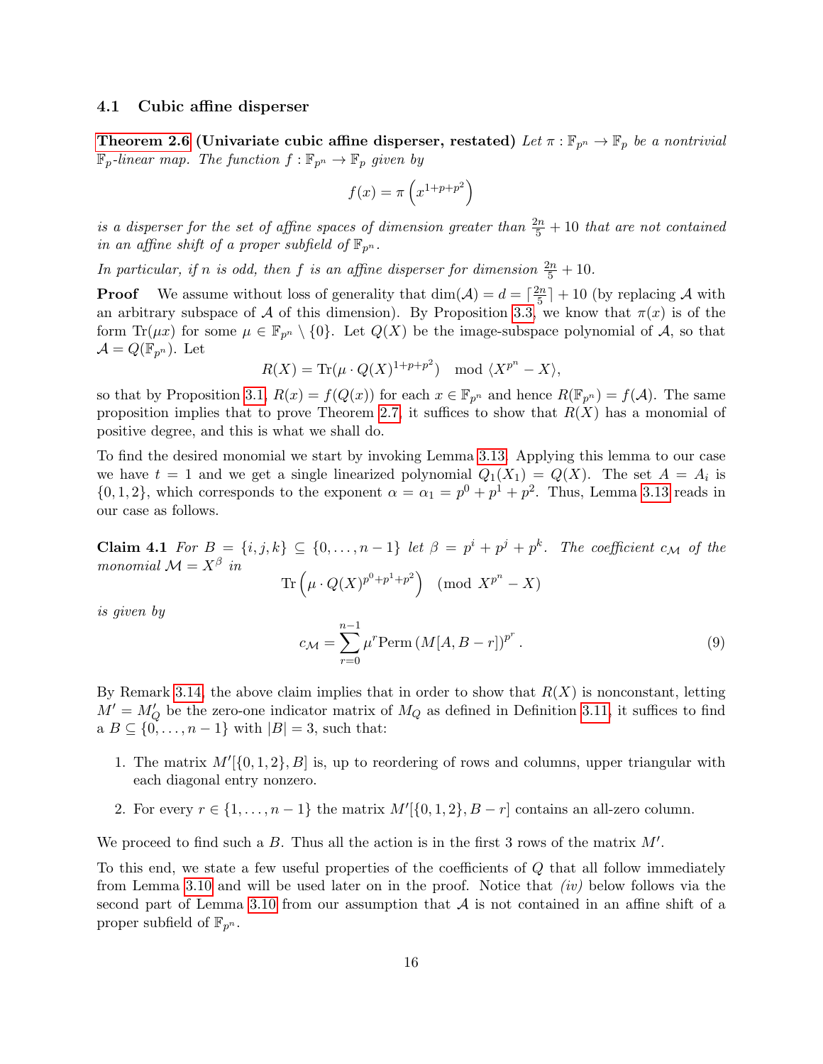### 4.1 Cubic affine disperser

**Theorem 2.6 (Univariate cubic affine disperser, restated)** *Let $\pi : \mathbb{F}_{p^n} \to \mathbb{F}_p$ be a nontrivial $\mathbb{F}_p$-linear map. The function $f : \mathbb{F}_{p^n} \to \mathbb{F}_p$ given by*

$$f(x) = \pi\left(x^{1+p+p^2}\right)$$

*is a disperser for the set of affine spaces of dimension greater than $\frac{2n}{5} + 10$ that are not contained in an affine shift of a proper subfield of $\mathbb{F}_{p^n}$.*

*In particular, if $n$ is odd, then $f$ is an affine disperser for dimension $\frac{2n}{5} + 10$.*

**Proof** We assume without loss of generality that $\dim(\mathcal{A}) = d = \lceil \frac{2n}{5} \rceil + 10$ (by replacing $\mathcal{A}$ with an arbitrary subspace of $\mathcal{A}$ of this dimension). By Proposition 3.3, we know that $\pi(x)$ is of the form $\mathrm{Tr}(\mu x)$ for some $\mu \in \mathbb{F}_{p^n} \setminus \{0\}$. Let $Q(X)$ be the image-subspace polynomial of $\mathcal{A}$, so that $\mathcal{A} = Q(\mathbb{F}_{p^n})$. Let

$$R(X) = \mathrm{Tr}(\mu \cdot Q(X)^{1+p+p^2}) \mod \langle X^{p^n} - X \rangle,$$

so that by Proposition 3.1, $R(x) = f(Q(x))$ for each $x \in \mathbb{F}_{p^n}$ and hence $R(\mathbb{F}_{p^n}) = f(\mathcal{A})$. The same proposition implies that to prove Theorem 2.7, it suffices to show that $R(X)$ has a monomial of positive degree, and this is what we shall do.

To find the desired monomial we start by invoking Lemma 3.13. Applying this lemma to our case we have $t = 1$ and we get a single linearized polynomial $Q_1(X_1) = Q(X)$. The set $A = A_i$ is $\{0, 1, 2\}$, which corresponds to the exponent $\alpha = \alpha_1 = p^0 + p^1 + p^2$. Thus, Lemma 3.13 reads in our case as follows.

**Claim 4.1** *For $B = \{i, j, k\} \subseteq \{0, \ldots, n-1\}$ let $\beta = p^i + p^j + p^k$. The coefficient $c_{\mathcal{M}}$ of the monomial $\mathcal{M} = X^\beta$ in*

$$\mathrm{Tr}\left(\mu \cdot Q(X)^{p^0+p^1+p^2}\right) \pmod{X^{p^n} - X}$$

*is given by*

$$c_{\mathcal{M}} = \sum_{r=0}^{n-1} \mu^{p^r} \mathrm{Perm}\left(M[A, B - r]\right)^{p^r}. \tag{9}$$

By Remark 3.14, the above claim implies that in order to show that $R(X)$ is nonconstant, letting $M' = M'_Q$ be the zero-one indicator matrix of $M_Q$ as defined in Definition 3.11, it suffices to find a $B \subseteq \{0, \ldots, n-1\}$ with $|B| = 3$, such that:

1. The matrix $M'[\{0,1,2\}, B]$ is, up to reordering of rows and columns, upper triangular with each diagonal entry nonzero.
2. For every $r \in \{1, \ldots, n-1\}$ the matrix $M'[\{0,1,2\}, B - r]$ contains an all-zero column.

We proceed to find such a $B$. Thus all the action is in the first 3 rows of the matrix $M'$.

To this end, we state a few useful properties of the coefficients of $Q$ that all follow immediately from Lemma 3.10 and will be used later on in the proof. Notice that *(iv)* below follows via the second part of Lemma 3.10 from our assumption that $\mathcal{A}$ is not contained in an affine shift of a proper subfield of $\mathbb{F}_{p^n}$.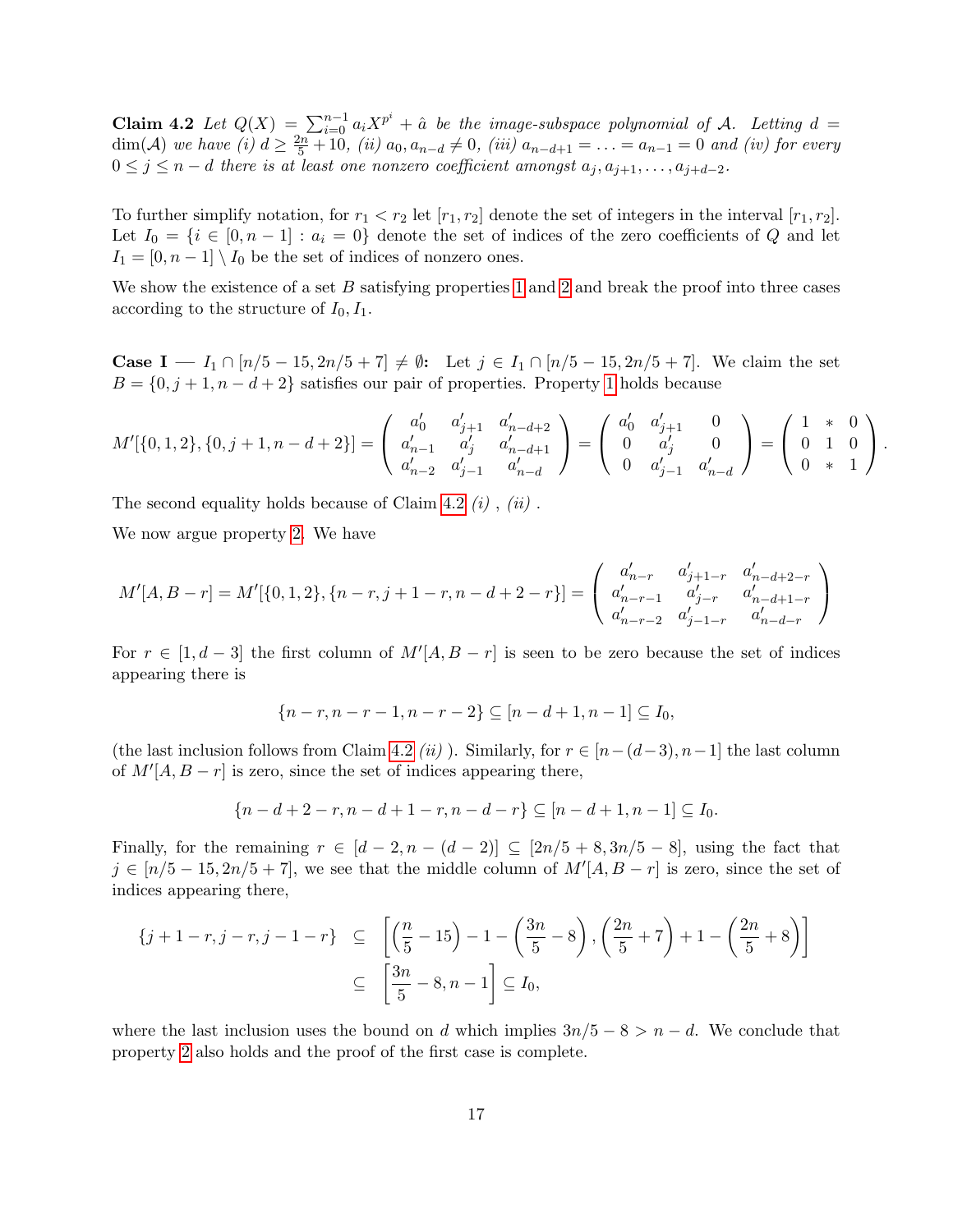**Claim 4.2** *Let $Q(X) = \sum_{i=0}^{n-1} a_i X^{p^i} + \hat{a}$ be the image-subspace polynomial of $\mathcal{A}$. Letting $d = \dim(\mathcal{A})$ we have (i) $d \geq \frac{2n}{5} + 10$, (ii) $a_0, a_{n-d} \neq 0$, (iii) $a_{n-d+1} = \ldots = a_{n-1} = 0$ and (iv) for every $0 \leq j \leq n-d$ there is at least one nonzero coefficient amongst $a_j, a_{j+1}, \ldots, a_{j+d-2}$.*

To further simplify notation, for $r_1 < r_2$ let $[r_1, r_2]$ denote the set of integers in the interval $[r_1, r_2]$. Let $I_0 = \{i \in [0, n-1] : a_i = 0\}$ denote the set of indices of the zero coefficients of $Q$ and let $I_1 = [0, n-1] \setminus I_0$ be the set of indices of nonzero ones.

We show the existence of a set $B$ satisfying properties 1 and 2 and break the proof into three cases according to the structure of $I_0, I_1$.

**Case I — $I_1 \cap [n/5 - 15, 2n/5 + 7] \neq \emptyset$:** Let $j \in I_1 \cap [n/5 - 15, 2n/5 + 7]$. We claim the set $B = \{0, j+1, n-d+2\}$ satisfies our pair of properties. Property 1 holds because

$$M'[\{0,1,2\}, \{0, j+1, n-d+2\}] = \begin{pmatrix} a'_0 & a'_{j+1} & a'_{n-d+2} \\ a'_{n-1} & a'_j & a'_{n-d+1} \\ a'_{n-2} & a'_{j-1} & a'_{n-d} \end{pmatrix} = \begin{pmatrix} a'_0 & a'_{j+1} & 0 \\ 0 & a'_j & 0 \\ 0 & a'_{j-1} & a'_{n-d} \end{pmatrix} = \begin{pmatrix} 1 & * & 0 \\ 0 & 1 & 0 \\ 0 & * & 1 \end{pmatrix}.$$

The second equality holds because of Claim 4.2 *(i)* , *(ii)* .

We now argue property 2. We have

$$M'[A, B-r] = M'[\{0,1,2\}, \{n-r, j+1-r, n-d+2-r\}] = \begin{pmatrix} a'_{n-r} & a'_{j+1-r} & a'_{n-d+2-r} \\ a'_{n-r-1} & a'_{j-r} & a'_{n-d+1-r} \\ a'_{n-r-2} & a'_{j-1-r} & a'_{n-d-r} \end{pmatrix}$$

For $r \in [1, d-3]$ the first column of $M'[A, B-r]$ is seen to be zero because the set of indices appearing there is

$$\{n-r, n-r-1, n-r-2\} \subseteq [n-d+1, n-1] \subseteq I_0,$$

(the last inclusion follows from Claim 4.2 *(ii)* ). Similarly, for $r \in [n-(d-3), n-1]$ the last column of $M'[A, B-r]$ is zero, since the set of indices appearing there,

$$\{n-d+2-r, n-d+1-r, n-d-r\} \subseteq [n-d+1, n-1] \subseteq I_0.$$

Finally, for the remaining $r \in [d-2, n-(d-2)] \subseteq [2n/5 + 8, 3n/5 - 8]$, using the fact that $j \in [n/5 - 15, 2n/5 + 7]$, we see that the middle column of $M'[A, B-r]$ is zero, since the set of indices appearing there,

$$\begin{aligned} \{j+1-r, j-r, j-1-r\} &\subseteq \left[\left(\frac{n}{5} - 15\right) - 1 - \left(\frac{3n}{5} - 8\right), \left(\frac{2n}{5} + 7\right) + 1 - \left(\frac{2n}{5} + 8\right)\right] \\ &\subseteq \left[\frac{3n}{5} - 8, n-1\right] \subseteq I_0, \end{aligned}$$

where the last inclusion uses the bound on $d$ which implies $3n/5 - 8 > n - d$. We conclude that property 2 also holds and the proof of the first case is complete.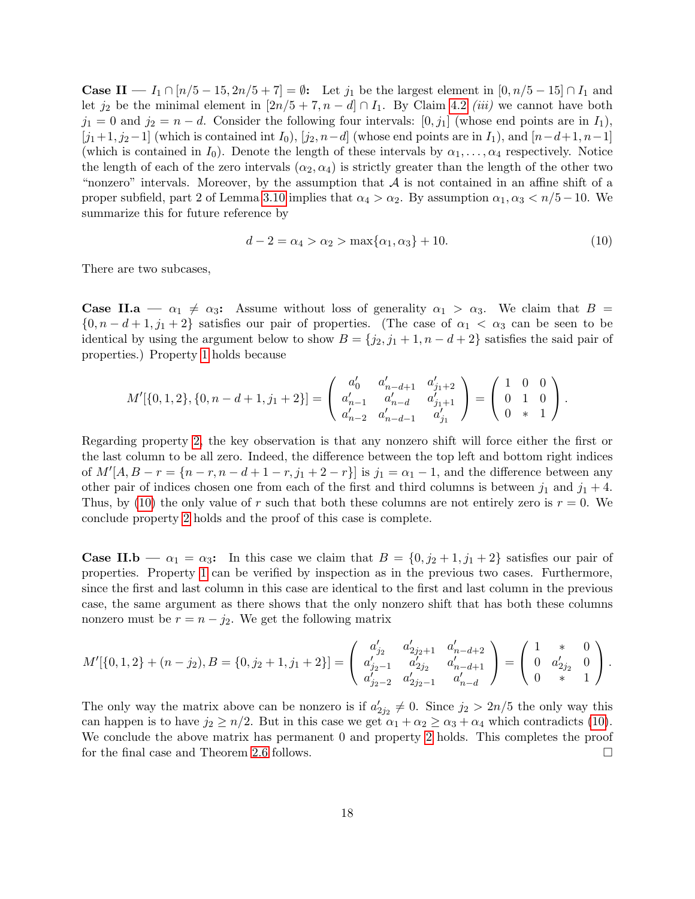**Case II** — $I_1 \cap [n/5-15, 2n/5+7] = \emptyset$**:** Let $j_1$ be the largest element in $[0, n/5-15] \cap I_1$ and let $j_2$ be the minimal element in $[2n/5+7, n-d] \cap I_1$. By Claim 4.2 *(iii)* we cannot have both $j_1 = 0$ and $j_2 = n-d$. Consider the following four intervals: $[0, j_1]$ (whose end points are in $I_1$), $[j_1+1, j_2-1]$ (which is contained int $I_0$), $[j_2, n-d]$ (whose end points are in $I_1$), and $[n-d+1, n-1]$ (which is contained in $I_0$). Denote the length of these intervals by $\alpha_1, \ldots, \alpha_4$ respectively. Notice the length of each of the zero intervals $(\alpha_2, \alpha_4)$ is strictly greater than the length of the other two "nonzero" intervals. Moreover, by the assumption that $\mathcal{A}$ is not contained in an affine shift of a proper subfield, part 2 of Lemma 3.10 implies that $\alpha_4 > \alpha_2$. By assumption $\alpha_1, \alpha_3 < n/5 - 10$. We summarize this for future reference by

$$d - 2 = \alpha_4 > \alpha_2 > \max\{\alpha_1, \alpha_3\} + 10. \tag{10}$$

There are two subcases,

**Case II.a** — $\alpha_1 \neq \alpha_3$**:** Assume without loss of generality $\alpha_1 > \alpha_3$. We claim that $B = \{0, n-d+1, j_1+2\}$ satisfies our pair of properties. (The case of $\alpha_1 < \alpha_3$ can be seen to be identical by using the argument below to show $B = \{j_2, j_1+1, n-d+2\}$ satisfies the said pair of properties.) Property 1 holds because

$$M'[\{0,1,2\}, \{0, n-d+1, j_1+2\}] = \begin{pmatrix} a'_0 & a'_{n-d+1} & a'_{j_1+2} \\ a'_{n-1} & a'_{n-d} & a'_{j_1+1} \\ a'_{n-2} & a'_{n-d-1} & a'_{j_1} \end{pmatrix} = \begin{pmatrix} 1 & 0 & 0 \\ 0 & 1 & 0 \\ 0 & * & 1 \end{pmatrix}.$$

Regarding property 2, the key observation is that any nonzero shift will force either the first or the last column to be all zero. Indeed, the difference between the top left and bottom right indices of $M'[A, B - r = \{n-r, n-d+1-r, j_1+2-r\}]$ is $j_1 = \alpha_1 - 1$, and the difference between any other pair of indices chosen one from each of the first and third columns is between $j_1$ and $j_1 + 4$. Thus, by (10) the only value of $r$ such that both these columns are not entirely zero is $r = 0$. We conclude property 2 holds and the proof of this case is complete.

**Case II.b** — $\alpha_1 = \alpha_3$**:** In this case we claim that $B = \{0, j_2+1, j_1+2\}$ satisfies our pair of properties. Property 1 can be verified by inspection as in the previous two cases. Furthermore, since the first and last column in this case are identical to the first and last column in the previous case, the same argument as there shows that the only nonzero shift that has both these columns nonzero must be $r = n - j_2$. We get the following matrix

$$M'[\{0,1,2\} + (n-j_2), B = \{0, j_2+1, j_1+2\}] = \begin{pmatrix} a'_{j_2} & a'_{2j_2+1} & a'_{n-d+2} \\ a'_{j_2-1} & a'_{2j_2} & a'_{n-d+1} \\ a'_{j_2-2} & a'_{2j_2-1} & a'_{n-d} \end{pmatrix} = \begin{pmatrix} 1 & * & 0 \\ 0 & a'_{2j_2} & 0 \\ 0 & * & 1 \end{pmatrix}.$$

The only way the matrix above can be nonzero is if $a'_{2j_2} \neq 0$. Since $j_2 > 2n/5$ the only way this can happen is to have $j_2 \geq n/2$. But in this case we get $\alpha_1 + \alpha_2 \geq \alpha_3 + \alpha_4$ which contradicts (10). We conclude the above matrix has permanent 0 and property 2 holds. This completes the proof for the final case and Theorem 2.6 follows. □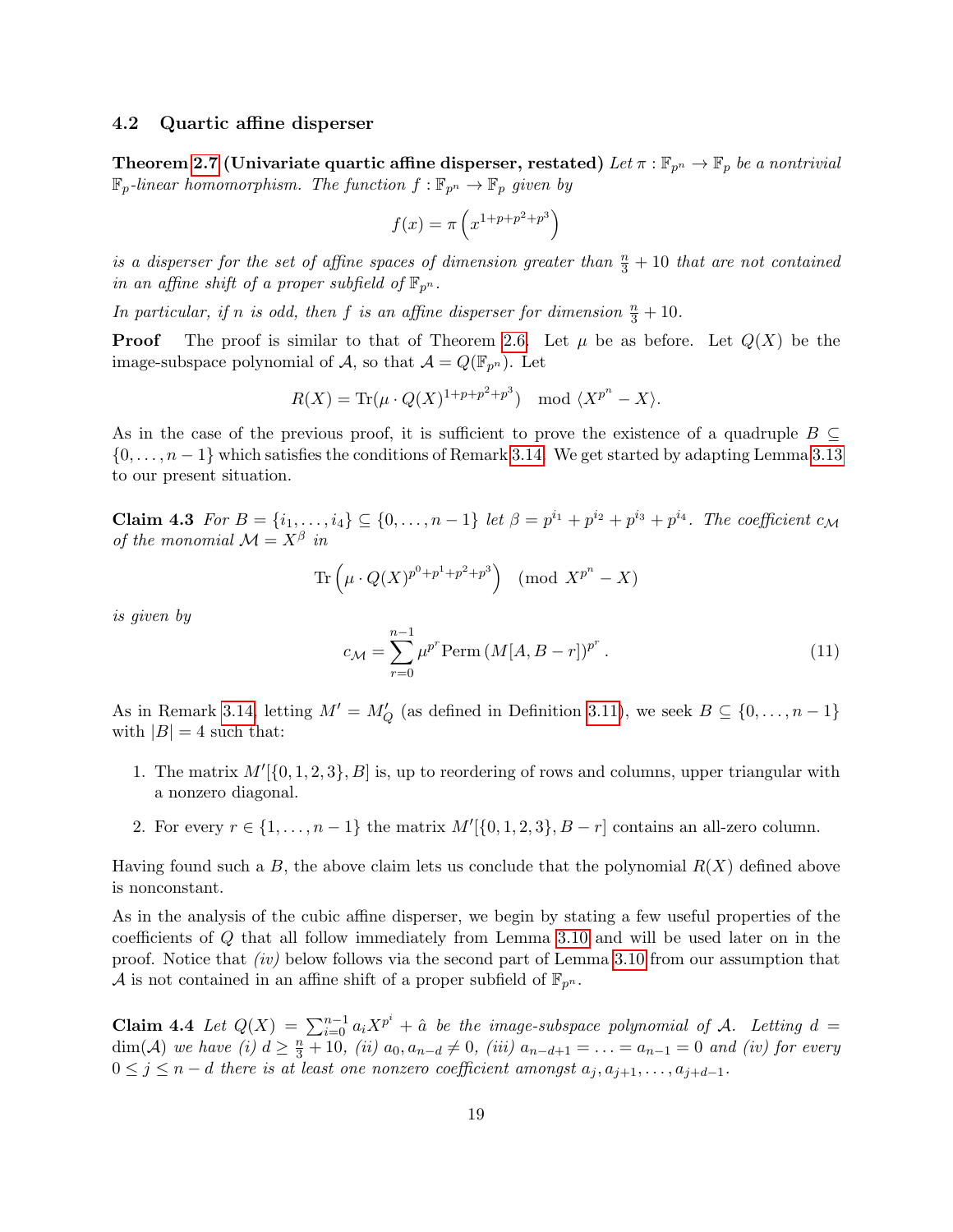### 4.2 Quartic affine disperser

**Theorem 2.7 (Univariate quartic affine disperser, restated)** *Let $\pi : \mathbb{F}_{p^n} \to \mathbb{F}_p$ be a nontrivial $\mathbb{F}_p$-linear homomorphism. The function $f : \mathbb{F}_{p^n} \to \mathbb{F}_p$ given by*

$$f(x) = \pi\left(x^{1+p+p^2+p^3}\right)$$

*is a disperser for the set of affine spaces of dimension greater than $\frac{n}{3} + 10$ that are not contained in an affine shift of a proper subfield of $\mathbb{F}_{p^n}$.*

*In particular, if $n$ is odd, then $f$ is an affine disperser for dimension $\frac{n}{3} + 10$.*

**Proof** The proof is similar to that of Theorem 2.6. Let $\mu$ be as before. Let $Q(X)$ be the image-subspace polynomial of $\mathcal{A}$, so that $\mathcal{A} = Q(\mathbb{F}_{p^n})$. Let

$$R(X) = \mathrm{Tr}(\mu \cdot Q(X)^{1+p+p^2+p^3}) \mod \langle X^{p^n} - X \rangle.$$

As in the case of the previous proof, it is sufficient to prove the existence of a quadruple $B \subseteq \{0, \ldots, n-1\}$ which satisfies the conditions of Remark 3.14. We get started by adapting Lemma 3.13 to our present situation.

**Claim 4.3** *For $B = \{i_1, \ldots, i_4\} \subseteq \{0, \ldots, n-1\}$ let $\beta = p^{i_1} + p^{i_2} + p^{i_3} + p^{i_4}$. The coefficient $c_{\mathcal{M}}$ of the monomial $\mathcal{M} = X^\beta$ in*

$$\mathrm{Tr}\left(\mu \cdot Q(X)^{p^0+p^1+p^2+p^3}\right) \pmod{X^{p^n} - X}$$

*is given by*

$$c_{\mathcal{M}} = \sum_{r=0}^{n-1} \mu^{p^r} \mathrm{Perm}\left(M[A, B-r]\right)^{p^r}. \tag{11}$$

As in Remark 3.14, letting $M' = M'_Q$ (as defined in Definition 3.11), we seek $B \subseteq \{0, \ldots, n-1\}$ with $|B| = 4$ such that:

1. The matrix $M'[\{0, 1, 2, 3\}, B]$ is, up to reordering of rows and columns, upper triangular with a nonzero diagonal.
2. For every $r \in \{1, \ldots, n-1\}$ the matrix $M'[\{0, 1, 2, 3\}, B - r]$ contains an all-zero column.

Having found such a $B$, the above claim lets us conclude that the polynomial $R(X)$ defined above is nonconstant.

As in the analysis of the cubic affine disperser, we begin by stating a few useful properties of the coefficients of $Q$ that all follow immediately from Lemma 3.10 and will be used later on in the proof. Notice that *(iv)* below follows via the second part of Lemma 3.10 from our assumption that $\mathcal{A}$ is not contained in an affine shift of a proper subfield of $\mathbb{F}_{p^n}$.

**Claim 4.4** *Let $Q(X) = \sum_{i=0}^{n-1} a_i X^{p^i} + \hat{a}$ be the image-subspace polynomial of $\mathcal{A}$. Letting $d = \dim(\mathcal{A})$ we have (i) $d \geq \frac{n}{3} + 10$, (ii) $a_0, a_{n-d} \neq 0$, (iii) $a_{n-d+1} = \ldots = a_{n-1} = 0$ and (iv) for every $0 \leq j \leq n - d$ there is at least one nonzero coefficient amongst $a_j, a_{j+1}, \ldots, a_{j+d-1}$.*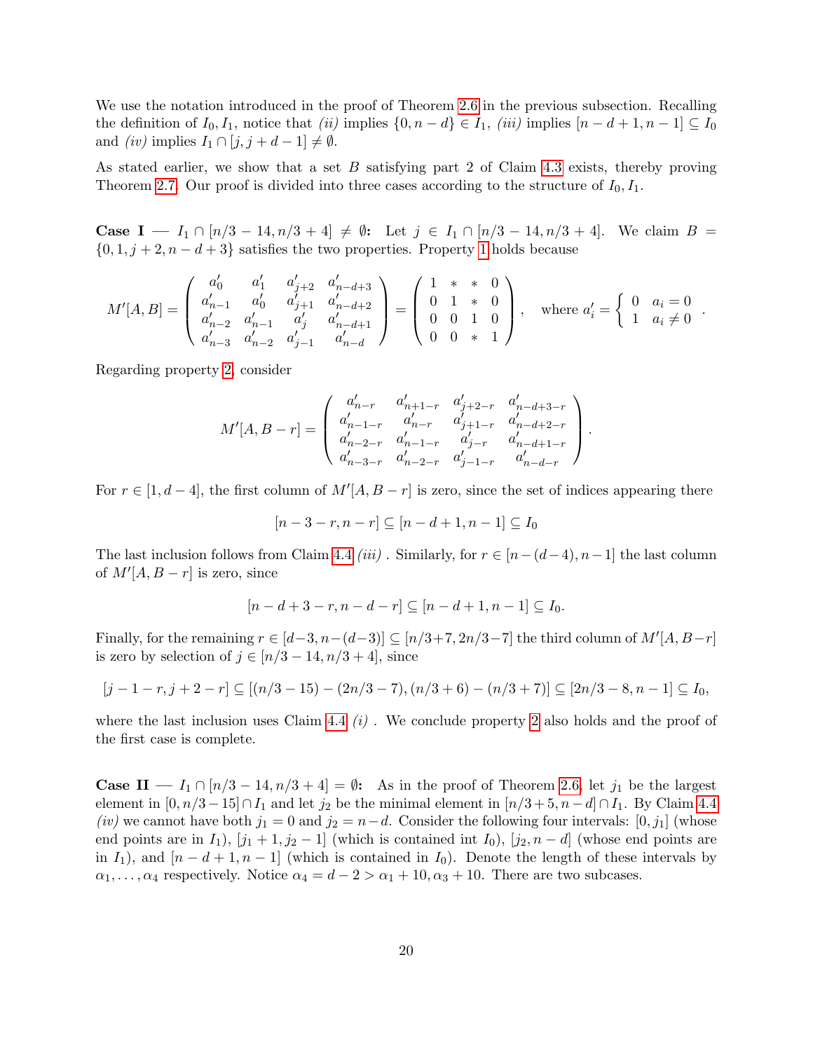We use the notation introduced in the proof of Theorem 2.6 in the previous subsection. Recalling the definition of $I_0, I_1$, notice that *(ii)* implies $\{0, n-d\} \in I_1$, *(iii)* implies $[n-d+1, n-1] \subseteq I_0$ and *(iv)* implies $I_1 \cap [j, j+d-1] \neq \emptyset$.

As stated earlier, we show that a set $B$ satisfying part 2 of Claim 4.3 exists, thereby proving Theorem 2.7. Our proof is divided into three cases according to the structure of $I_0, I_1$.

**Case I — $I_1 \cap [n/3 - 14, n/3 + 4] \neq \emptyset$:** Let $j \in I_1 \cap [n/3 - 14, n/3 + 4]$. We claim $B = \{0, 1, j+2, n-d+3\}$ satisfies the two properties. Property 1 holds because

$$M'[A, B] = \begin{pmatrix} a'_0 & a'_1 & a'_{j+2} & a'_{n-d+3} \\ a'_{n-1} & a'_0 & a'_{j+1} & a'_{n-d+2} \\ a'_{n-2} & a'_{n-1} & a'_j & a'_{n-d+1} \\ a'_{n-3} & a'_{n-2} & a'_{j-1} & a'_{n-d} \end{pmatrix} = \begin{pmatrix} 1 & * & * & 0 \\ 0 & 1 & * & 0 \\ 0 & 0 & 1 & 0 \\ 0 & 0 & * & 1 \end{pmatrix}, \quad \text{where } a'_i = \begin{cases} 0 & a_i = 0 \\ 1 & a_i \neq 0 \end{cases}.$$

Regarding property 2, consider

$$M'[A, B-r] = \begin{pmatrix} a'_{n-r} & a'_{n+1-r} & a'_{j+2-r} & a'_{n-d+3-r} \\ a'_{n-1-r} & a'_{n-r} & a'_{j+1-r} & a'_{n-d+2-r} \\ a'_{n-2-r} & a'_{n-1-r} & a'_{j-r} & a'_{n-d+1-r} \\ a'_{n-3-r} & a'_{n-2-r} & a'_{j-1-r} & a'_{n-d-r} \end{pmatrix}.$$

For $r \in [1, d-4]$, the first column of $M'[A, B-r]$ is zero, since the set of indices appearing there

$$[n-3-r, n-r] \subseteq [n-d+1, n-1] \subseteq I_0$$

The last inclusion follows from Claim 4.4 *(iii)* . Similarly, for $r \in [n-(d-4), n-1]$ the last column of $M'[A, B-r]$ is zero, since

$$[n-d+3-r, n-d-r] \subseteq [n-d+1, n-1] \subseteq I_0.$$

Finally, for the remaining $r \in [d-3, n-(d-3)] \subseteq [n/3+7, 2n/3-7]$ the third column of $M'[A, B-r]$ is zero by selection of $j \in [n/3-14, n/3+4]$, since

$$[j-1-r, j+2-r] \subseteq [(n/3-15)-(2n/3-7), (n/3+6)-(n/3+7)] \subseteq [2n/3-8, n-1] \subseteq I_0,$$

where the last inclusion uses Claim 4.4 *(i)* . We conclude property 2 also holds and the proof of the first case is complete.

**Case II — $I_1 \cap [n/3 - 14, n/3 + 4] = \emptyset$:** As in the proof of Theorem 2.6, let $j_1$ be the largest element in $[0, n/3-15] \cap I_1$ and let $j_2$ be the minimal element in $[n/3+5, n-d] \cap I_1$. By Claim 4.4 *(iv)* we cannot have both $j_1 = 0$ and $j_2 = n-d$. Consider the following four intervals: $[0, j_1]$ (whose end points are in $I_1$), $[j_1+1, j_2-1]$ (which is contained int $I_0$), $[j_2, n-d]$ (whose end points are in $I_1$), and $[n-d+1, n-1]$ (which is contained in $I_0$). Denote the length of these intervals by $\alpha_1, \ldots, \alpha_4$ respectively. Notice $\alpha_4 = d-2 > \alpha_1 + 10, \alpha_3 + 10$. There are two subcases.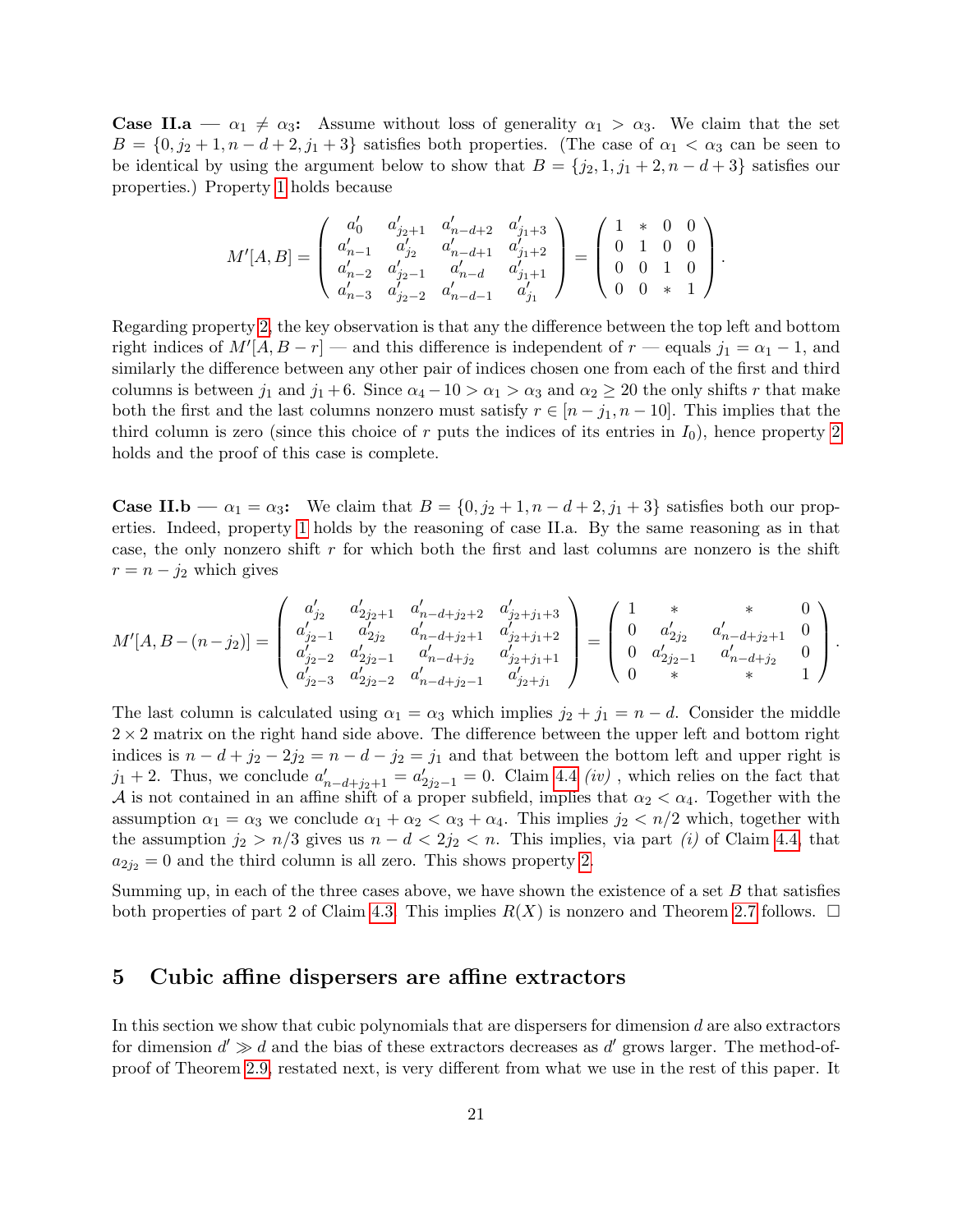**Case II.a — $\alpha_1 \neq \alpha_3$:** Assume without loss of generality $\alpha_1 > \alpha_3$. We claim that the set $B = \{0, j_2+1, n-d+2, j_1+3\}$ satisfies both properties. (The case of $\alpha_1 < \alpha_3$ can be seen to be identical by using the argument below to show that $B = \{j_2, 1, j_1+2, n-d+3\}$ satisfies our properties.) Property 1 holds because

$$M'[A,B] = \begin{pmatrix} a'_0 & a'_{j_2+1} & a'_{n-d+2} & a'_{j_1+3} \\ a'_{n-1} & a'_{j_2} & a'_{n-d+1} & a'_{j_1+2} \\ a'_{n-2} & a'_{j_2-1} & a'_{n-d} & a'_{j_1+1} \\ a'_{n-3} & a'_{j_2-2} & a'_{n-d-1} & a'_{j_1} \end{pmatrix} = \begin{pmatrix} 1 & * & 0 & 0 \\ 0 & 1 & 0 & 0 \\ 0 & 0 & 1 & 0 \\ 0 & 0 & * & 1 \end{pmatrix}.$$

Regarding property 2, the key observation is that any the difference between the top left and bottom right indices of $M'[A, B-r]$ — and this difference is independent of $r$ — equals $j_1 = \alpha_1 - 1$, and similarly the difference between any other pair of indices chosen one from each of the first and third columns is between $j_1$ and $j_1+6$. Since $\alpha_4 - 10 > \alpha_1 > \alpha_3$ and $\alpha_2 \geq 20$ the only shifts $r$ that make both the first and the last columns nonzero must satisfy $r \in [n-j_1, n-10]$. This implies that the third column is zero (since this choice of $r$ puts the indices of its entries in $I_0$), hence property 2 holds and the proof of this case is complete.

**Case II.b — $\alpha_1 = \alpha_3$:** We claim that $B = \{0, j_2+1, n-d+2, j_1+3\}$ satisfies both our properties. Indeed, property 1 holds by the reasoning of case II.a. By the same reasoning as in that case, the only nonzero shift $r$ for which both the first and last columns are nonzero is the shift $r = n - j_2$ which gives

$$M'[A, B-(n-j_2)] = \begin{pmatrix} a'_{j_2} & a'_{2j_2+1} & a'_{n-d+j_2+2} & a'_{j_2+j_1+3} \\ a'_{j_2-1} & a'_{2j_2} & a'_{n-d+j_2+1} & a'_{j_2+j_1+2} \\ a'_{j_2-2} & a'_{2j_2-1} & a'_{n-d+j_2} & a'_{j_2+j_1+1} \\ a'_{j_2-3} & a'_{2j_2-2} & a'_{n-d+j_2-1} & a'_{j_2+j_1} \end{pmatrix} = \begin{pmatrix} 1 & * & * & 0 \\ 0 & a'_{2j_2} & a'_{n-d+j_2+1} & 0 \\ 0 & a'_{2j_2-1} & a'_{n-d+j_2} & 0 \\ 0 & * & * & 1 \end{pmatrix}.$$

The last column is calculated using $\alpha_1 = \alpha_3$ which implies $j_2 + j_1 = n - d$. Consider the middle $2 \times 2$ matrix on the right hand side above. The difference between the upper left and bottom right indices is $n - d + j_2 - 2j_2 = n - d - j_2 = j_1$ and that between the bottom left and upper right is $j_1 + 2$. Thus, we conclude $a'_{n-d+j_2+1} = a'_{2j_2-1} = 0$. Claim 4.4 *(iv)* , which relies on the fact that $\mathcal{A}$ is not contained in an affine shift of a proper subfield, implies that $\alpha_2 < \alpha_4$. Together with the assumption $\alpha_1 = \alpha_3$ we conclude $\alpha_1 + \alpha_2 < \alpha_3 + \alpha_4$. This implies $j_2 < n/2$ which, together with the assumption $j_2 > n/3$ gives us $n - d < 2j_2 < n$. This implies, via part *(i)* of Claim 4.4, that $a_{2j_2} = 0$ and the third column is all zero. This shows property 2.

Summing up, in each of the three cases above, we have shown the existence of a set $B$ that satisfies both properties of part 2 of Claim 4.3. This implies $R(X)$ is nonzero and Theorem 2.7 follows. $\square$

## 5 Cubic affine dispersers are affine extractors

In this section we show that cubic polynomials that are dispersers for dimension $d$ are also extractors for dimension $d' \gg d$ and the bias of these extractors decreases as $d'$ grows larger. The method-of-proof of Theorem 2.9, restated next, is very different from what we use in the rest of this paper. It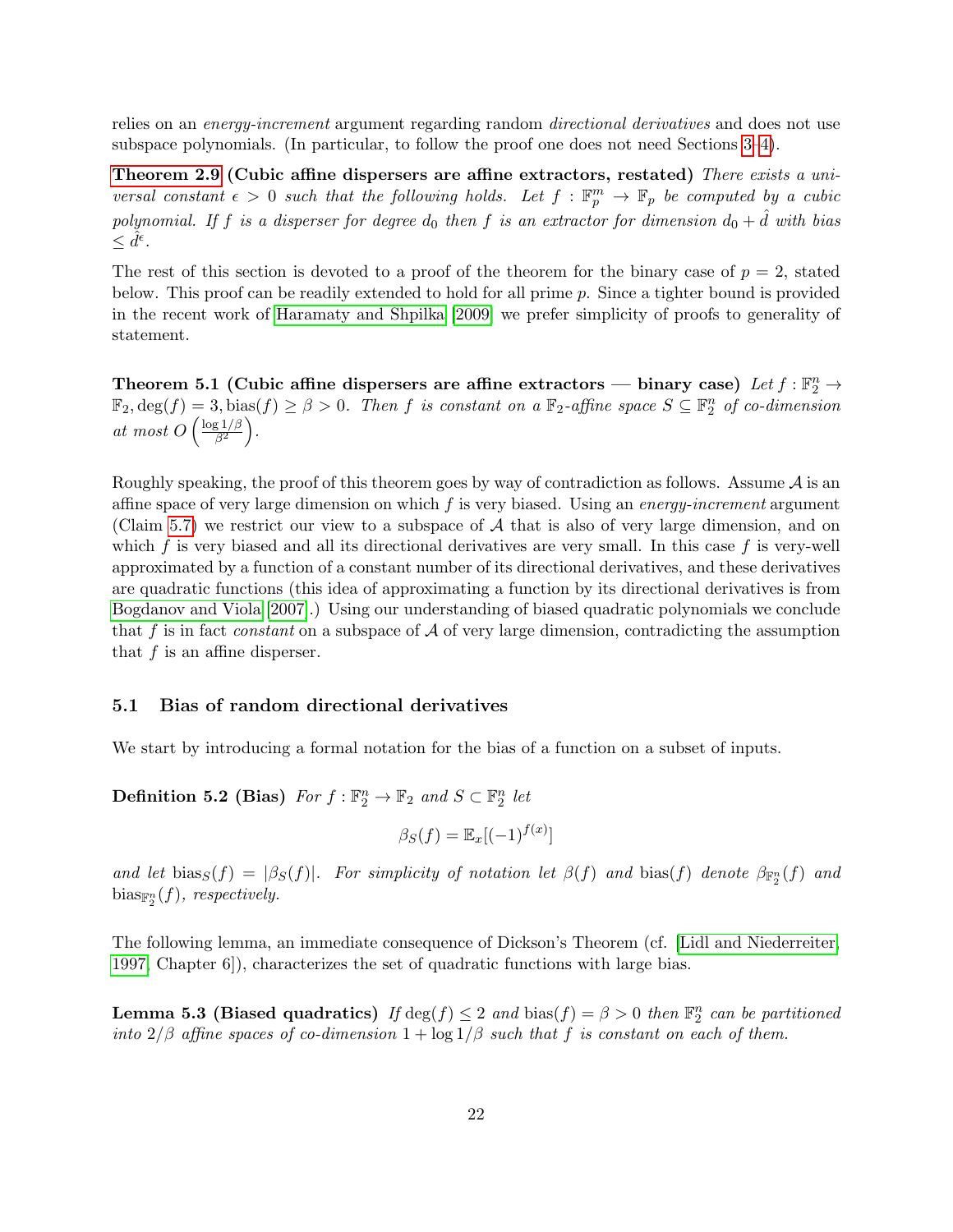relies on an *energy-increment* argument regarding random *directional derivatives* and does not use subspace polynomials. (In particular, to follow the proof one does not need Sections 3–4).

**Theorem 2.9 (Cubic affine dispersers are affine extractors, restated)** *There exists a universal constant $\epsilon > 0$ such that the following holds. Let $f : \mathbb{F}_p^m \to \mathbb{F}_p$ be computed by a cubic polynomial. If $f$ is a disperser for degree $d_0$ then $f$ is an extractor for dimension $d_0 + \hat{d}$ with bias $\leq \hat{d}^{\epsilon}$.*

The rest of this section is devoted to a proof of the theorem for the binary case of $p = 2$, stated below. This proof can be readily extended to hold for all prime $p$. Since a tighter bound is provided in the recent work of Haramaty and Shpilka [2009] we prefer simplicity of proofs to generality of statement.

**Theorem 5.1 (Cubic affine dispersers are affine extractors — binary case)** *Let $f : \mathbb{F}_2^n \to \mathbb{F}_2, \deg(f) = 3, \mathrm{bias}(f) \geq \beta > 0$. Then $f$ is constant on a $\mathbb{F}_2$-affine space $S \subseteq \mathbb{F}_2^n$ of co-dimension at most $O\left(\frac{\log 1/\beta}{\beta^2}\right)$.*

Roughly speaking, the proof of this theorem goes by way of contradiction as follows. Assume $\mathcal{A}$ is an affine space of very large dimension on which $f$ is very biased. Using an *energy-increment* argument (Claim 5.7) we restrict our view to a subspace of $\mathcal{A}$ that is also of very large dimension, and on which $f$ is very biased and all its directional derivatives are very small. In this case $f$ is very-well approximated by a function of a constant number of its directional derivatives, and these derivatives are quadratic functions (this idea of approximating a function by its directional derivatives is from Bogdanov and Viola [2007].) Using our understanding of biased quadratic polynomials we conclude that $f$ is in fact *constant* on a subspace of $\mathcal{A}$ of very large dimension, contradicting the assumption that $f$ is an affine disperser.

## 5.1 Bias of random directional derivatives

We start by introducing a formal notation for the bias of a function on a subset of inputs.

**Definition 5.2 (Bias)** *For $f : \mathbb{F}_2^n \to \mathbb{F}_2$ and $S \subset \mathbb{F}_2^n$ let*

$$\beta_S(f) = \mathbb{E}_x[(-1)^{f(x)}]$$

*and let $\mathrm{bias}_S(f) = |\beta_S(f)|$. For simplicity of notation let $\beta(f)$ and $\mathrm{bias}(f)$ denote $\beta_{\mathbb{F}_2^n}(f)$ and $\mathrm{bias}_{\mathbb{F}_2^n}(f)$, respectively.*

The following lemma, an immediate consequence of Dickson's Theorem (cf. [Lidl and Niederreiter, 1997, Chapter 6]), characterizes the set of quadratic functions with large bias.

**Lemma 5.3 (Biased quadratics)** *If $\deg(f) \leq 2$ and $\mathrm{bias}(f) = \beta > 0$ then $\mathbb{F}_2^n$ can be partitioned into $2/\beta$ affine spaces of co-dimension $1 + \log 1/\beta$ such that $f$ is constant on each of them.*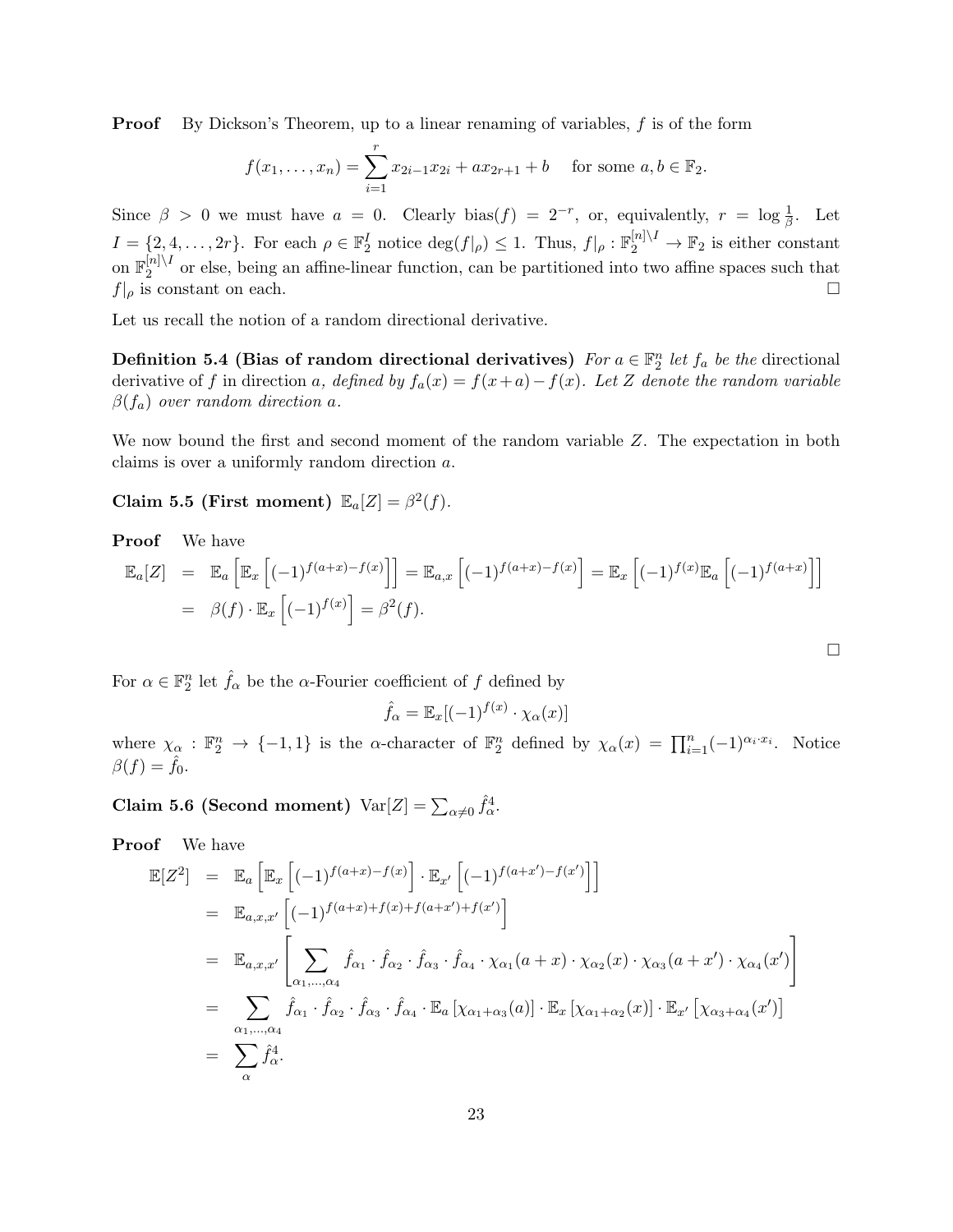**Proof** By Dickson's Theorem, up to a linear renaming of variables, $f$ is of the form

$$f(x_1,\ldots,x_n) = \sum_{i=1}^{r} x_{2i-1}x_{2i} + ax_{2r+1} + b \quad \text{for some } a,b \in \mathbb{F}_2.$$

Since $\beta > 0$ we must have $a = 0$. Clearly $\text{bias}(f) = 2^{-r}$, or, equivalently, $r = \log\frac{1}{\beta}$. Let $I = \{2,4,\ldots,2r\}$. For each $\rho \in \mathbb{F}_2^I$ notice $\deg(f|_\rho) \le 1$. Thus, $f|_\rho : \mathbb{F}_2^{[n]\setminus I} \to \mathbb{F}_2$ is either constant on $\mathbb{F}_2^{[n]\setminus I}$ or else, being an affine-linear function, can be partitioned into two affine spaces such that $f|_\rho$ is constant on each. $\square$

Let us recall the notion of a random directional derivative.

**Definition 5.4 (Bias of random directional derivatives)** *For $a \in \mathbb{F}_2^n$ let $f_a$ be the* directional derivative of $f$ in direction $a$*, defined by $f_a(x) = f(x+a) - f(x)$. Let $Z$ denote the random variable $\beta(f_a)$ over random direction $a$.*

We now bound the first and second moment of the random variable $Z$. The expectation in both claims is over a uniformly random direction $a$.

**Claim 5.5 (First moment)** $\mathbb{E}_a[Z] = \beta^2(f)$.

**Proof** We have

$$\begin{aligned}
\mathbb{E}_a[Z] &= \mathbb{E}_a\left[\mathbb{E}_x\left[(-1)^{f(a+x)-f(x)}\right]\right] = \mathbb{E}_{a,x}\left[(-1)^{f(a+x)-f(x)}\right] = \mathbb{E}_x\left[(-1)^{f(x)}\mathbb{E}_a\left[(-1)^{f(a+x)}\right]\right] \\
&= \beta(f)\cdot\mathbb{E}_x\left[(-1)^{f(x)}\right] = \beta^2(f).
\end{aligned}$$

$\square$

For $\alpha \in \mathbb{F}_2^n$ let $\hat{f}_\alpha$ be the $\alpha$-Fourier coefficient of $f$ defined by

$$\hat{f}_\alpha = \mathbb{E}_x[(-1)^{f(x)}\cdot\chi_\alpha(x)]$$

where $\chi_\alpha : \mathbb{F}_2^n \to \{-1,1\}$ is the $\alpha$-character of $\mathbb{F}_2^n$ defined by $\chi_\alpha(x) = \prod_{i=1}^n (-1)^{\alpha_i\cdot x_i}$. Notice $\beta(f) = \hat{f}_0$.

**Claim 5.6 (Second moment)** $\text{Var}[Z] = \sum_{\alpha\neq 0}\hat{f}_\alpha^4$.

**Proof** We have

$$\begin{aligned}
\mathbb{E}[Z^2] &= \mathbb{E}_a\left[\mathbb{E}_x\left[(-1)^{f(a+x)-f(x)}\right]\cdot\mathbb{E}_{x'}\left[(-1)^{f(a+x')-f(x')}\right]\right] \\
&= \mathbb{E}_{a,x,x'}\left[(-1)^{f(a+x)+f(x)+f(a+x')+f(x')}\right] \\
&= \mathbb{E}_{a,x,x'}\left[\sum_{\alpha_1,\ldots,\alpha_4}\hat{f}_{\alpha_1}\cdot\hat{f}_{\alpha_2}\cdot\hat{f}_{\alpha_3}\cdot\hat{f}_{\alpha_4}\cdot\chi_{\alpha_1}(a+x)\cdot\chi_{\alpha_2}(x)\cdot\chi_{\alpha_3}(a+x')\cdot\chi_{\alpha_4}(x')\right] \\
&= \sum_{\alpha_1,\ldots,\alpha_4}\hat{f}_{\alpha_1}\cdot\hat{f}_{\alpha_2}\cdot\hat{f}_{\alpha_3}\cdot\hat{f}_{\alpha_4}\cdot\mathbb{E}_a\left[\chi_{\alpha_1+\alpha_3}(a)\right]\cdot\mathbb{E}_x\left[\chi_{\alpha_1+\alpha_2}(x)\right]\cdot\mathbb{E}_{x'}\left[\chi_{\alpha_3+\alpha_4}(x')\right] \\
&= \sum_\alpha \hat{f}_\alpha^4.
\end{aligned}$$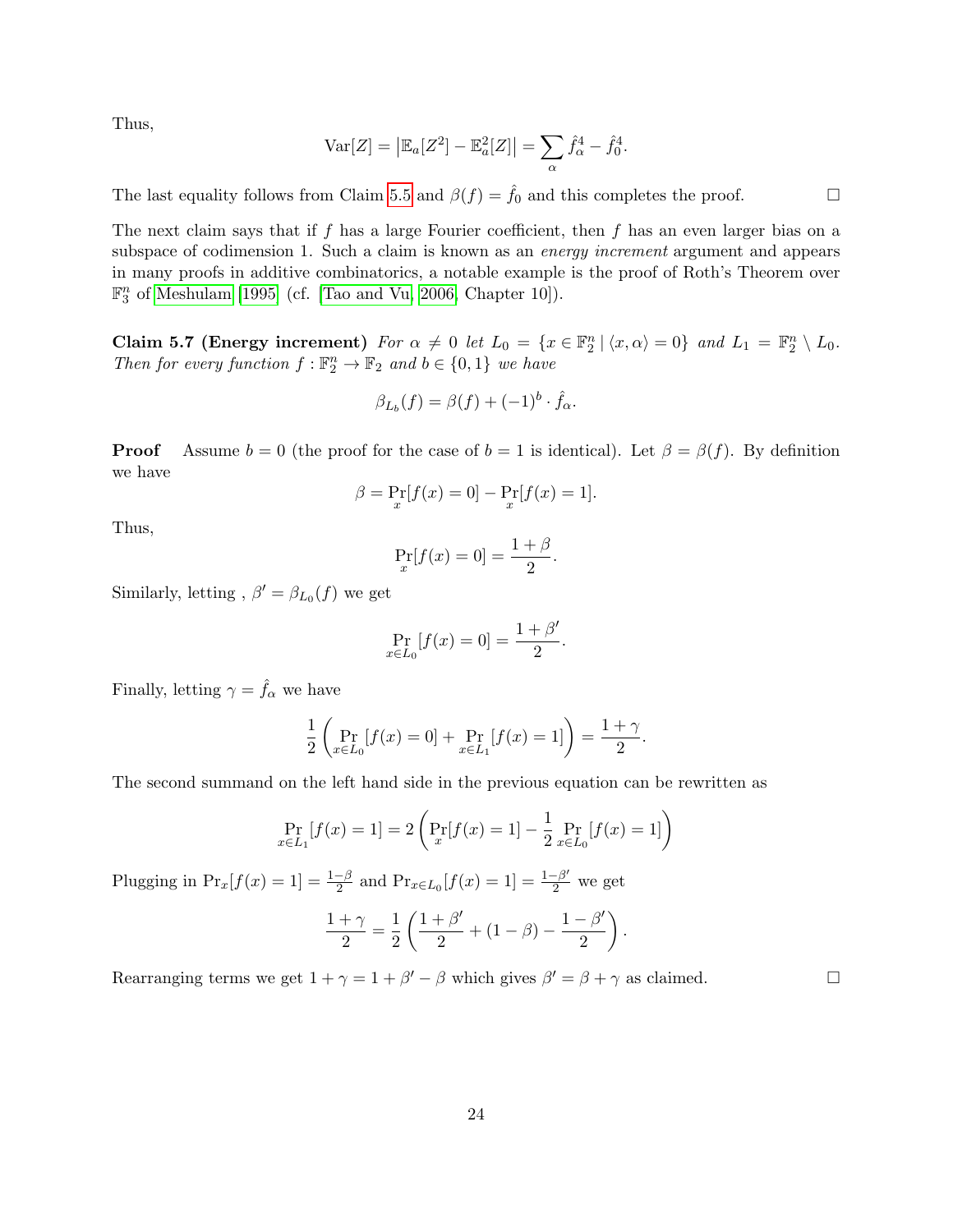Thus,

$$\mathrm{Var}[Z] = \left|\mathbb{E}_a[Z^2] - \mathbb{E}_a^2[Z]\right| = \sum_\alpha \hat{f}_\alpha^4 - \hat{f}_0^4.$$

The last equality follows from Claim 5.5 and $\beta(f) = \hat{f}_0$ and this completes the proof. □

The next claim says that if $f$ has a large Fourier coefficient, then $f$ has an even larger bias on a subspace of codimension 1. Such a claim is known as an *energy increment* argument and appears in many proofs in additive combinatorics, a notable example is the proof of Roth's Theorem over $\mathbb{F}_3^n$ of Meshulam [1995] (cf. [Tao and Vu, 2006, Chapter 10]).

**Claim 5.7 (Energy increment)** *For $\alpha \neq 0$ let $L_0 = \{x \in \mathbb{F}_2^n \mid \langle x, \alpha\rangle = 0\}$ and $L_1 = \mathbb{F}_2^n \setminus L_0$. Then for every function $f : \mathbb{F}_2^n \to \mathbb{F}_2$ and $b \in \{0, 1\}$ we have*

$$\beta_{L_b}(f) = \beta(f) + (-1)^b \cdot \hat{f}_\alpha.$$

**Proof** Assume $b = 0$ (the proof for the case of $b = 1$ is identical). Let $\beta = \beta(f)$. By definition we have

$$\beta = \Pr_x[f(x) = 0] - \Pr_x[f(x) = 1].$$

Thus,

$$\Pr_x[f(x) = 0] = \frac{1+\beta}{2}.$$

Similarly, letting , $\beta' = \beta_{L_0}(f)$ we get

$$\Pr_{x\in L_0}[f(x) = 0] = \frac{1+\beta'}{2}.$$

Finally, letting $\gamma = \hat{f}_\alpha$ we have

$$\frac{1}{2}\left(\Pr_{x\in L_0}[f(x) = 0] + \Pr_{x\in L_1}[f(x) = 1]\right) = \frac{1+\gamma}{2}.$$

The second summand on the left hand side in the previous equation can be rewritten as

$$\Pr_{x\in L_1}[f(x) = 1] = 2\left(\Pr_x[f(x) = 1] - \frac{1}{2}\Pr_{x\in L_0}[f(x) = 1]\right)$$

Plugging in $\Pr_x[f(x) = 1] = \frac{1-\beta}{2}$ and $\Pr_{x\in L_0}[f(x) = 1] = \frac{1-\beta'}{2}$ we get

$$\frac{1+\gamma}{2} = \frac{1}{2}\left(\frac{1+\beta'}{2} + (1-\beta) - \frac{1-\beta'}{2}\right).$$

Rearranging terms we get $1 + \gamma = 1 + \beta' - \beta$ which gives $\beta' = \beta + \gamma$ as claimed. □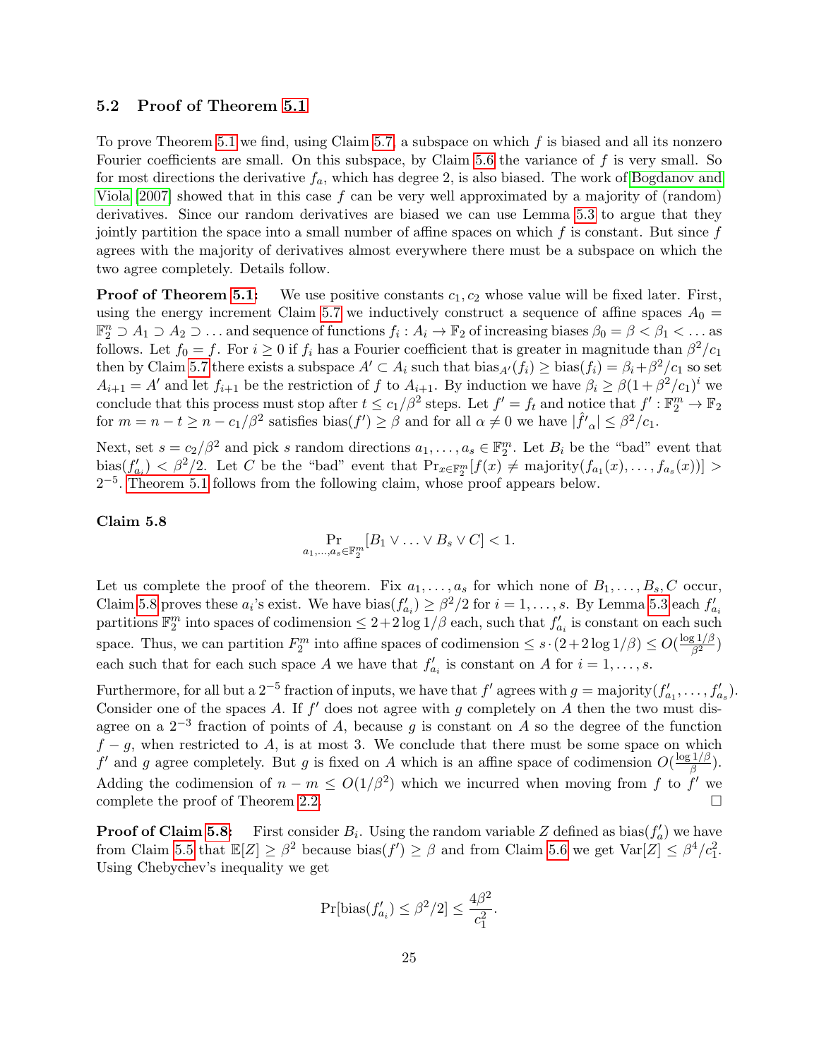### 5.2 Proof of Theorem 5.1

To prove Theorem 5.1 we find, using Claim 5.7, a subspace on which $f$ is biased and all its nonzero Fourier coefficients are small. On this subspace, by Claim 5.6 the variance of $f$ is very small. So for most directions the derivative $f_a$, which has degree 2, is also biased. The work of Bogdanov and Viola [2007] showed that in this case $f$ can be very well approximated by a majority of (random) derivatives. Since our random derivatives are biased we can use Lemma 5.3 to argue that they jointly partition the space into a small number of affine spaces on which $f$ is constant. But since $f$ agrees with the majority of derivatives almost everywhere there must be a subspace on which the two agree completely. Details follow.

**Proof of Theorem 5.1:** We use positive constants $c_1, c_2$ whose value will be fixed later. First, using the energy increment Claim 5.7 we inductively construct a sequence of affine spaces $A_0 = \mathbb{F}_2^n \supset A_1 \supset A_2 \supset \ldots$ and sequence of functions $f_i : A_i \to \mathbb{F}_2$ of increasing biases $\beta_0 = \beta < \beta_1 < \ldots$ as follows. Let $f_0 = f$. For $i \geq 0$ if $f_i$ has a Fourier coefficient that is greater in magnitude than $\beta^2/c_1$ then by Claim 5.7 there exists a subspace $A' \subset A_i$ such that $\mathrm{bias}_{A'}(f_i) \geq \mathrm{bias}(f_i) = \beta_i + \beta^2/c_1$ so set $A_{i+1} = A'$ and let $f_{i+1}$ be the restriction of $f$ to $A_{i+1}$. By induction we have $\beta_i \geq \beta(1+\beta^2/c_1)^i$ we conclude that this process must stop after $t \leq c_1/\beta^2$ steps. Let $f' = f_t$ and notice that $f' : \mathbb{F}_2^m \to \mathbb{F}_2$ for $m = n - t \geq n - c_1/\beta^2$ satisfies $\mathrm{bias}(f') \geq \beta$ and for all $\alpha \neq 0$ we have $|\hat{f'}_\alpha| \leq \beta^2/c_1$.

Next, set $s = c_2/\beta^2$ and pick $s$ random directions $a_1, \ldots, a_s \in \mathbb{F}_2^m$. Let $B_i$ be the "bad" event that $\mathrm{bias}(f'_{a_i}) < \beta^2/2$. Let $C$ be the "bad" event that $\Pr_{x \in \mathbb{F}_2^m}[f(x) \neq \mathrm{majority}(f_{a_1}(x), \ldots, f_{a_s}(x))] > 2^{-5}$. Theorem 5.1 follows from the following claim, whose proof appears below.

**Claim 5.8**

$$\Pr_{a_1,\ldots,a_s \in \mathbb{F}_2^m}[B_1 \vee \ldots \vee B_s \vee C] < 1.$$

Let us complete the proof of the theorem. Fix $a_1, \ldots, a_s$ for which none of $B_1, \ldots, B_s, C$ occur, Claim 5.8 proves these $a_i$'s exist. We have $\mathrm{bias}(f'_{a_i}) \geq \beta^2/2$ for $i = 1, \ldots, s$. By Lemma 5.3 each $f'_{a_i}$ partitions $\mathbb{F}_2^m$ into spaces of codimension $\leq 2 + 2\log 1/\beta$ each, such that $f'_{a_i}$ is constant on each such space. Thus, we can partition $F_2^m$ into affine spaces of codimension $\leq s \cdot (2 + 2\log 1/\beta) \leq O(\frac{\log 1/\beta}{\beta^2})$ each such that for each such space $A$ we have that $f'_{a_i}$ is constant on $A$ for $i = 1, \ldots, s$.

Furthermore, for all but a $2^{-5}$ fraction of inputs, we have that $f'$ agrees with $g = \mathrm{majority}(f'_{a_1}, \ldots, f'_{a_s})$. Consider one of the spaces $A$. If $f'$ does not agree with $g$ completely on $A$ then the two must disagree on a $2^{-3}$ fraction of points of $A$, because $g$ is constant on $A$ so the degree of the function $f - g$, when restricted to $A$, is at most 3. We conclude that there must be some space on which $f'$ and $g$ agree completely. But $g$ is fixed on $A$ which is an affine space of codimension $O(\frac{\log 1/\beta}{\beta})$. Adding the codimension of $n - m \leq O(1/\beta^2)$ which we incurred when moving from $f$ to $f'$ we complete the proof of Theorem 2.2. □

**Proof of Claim 5.8:** First consider $B_i$. Using the random variable $Z$ defined as $\mathrm{bias}(f'_a)$ we have from Claim 5.5 that $\mathbb{E}[Z] \geq \beta^2$ because $\mathrm{bias}(f') \geq \beta$ and from Claim 5.6 we get $\mathrm{Var}[Z] \leq \beta^4/c_1^2$. Using Chebychev's inequality we get

$$\Pr[\mathrm{bias}(f'_{a_i}) \leq \beta^2/2] \leq \frac{4\beta^2}{c_1^2}.$$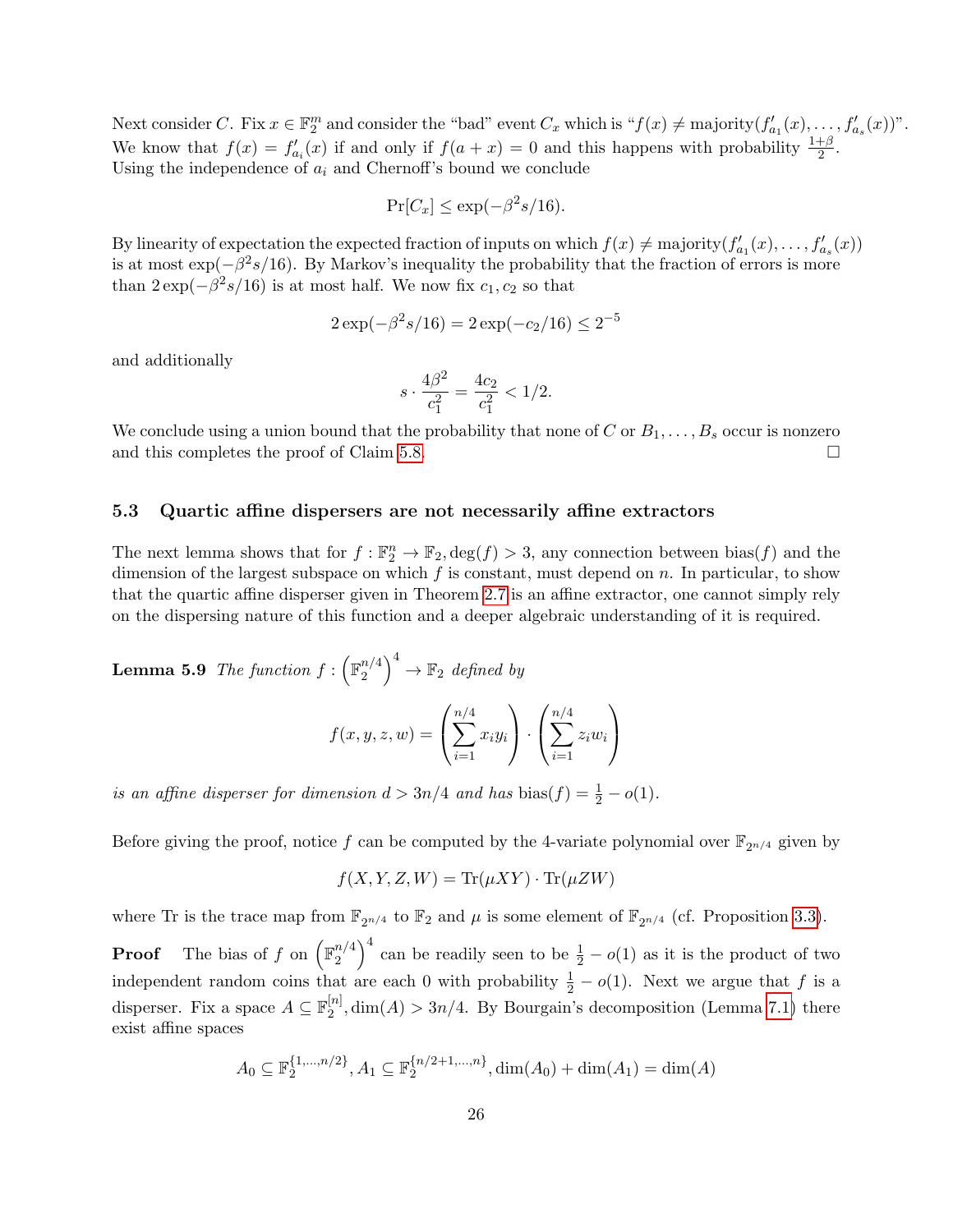Next consider $C$. Fix $x \in \mathbb{F}_2^m$ and consider the "bad" event $C_x$ which is "$f(x) \neq \text{majority}(f'_{a_1}(x), \ldots, f'_{a_s}(x))$". We know that $f(x) = f'_{a_i}(x)$ if and only if $f(a+x) = 0$ and this happens with probability $\frac{1+\beta}{2}$. Using the independence of $a_i$ and Chernoff's bound we conclude

$$\Pr[C_x] \leq \exp(-\beta^2 s/16).$$

By linearity of expectation the expected fraction of inputs on which $f(x) \neq \text{majority}(f'_{a_1}(x), \ldots, f'_{a_s}(x))$ is at most $\exp(-\beta^2 s/16)$. By Markov's inequality the probability that the fraction of errors is more than $2\exp(-\beta^2 s/16)$ is at most half. We now fix $c_1, c_2$ so that

$$2\exp(-\beta^2 s/16) = 2\exp(-c_2/16) \leq 2^{-5}$$

and additionally

$$s \cdot \frac{4\beta^2}{c_1^2} = \frac{4c_2}{c_1^2} < 1/2.$$

We conclude using a union bound that the probability that none of $C$ or $B_1, \ldots, B_s$ occur is nonzero and this completes the proof of Claim 5.8. □

### 5.3 Quartic affine dispersers are not necessarily affine extractors

The next lemma shows that for $f : \mathbb{F}_2^n \to \mathbb{F}_2, \deg(f) > 3$, any connection between $\text{bias}(f)$ and the dimension of the largest subspace on which $f$ is constant, must depend on $n$. In particular, to show that the quartic affine disperser given in Theorem 2.7 is an affine extractor, one cannot simply rely on the dispersing nature of this function and a deeper algebraic understanding of it is required.

**Lemma 5.9** *The function $f : \left(\mathbb{F}_2^{n/4}\right)^4 \to \mathbb{F}_2$ defined by*

$$f(x, y, z, w) = \left(\sum_{i=1}^{n/4} x_i y_i\right) \cdot \left(\sum_{i=1}^{n/4} z_i w_i\right)$$

*is an affine disperser for dimension $d > 3n/4$ and has $\text{bias}(f) = \frac{1}{2} - o(1)$.*

Before giving the proof, notice $f$ can be computed by the 4-variate polynomial over $\mathbb{F}_{2^{n/4}}$ given by

$$f(X, Y, Z, W) = \text{Tr}(\mu XY) \cdot \text{Tr}(\mu ZW)$$

where Tr is the trace map from $\mathbb{F}_{2^{n/4}}$ to $\mathbb{F}_2$ and $\mu$ is some element of $\mathbb{F}_{2^{n/4}}$ (cf. Proposition 3.3).

**Proof** The bias of $f$ on $\left(\mathbb{F}_2^{n/4}\right)^4$ can be readily seen to be $\frac{1}{2} - o(1)$ as it is the product of two independent random coins that are each 0 with probability $\frac{1}{2} - o(1)$. Next we argue that $f$ is a disperser. Fix a space $A \subseteq \mathbb{F}_2^{[n]}, \dim(A) > 3n/4$. By Bourgain's decomposition (Lemma 7.1) there exist affine spaces

$$A_0 \subseteq \mathbb{F}_2^{\{1,\ldots,n/2\}}, A_1 \subseteq \mathbb{F}_2^{\{n/2+1,\ldots,n\}}, \dim(A_0) + \dim(A_1) = \dim(A)$$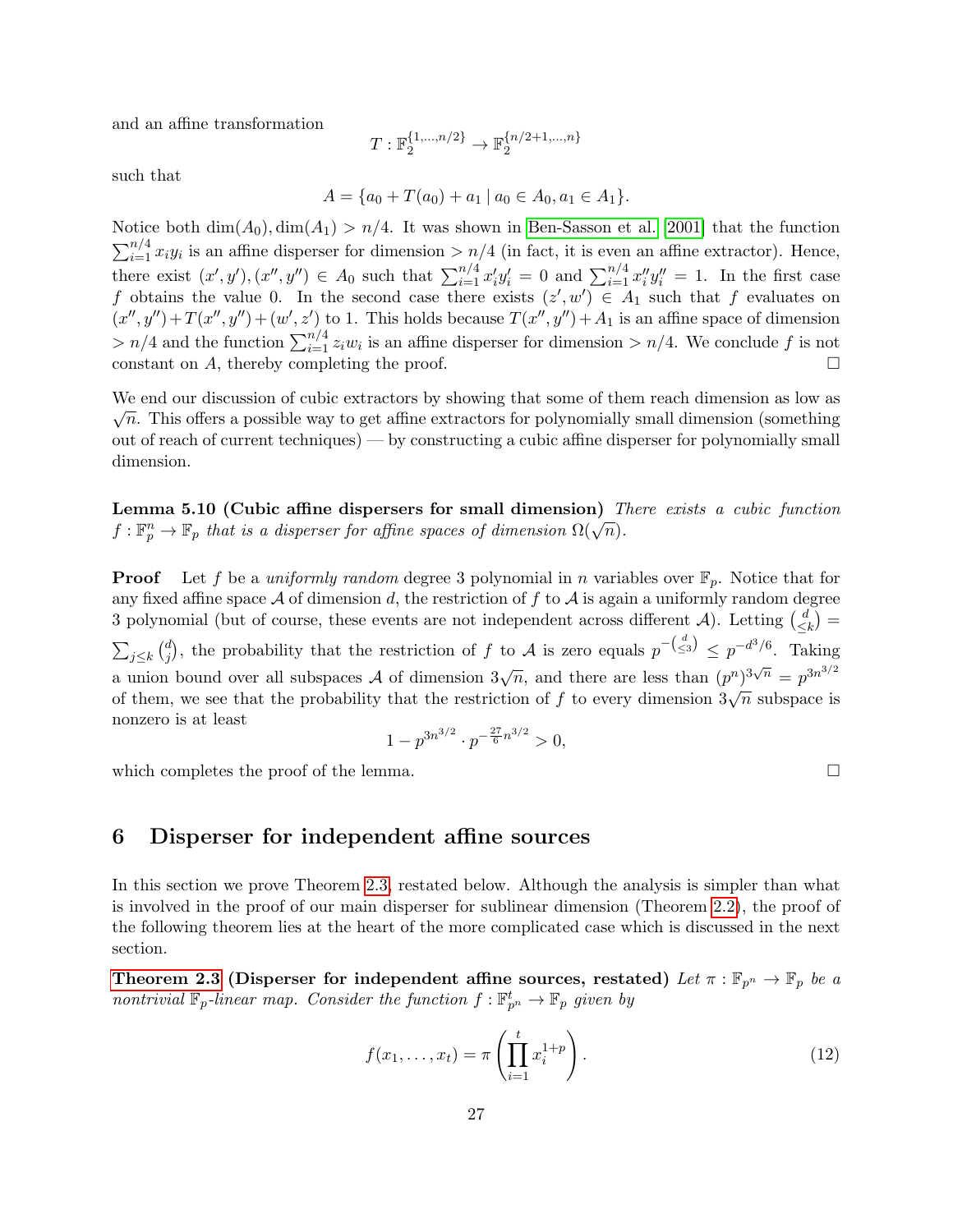and an affine transformation

$$T : \mathbb{F}_2^{\{1,\ldots,n/2\}} \to \mathbb{F}_2^{\{n/2+1,\ldots,n\}}$$

such that

$$A = \{a_0 + T(a_0) + a_1 \mid a_0 \in A_0, a_1 \in A_1\}.$$

Notice both $\dim(A_0), \dim(A_1) > n/4$. It was shown in Ben-Sasson et al. [2001] that the function $\sum_{i=1}^{n/4} x_i y_i$ is an affine disperser for dimension $> n/4$ (in fact, it is even an affine extractor). Hence, there exist $(x', y'), (x'', y'') \in A_0$ such that $\sum_{i=1}^{n/4} x'_i y'_i = 0$ and $\sum_{i=1}^{n/4} x''_i y''_i = 1$. In the first case $f$ obtains the value 0. In the second case there exists $(z', w') \in A_1$ such that $f$ evaluates on $(x'', y'') + T(x'', y'') + (w', z')$ to 1. This holds because $T(x'', y'') + A_1$ is an affine space of dimension $> n/4$ and the function $\sum_{i=1}^{n/4} z_i w_i$ is an affine disperser for dimension $> n/4$. We conclude $f$ is not constant on $A$, thereby completing the proof. $\square$

We end our discussion of cubic extractors by showing that some of them reach dimension as low as $\sqrt{n}$. This offers a possible way to get affine extractors for polynomially small dimension (something out of reach of current techniques) — by constructing a cubic affine disperser for polynomially small dimension.

**Lemma 5.10 (Cubic affine dispersers for small dimension)** *There exists a cubic function $f : \mathbb{F}_p^n \to \mathbb{F}_p$ that is a disperser for affine spaces of dimension $\Omega(\sqrt{n})$.*

**Proof** Let $f$ be a *uniformly random* degree 3 polynomial in $n$ variables over $\mathbb{F}_p$. Notice that for any fixed affine space $\mathcal{A}$ of dimension $d$, the restriction of $f$ to $\mathcal{A}$ is again a uniformly random degree 3 polynomial (but of course, these events are not independent across different $\mathcal{A}$). Letting $\binom{d}{\leq k} = \sum_{j \leq k} \binom{d}{j}$, the probability that the restriction of $f$ to $\mathcal{A}$ is zero equals $p^{-\binom{d}{\leq 3}} \leq p^{-d^3/6}$. Taking a union bound over all subspaces $\mathcal{A}$ of dimension $3\sqrt{n}$, and there are less than $(p^n)^{3\sqrt{n}} = p^{3n^{3/2}}$ of them, we see that the probability that the restriction of $f$ to every dimension $3\sqrt{n}$ subspace is nonzero is at least

$$1 - p^{3n^{3/2}} \cdot p^{-\frac{27}{6}n^{3/2}} > 0,$$

which completes the proof of the lemma. $\square$

## 6 Disperser for independent affine sources

In this section we prove Theorem 2.3, restated below. Although the analysis is simpler than what is involved in the proof of our main disperser for sublinear dimension (Theorem 2.2), the proof of the following theorem lies at the heart of the more complicated case which is discussed in the next section.

**Theorem 2.3 (Disperser for independent affine sources, restated)** *Let $\pi : \mathbb{F}_{p^n} \to \mathbb{F}_p$ be a nontrivial $\mathbb{F}_p$-linear map. Consider the function $f : \mathbb{F}_{p^n}^t \to \mathbb{F}_p$ given by*

$$f(x_1, \ldots, x_t) = \pi\left(\prod_{i=1}^{t} x_i^{1+p}\right). \tag{12}$$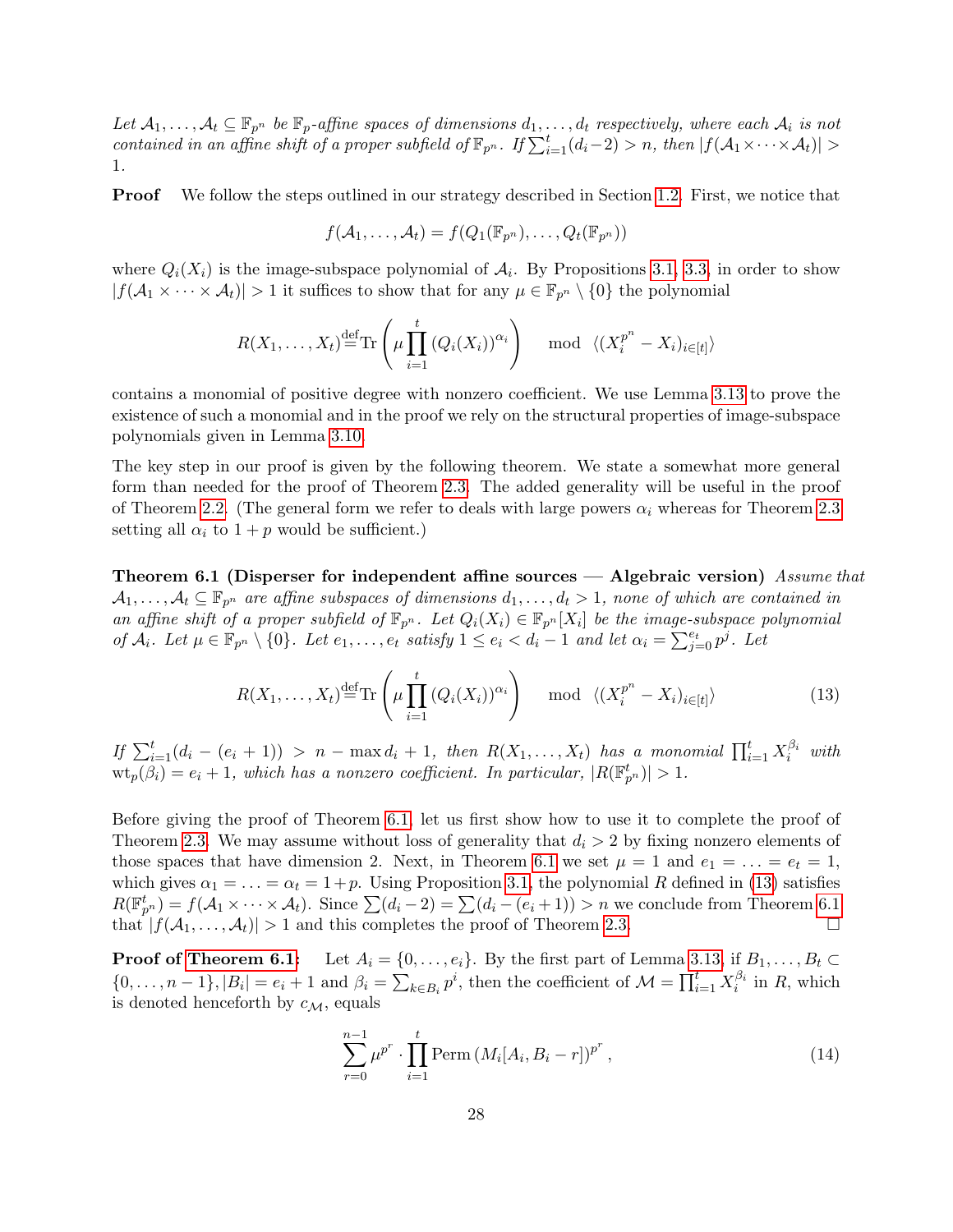*Let $\mathcal{A}_1, \ldots, \mathcal{A}_t \subseteq \mathbb{F}_{p^n}$ be $\mathbb{F}_p$-affine spaces of dimensions $d_1, \ldots, d_t$ respectively, where each $\mathcal{A}_i$ is not contained in an affine shift of a proper subfield of $\mathbb{F}_{p^n}$. If $\sum_{i=1}^t (d_i - 2) > n$, then $|f(\mathcal{A}_1 \times \cdots \times \mathcal{A}_t)| > 1$.*

**Proof** We follow the steps outlined in our strategy described in Section 1.2. First, we notice that

$$f(\mathcal{A}_1, \ldots, \mathcal{A}_t) = f(Q_1(\mathbb{F}_{p^n}), \ldots, Q_t(\mathbb{F}_{p^n}))$$

where $Q_i(X_i)$ is the image-subspace polynomial of $\mathcal{A}_i$. By Propositions 3.1, 3.3, in order to show $|f(\mathcal{A}_1 \times \cdots \times \mathcal{A}_t)| > 1$ it suffices to show that for any $\mu \in \mathbb{F}_{p^n} \setminus \{0\}$ the polynomial

$$R(X_1, \ldots, X_t) \stackrel{\text{def}}{=} \mathrm{Tr}\left(\mu \prod_{i=1}^{t} (Q_i(X_i))^{\alpha_i}\right) \mod \langle (X_i^{p^n} - X_i)_{i \in [t]} \rangle$$

contains a monomial of positive degree with nonzero coefficient. We use Lemma 3.13 to prove the existence of such a monomial and in the proof we rely on the structural properties of image-subspace polynomials given in Lemma 3.10.

The key step in our proof is given by the following theorem. We state a somewhat more general form than needed for the proof of Theorem 2.3. The added generality will be useful in the proof of Theorem 2.2. (The general form we refer to deals with large powers $\alpha_i$ whereas for Theorem 2.3 setting all $\alpha_i$ to $1 + p$ would be sufficient.)

**Theorem 6.1 (Disperser for independent affine sources — Algebraic version)** *Assume that $\mathcal{A}_1, \ldots, \mathcal{A}_t \subseteq \mathbb{F}_{p^n}$ are affine subspaces of dimensions $d_1, \ldots, d_t > 1$, none of which are contained in an affine shift of a proper subfield of $\mathbb{F}_{p^n}$. Let $Q_i(X_i) \in \mathbb{F}_{p^n}[X_i]$ be the image-subspace polynomial of $\mathcal{A}_i$. Let $\mu \in \mathbb{F}_{p^n} \setminus \{0\}$. Let $e_1, \ldots, e_t$ satisfy $1 \le e_i < d_i - 1$ and let $\alpha_i = \sum_{j=0}^{e_i} p^j$. Let*

$$R(X_1, \ldots, X_t) \stackrel{\text{def}}{=} \mathrm{Tr}\left(\mu \prod_{i=1}^{t} (Q_i(X_i))^{\alpha_i}\right) \mod \langle (X_i^{p^n} - X_i)_{i \in [t]} \rangle \tag{13}$$

*If $\sum_{i=1}^t (d_i - (e_i + 1)) > n - \max d_i + 1$, then $R(X_1, \ldots, X_t)$ has a monomial $\prod_{i=1}^t X_i^{\beta_i}$ with $\mathrm{wt}_p(\beta_i) = e_i + 1$, which has a nonzero coefficient. In particular, $|R(\mathbb{F}_{p^n}^t)| > 1$.*

Before giving the proof of Theorem 6.1, let us first show how to use it to complete the proof of Theorem 2.3. We may assume without loss of generality that $d_i > 2$ by fixing nonzero elements of those spaces that have dimension 2. Next, in Theorem 6.1 we set $\mu = 1$ and $e_1 = \ldots = e_t = 1$, which gives $\alpha_1 = \ldots = \alpha_t = 1 + p$. Using Proposition 3.1, the polynomial $R$ defined in (13) satisfies $R(\mathbb{F}_{p^n}^t) = f(\mathcal{A}_1 \times \cdots \times \mathcal{A}_t)$. Since $\sum(d_i - 2) = \sum(d_i - (e_i + 1)) > n$ we conclude from Theorem 6.1 that $|f(\mathcal{A}_1, \ldots, \mathcal{A}_t)| > 1$ and this completes the proof of Theorem 2.3. $\square$

**Proof of Theorem 6.1:** Let $A_i = \{0, \ldots, e_i\}$. By the first part of Lemma 3.13, if $B_1, \ldots, B_t \subset \{0, \ldots, n-1\}, |B_i| = e_i + 1$ and $\beta_i = \sum_{k \in B_i} p^i$, then the coefficient of $\mathcal{M} = \prod_{i=1}^t X_i^{\beta_i}$ in $R$, which is denoted henceforth by $c_{\mathcal{M}}$, equals

$$\sum_{r=0}^{n-1} \mu^{p^r} \cdot \prod_{i=1}^{t} \mathrm{Perm}\left(M_i[A_i, B_i - r]\right)^{p^r}, \tag{14}$$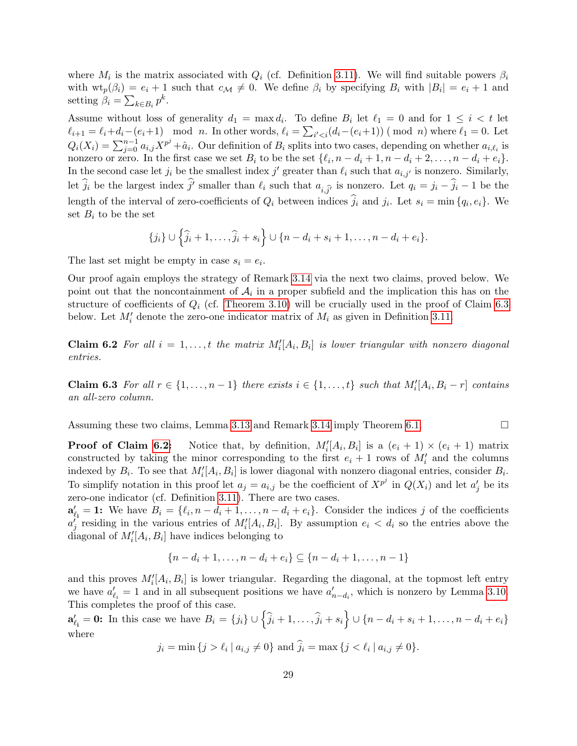where $M_i$ is the matrix associated with $Q_i$ (cf. Definition 3.11). We will find suitable powers $\beta_i$ with $\mathrm{wt}_p(\beta_i) = e_i + 1$ such that $c_{\mathcal{M}} \neq 0$. We define $\beta_i$ by specifying $B_i$ with $|B_i| = e_i + 1$ and setting $\beta_i = \sum_{k \in B_i} p^k$.

Assume without loss of generality $d_1 = \max d_i$. To define $B_i$ let $\ell_1 = 0$ and for $1 \leq i < t$ let $\ell_{i+1} = \ell_i + d_i - (e_i + 1) \mod n$. In other words, $\ell_i = \sum_{i' < i}(d_i - (e_i + 1)) \pmod n$ where $\ell_1 = 0$. Let $Q_i(X_i) = \sum_{j=0}^{n-1} a_{i,j} X^{p^j} + \hat{a}_i$. Our definition of $B_i$ splits into two cases, depending on whether $a_{i,\ell_i}$ is nonzero or zero. In the first case we set $B_i$ to be the set $\{\ell_i, n - d_i + 1, n - d_i + 2, \ldots, n - d_i + e_i\}$. In the second case let $j_i$ be the smallest index $j'$ greater than $\ell_i$ such that $a_{i,j'}$ is nonzero. Similarly, let $\widehat{j}_i$ be the largest index $\widehat{j'}$ smaller than $\ell_i$ such that $a_{i,\widehat{j'}}$ is nonzero. Let $q_i = j_i - \widehat{j}_i - 1$ be the length of the interval of zero-coefficients of $Q_i$ between indices $\widehat{j}_i$ and $j_i$. Let $s_i = \min\{q_i, e_i\}$. We set $B_i$ to be the set

$$\{j_i\} \cup \left\{\widehat{j}_i + 1, \ldots, \widehat{j}_i + s_i\right\} \cup \{n - d_i + s_i + 1, \ldots, n - d_i + e_i\}.$$

The last set might be empty in case $s_i = e_i$.

Our proof again employs the strategy of Remark 3.14 via the next two claims, proved below. We point out that the noncontainment of $\mathcal{A}_i$ in a proper subfield and the implication this has on the structure of coefficients of $Q_i$ (cf. Theorem 3.10) will be crucially used in the proof of Claim 6.3 below. Let $M'_i$ denote the zero-one indicator matrix of $M_i$ as given in Definition 3.11.

**Claim 6.2** *For all $i = 1, \ldots, t$ the matrix $M'_i[A_i, B_i]$ is lower triangular with nonzero diagonal entries.*

**Claim 6.3** *For all $r \in \{1, \ldots, n-1\}$ there exists $i \in \{1, \ldots, t\}$ such that $M'_i[A_i, B_i - r]$ contains an all-zero column.*

Assuming these two claims, Lemma 3.13 and Remark 3.14 imply Theorem 6.1. $\square$

**Proof of Claim 6.2:** Notice that, by definition, $M'_i[A_i, B_i]$ is a $(e_i + 1) \times (e_i + 1)$ matrix constructed by taking the minor corresponding to the first $e_i + 1$ rows of $M'_i$ and the columns indexed by $B_i$. To see that $M'_i[A_i, B_i]$ is lower diagonal with nonzero diagonal entries, consider $B_i$. To simplify notation in this proof let $a_j = a_{i,j}$ be the coefficient of $X^{p^j}$ in $Q(X_i)$ and let $a'_j$ be its zero-one indicator (cf. Definition 3.11). There are two cases.

$\mathbf{a'_{\ell_i} = 1}$**:** We have $B_i = \{\ell_i, n - d_i + 1, \ldots, n - d_i + e_i\}$. Consider the indices $j$ of the coefficients $a'_j$ residing in the various entries of $M'_i[A_i, B_i]$. By assumption $e_i < d_i$ so the entries above the diagonal of $M'_i[A_i, B_i]$ have indices belonging to

$$\{n - d_i + 1, \ldots, n - d_i + e_i\} \subseteq \{n - d_i + 1, \ldots, n - 1\}$$

and this proves $M'_i[A_i, B_i]$ is lower triangular. Regarding the diagonal, at the topmost left entry we have $a'_{\ell_i} = 1$ and in all subsequent positions we have $a'_{n-d_i}$, which is nonzero by Lemma 3.10. This completes the proof of this case.

$\mathbf{a'_{\ell_i} = 0}$**:** In this case we have $B_i = \{j_i\} \cup \left\{\widehat{j}_i + 1, \ldots, \widehat{j}_i + s_i\right\} \cup \{n - d_i + s_i + 1, \ldots, n - d_i + e_i\}$ where

$$j_i = \min\{j > \ell_i \mid a_{i,j} \neq 0\} \text{ and } \widehat{j}_i = \max\{j < \ell_i \mid a_{i,j} \neq 0\}.$$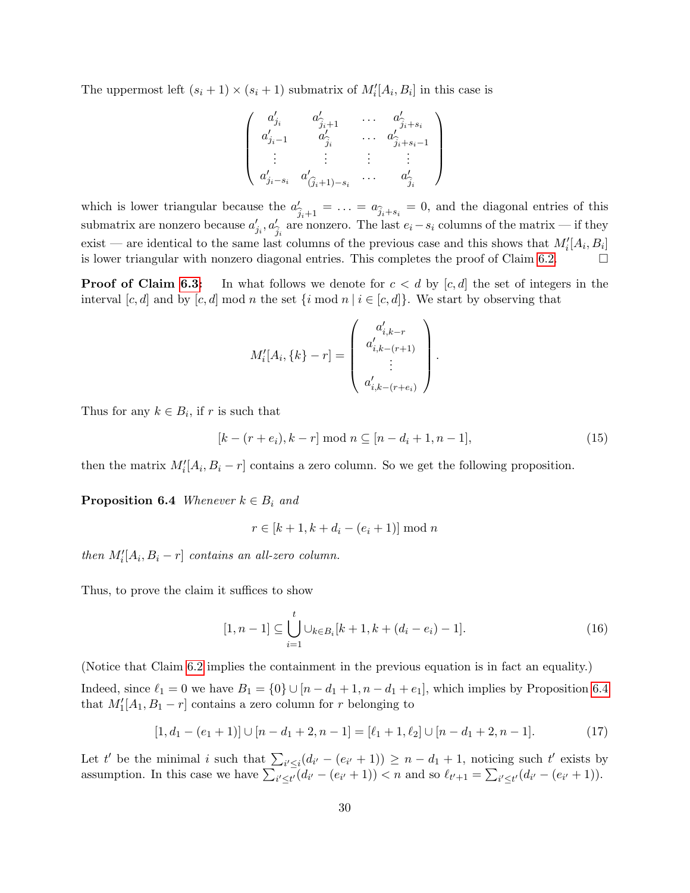The uppermost left $(s_i+1)\times(s_i+1)$ submatrix of $M'_i[A_i,B_i]$ in this case is

$$\begin{pmatrix} a'_{j_i} & a'_{\widehat{j}_i+1} & \dots & a'_{\widehat{j}_i+s_i} \\ a'_{j_i-1} & a'_{\widehat{j}_i} & \dots & a'_{\widehat{j}_i+s_i-1} \\ \vdots & \vdots & \vdots & \vdots \\ a'_{j_i-s_i} & a'_{(\widehat{j}_i+1)-s_i} & \dots & a'_{\widehat{j}_i} \end{pmatrix}$$

which is lower triangular because the $a'_{\widehat{j}_i+1}=\ldots=a_{\widehat{j}_i+s_i}=0$, and the diagonal entries of this submatrix are nonzero because $a'_{j_i}, a'_{\widehat{j}_i}$ are nonzero. The last $e_i-s_i$ columns of the matrix — if they exist — are identical to the same last columns of the previous case and this shows that $M'_i[A_i,B_i]$ is lower triangular with nonzero diagonal entries. This completes the proof of Claim 6.2. □

**Proof of Claim 6.3:** In what follows we denote for $c<d$ by $[c,d]$ the set of integers in the interval $[c,d]$ and by $[c,d] \bmod n$ the set $\{i \bmod n \mid i\in[c,d]\}$. We start by observing that

$$M'_i[A_i,\{k\}-r] = \begin{pmatrix} a'_{i,k-r} \\ a'_{i,k-(r+1)} \\ \vdots \\ a'_{i,k-(r+e_i)} \end{pmatrix}.$$

Thus for any $k\in B_i$, if $r$ is such that

$$[k-(r+e_i),k-r] \bmod n \subseteq [n-d_i+1,n-1], \tag{15}$$

then the matrix $M'_i[A_i,B_i-r]$ contains a zero column. So we get the following proposition.

**Proposition 6.4** *Whenever $k\in B_i$ and*

$$r\in[k+1,k+d_i-(e_i+1)] \bmod n$$

*then $M'_i[A_i,B_i-r]$ contains an all-zero column.*

Thus, to prove the claim it suffices to show

$$[1,n-1]\subseteq \bigcup_{i=1}^{t}\cup_{k\in B_i}[k+1,k+(d_i-e_i)-1]. \tag{16}$$

(Notice that Claim 6.2 implies the containment in the previous equation is in fact an equality.)

Indeed, since $\ell_1=0$ we have $B_1=\{0\}\cup[n-d_1+1,n-d_1+e_1]$, which implies by Proposition 6.4 that $M'_1[A_1,B_1-r]$ contains a zero column for $r$ belonging to

$$[1,d_1-(e_1+1)]\cup[n-d_1+2,n-1]=[\ell_1+1,\ell_2]\cup[n-d_1+2,n-1]. \tag{17}$$

Let $t'$ be the minimal $i$ such that $\sum_{i'\le i}(d_{i'}-(e_{i'}+1))\ge n-d_1+1$, noticing such $t'$ exists by assumption. In this case we have $\sum_{i'\le t'}(d_{i'}-(e_{i'}+1))<n$ and so $\ell_{t'+1}=\sum_{i'\le t'}(d_{i'}-(e_{i'}+1))$.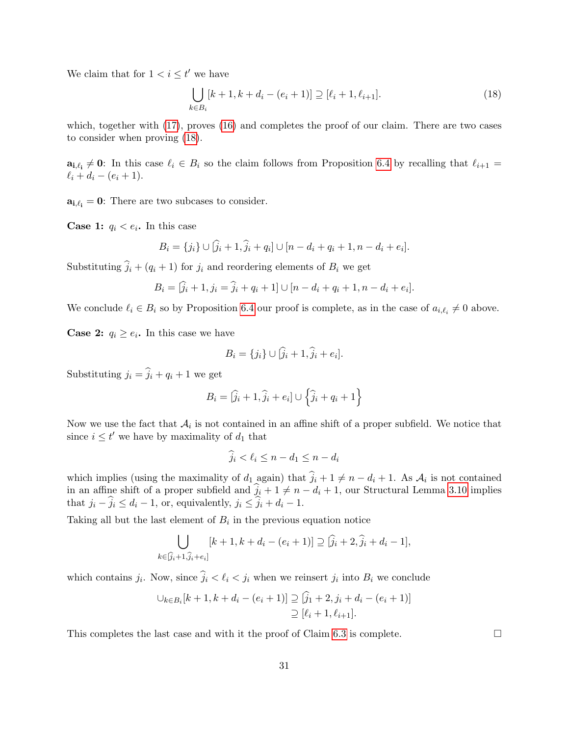We claim that for $1 < i \le t'$ we have

$$\bigcup_{k \in B_i} [k+1, k+d_i-(e_i+1)] \supseteq [\ell_i+1, \ell_{i+1}]. \tag{18}$$

which, together with (17), proves (16) and completes the proof of our claim. There are two cases to consider when proving (18).

$\mathbf{a_{i,\ell_i} \neq 0}$: In this case $\ell_i \in B_i$ so the claim follows from Proposition 6.4 by recalling that $\ell_{i+1} = \ell_i + d_i - (e_i+1)$.

$\mathbf{a_{i,\ell_i} = 0}$: There are two subcases to consider.

**Case 1:** $q_i < e_i$**.** In this case

$$B_i = \{j_i\} \cup [\widehat{j}_i + 1, \widehat{j}_i + q_i] \cup [n - d_i + q_i + 1, n - d_i + e_i].$$

Substituting $\widehat{j}_i + (q_i+1)$ for $j_i$ and reordering elements of $B_i$ we get

$$B_i = [\widehat{j}_i + 1, j_i = \widehat{j}_i + q_i + 1] \cup [n - d_i + q_i + 1, n - d_i + e_i].$$

We conclude $\ell_i \in B_i$ so by Proposition 6.4 our proof is complete, as in the case of $a_{i,\ell_i} \neq 0$ above.

**Case 2:** $q_i \geq e_i$**.** In this case we have

$$B_i = \{j_i\} \cup [\widehat{j}_i + 1, \widehat{j}_i + e_i].$$

Substituting $j_i = \widehat{j}_i + q_i + 1$ we get

$$B_i = [\widehat{j}_i + 1, \widehat{j}_i + e_i] \cup \left\{ \widehat{j}_i + q_i + 1 \right\}$$

Now we use the fact that $\mathcal{A}_i$ is not contained in an affine shift of a proper subfield. We notice that since $i \le t'$ we have by maximality of $d_1$ that

$$\widehat{j}_i < \ell_i \le n - d_1 \le n - d_i$$

which implies (using the maximality of $d_1$ again) that $\widehat{j}_i + 1 \neq n - d_i + 1$. As $\mathcal{A}_i$ is not contained in an affine shift of a proper subfield and $\widehat{j}_i + 1 \neq n - d_i + 1$, our Structural Lemma 3.10 implies that $j_i - \widehat{j}_i \le d_i - 1$, or, equivalently, $j_i \le \widehat{j}_i + d_i - 1$.

Taking all but the last element of $B_i$ in the previous equation notice

$$\bigcup_{k \in [\widehat{j}_i + 1, \widehat{j}_i + e_i]} [k+1, k+d_i-(e_i+1)] \supseteq [\widehat{j}_i + 2, \widehat{j}_i + d_i - 1],$$

which contains $j_i$. Now, since $\widehat{j}_i < \ell_i < j_i$ when we reinsert $j_i$ into $B_i$ we conclude

$$\begin{aligned} \cup_{k \in B_i} [k+1, k+d_i-(e_i+1)] &\supseteq [\widehat{j}_1 + 2, j_i + d_i - (e_i+1)] \\ &\supseteq [\ell_i + 1, \ell_{i+1}]. \end{aligned}$$

This completes the last case and with it the proof of Claim 6.3 is complete. □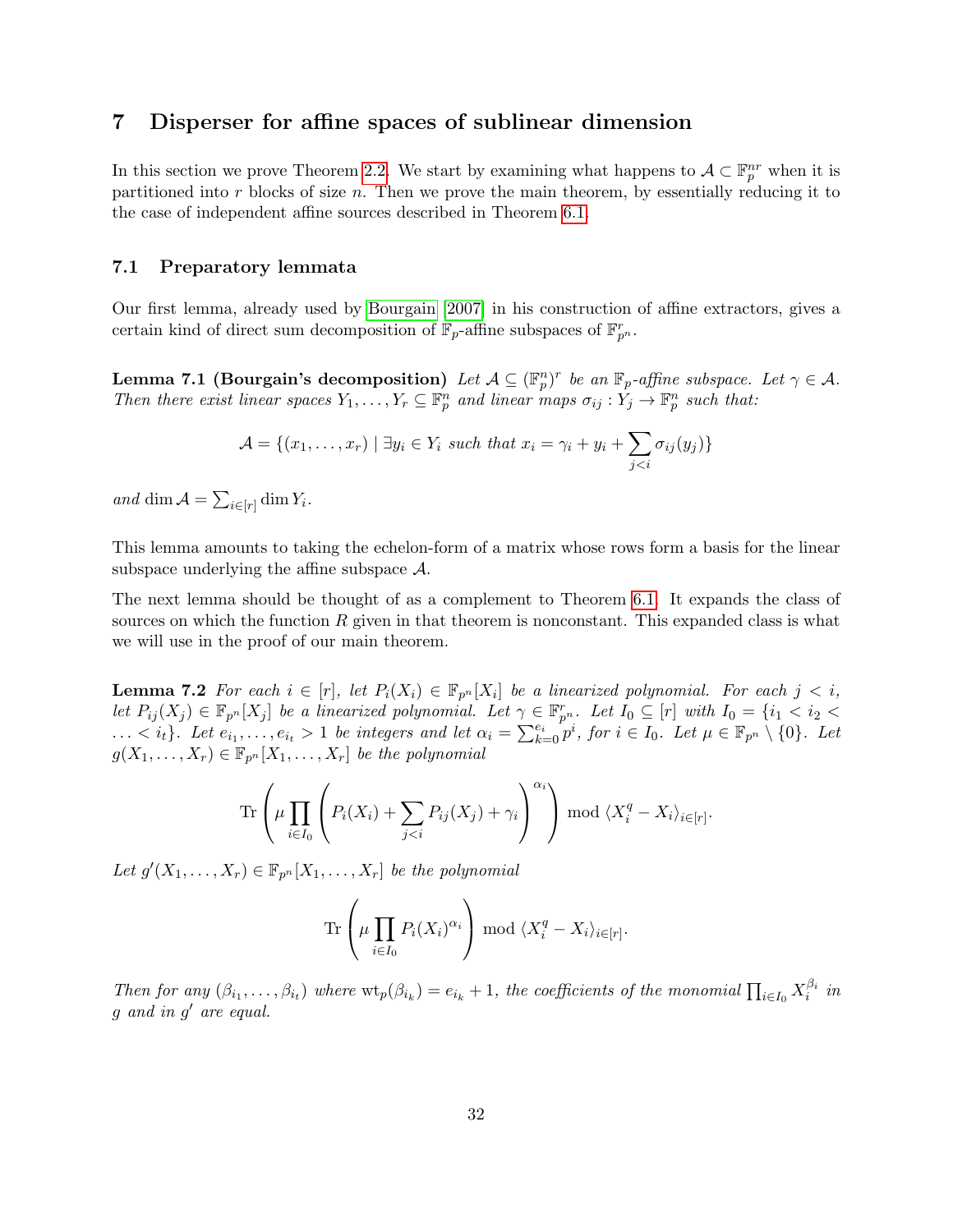# 7 Disperser for affine spaces of sublinear dimension

In this section we prove Theorem 2.2. We start by examining what happens to $\mathcal{A} \subset \mathbb{F}_p^{nr}$ when it is partitioned into $r$ blocks of size $n$. Then we prove the main theorem, by essentially reducing it to the case of independent affine sources described in Theorem 6.1.

## 7.1 Preparatory lemmata

Our first lemma, already used by Bourgain [2007] in his construction of affine extractors, gives a certain kind of direct sum decomposition of $\mathbb{F}_p$-affine subspaces of $\mathbb{F}_{p^n}^r$.

**Lemma 7.1 (Bourgain's decomposition)** *Let $\mathcal{A} \subseteq (\mathbb{F}_p^n)^r$ be an $\mathbb{F}_p$-affine subspace. Let $\gamma \in \mathcal{A}$. Then there exist linear spaces $Y_1, \ldots, Y_r \subseteq \mathbb{F}_p^n$ and linear maps $\sigma_{ij} : Y_j \to \mathbb{F}_p^n$ such that:*

$$\mathcal{A} = \{(x_1, \ldots, x_r) \mid \exists y_i \in Y_i \text{ such that } x_i = \gamma_i + y_i + \sum_{j<i} \sigma_{ij}(y_j)\}$$

*and* $\dim \mathcal{A} = \sum_{i \in [r]} \dim Y_i$.

This lemma amounts to taking the echelon-form of a matrix whose rows form a basis for the linear subspace underlying the affine subspace $\mathcal{A}$.

The next lemma should be thought of as a complement to Theorem 6.1. It expands the class of sources on which the function $R$ given in that theorem is nonconstant. This expanded class is what we will use in the proof of our main theorem.

**Lemma 7.2** *For each $i \in [r]$, let $P_i(X_i) \in \mathbb{F}_{p^n}[X_i]$ be a linearized polynomial. For each $j < i$, let $P_{ij}(X_j) \in \mathbb{F}_{p^n}[X_j]$ be a linearized polynomial. Let $\gamma \in \mathbb{F}_{p^n}^r$. Let $I_0 \subseteq [r]$ with $I_0 = \{i_1 < i_2 < \ldots < i_t\}$. Let $e_{i_1}, \ldots, e_{i_t} > 1$ be integers and let $\alpha_i = \sum_{k=0}^{e_i} p^i$, for $i \in I_0$. Let $\mu \in \mathbb{F}_{p^n} \setminus \{0\}$. Let $g(X_1, \ldots, X_r) \in \mathbb{F}_{p^n}[X_1, \ldots, X_r]$ be the polynomial*

$$\mathrm{Tr}\left(\mu \prod_{i \in I_0} \left(P_i(X_i) + \sum_{j<i} P_{ij}(X_j) + \gamma_i\right)^{\alpha_i}\right) \bmod \langle X_i^q - X_i \rangle_{i \in [r]}.$$

*Let $g'(X_1, \ldots, X_r) \in \mathbb{F}_{p^n}[X_1, \ldots, X_r]$ be the polynomial*

$$\mathrm{Tr}\left(\mu \prod_{i \in I_0} P_i(X_i)^{\alpha_i}\right) \bmod \langle X_i^q - X_i \rangle_{i \in [r]}.$$

*Then for any $(\beta_{i_1}, \ldots, \beta_{i_t})$ where $\mathrm{wt}_p(\beta_{i_k}) = e_{i_k} + 1$, the coefficients of the monomial $\prod_{i \in I_0} X_i^{\beta_i}$ in $g$ and in $g'$ are equal.*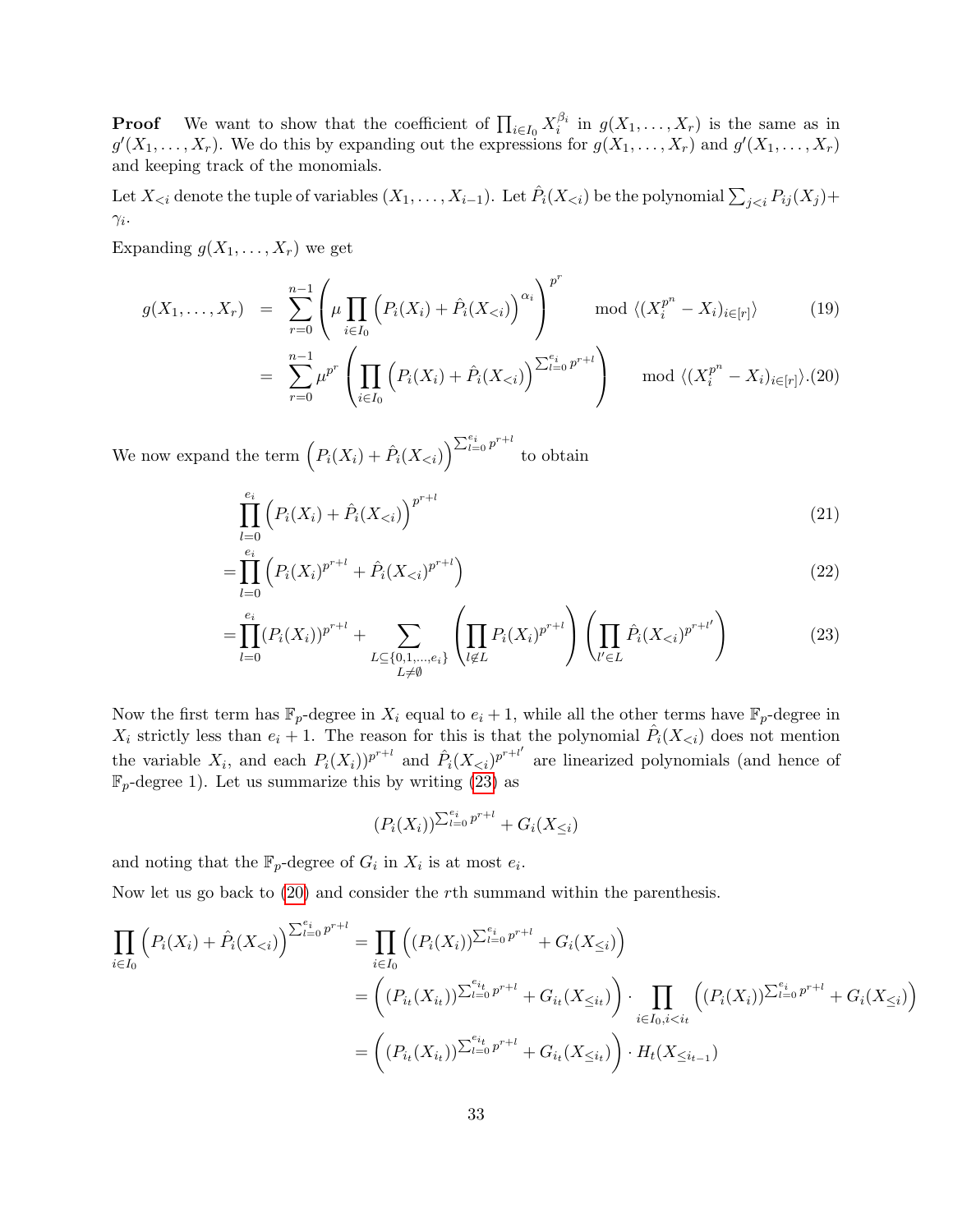**Proof** We want to show that the coefficient of $\prod_{i \in I_0} X_i^{\beta_i}$ in $g(X_1, \ldots, X_r)$ is the same as in $g'(X_1, \ldots, X_r)$. We do this by expanding out the expressions for $g(X_1, \ldots, X_r)$ and $g'(X_1, \ldots, X_r)$ and keeping track of the monomials.

Let $X_{<i}$ denote the tuple of variables $(X_1, \ldots, X_{i-1})$. Let $\hat{P}_i(X_{<i})$ be the polynomial $\sum_{j<i} P_{ij}(X_j) + \gamma_i$.

Expanding $g(X_1, \ldots, X_r)$ we get

$$
\begin{aligned}
g(X_1, \ldots, X_r) &= \sum_{r=0}^{n-1} \left( \mu \prod_{i \in I_0} \left( P_i(X_i) + \hat{P}_i(X_{<i}) \right)^{\alpha_i} \right)^{p^r} \mod \langle (X_i^{p^n} - X_i)_{i \in [r]} \rangle \quad (19)\\
&= \sum_{r=0}^{n-1} \mu^{p^r} \left( \prod_{i \in I_0} \left( P_i(X_i) + \hat{P}_i(X_{<i}) \right)^{\sum_{l=0}^{e_i} p^{r+l}} \right) \mod \langle (X_i^{p^n} - X_i)_{i \in [r]} \rangle . \quad (20)
\end{aligned}
$$

We now expand the term $\left( P_i(X_i) + \hat{P}_i(X_{<i}) \right)^{\sum_{l=0}^{e_i} p^{r+l}}$ to obtain

$$
\begin{aligned}
&\prod_{l=0}^{e_i} \left( P_i(X_i) + \hat{P}_i(X_{<i}) \right)^{p^{r+l}} && (21)\\
=&\prod_{l=0}^{e_i} \left( P_i(X_i)^{p^{r+l}} + \hat{P}_i(X_{<i})^{p^{r+l}} \right) && (22)\\
=&\prod_{l=0}^{e_i} (P_i(X_i))^{p^{r+l}} + \sum_{\substack{L \subseteq \{0,1,\ldots,e_i\} \\ L \neq \emptyset}} \left( \prod_{l \notin L} P_i(X_i)^{p^{r+l}} \right) \left( \prod_{l' \in L} \hat{P}_i(X_{<i})^{p^{r+l'}} \right) && (23)
\end{aligned}
$$

Now the first term has $\mathbb{F}_p$-degree in $X_i$ equal to $e_i + 1$, while all the other terms have $\mathbb{F}_p$-degree in $X_i$ strictly less than $e_i + 1$. The reason for this is that the polynomial $\hat{P}_i(X_{<i})$ does not mention the variable $X_i$, and each $P_i(X_i))^{p^{r+l}}$ and $\hat{P}_i(X_{<i})^{p^{r+l'}}$ are linearized polynomials (and hence of $\mathbb{F}_p$-degree 1). Let us summarize this by writing (23) as

$$
(P_i(X_i))^{\sum_{l=0}^{e_i} p^{r+l}} + G_i(X_{\leq i})
$$

and noting that the $\mathbb{F}_p$-degree of $G_i$ in $X_i$ is at most $e_i$.

Now let us go back to (20) and consider the $r$th summand within the parenthesis.

$$
\begin{aligned}
\prod_{i \in I_0} \left( P_i(X_i) + \hat{P}_i(X_{<i}) \right)^{\sum_{l=0}^{e_i} p^{r+l}} &= \prod_{i \in I_0} \left( (P_i(X_i))^{\sum_{l=0}^{e_i} p^{r+l}} + G_i(X_{\leq i}) \right)\\
&= \left( (P_{i_t}(X_{i_t}))^{\sum_{l=0}^{e_{i_t}} p^{r+l}} + G_{i_t}(X_{\leq i_t}) \right) \cdot \prod_{i \in I_0, i < i_t} \left( (P_i(X_i))^{\sum_{l=0}^{e_i} p^{r+l}} + G_i(X_{\leq i}) \right)\\
&= \left( (P_{i_t}(X_{i_t}))^{\sum_{l=0}^{e_{i_t}} p^{r+l}} + G_{i_t}(X_{\leq i_t}) \right) \cdot H_t(X_{\leq i_{t-1}})
\end{aligned}
$$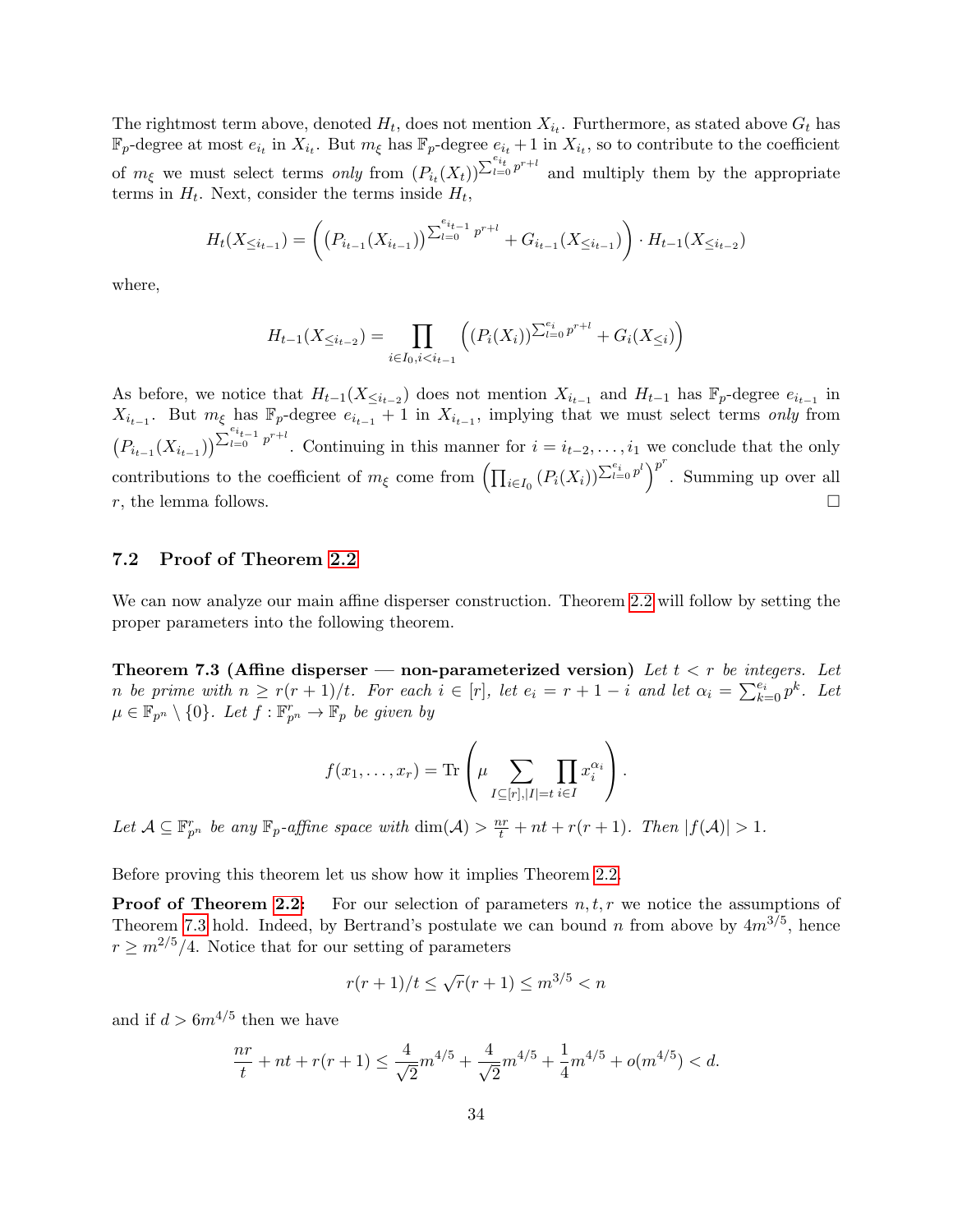The rightmost term above, denoted $H_t$, does not mention $X_{i_t}$. Furthermore, as stated above $G_t$ has $\mathbb{F}_p$-degree at most $e_{i_t}$ in $X_{i_t}$. But $m_\xi$ has $\mathbb{F}_p$-degree $e_{i_t}+1$ in $X_{i_t}$, so to contribute to the coefficient of $m_\xi$ we must select terms *only* from $(P_{i_t}(X_t))^{\sum_{l=0}^{e_{i_t}} p^{r+l}}$ and multiply them by the appropriate terms in $H_t$. Next, consider the terms inside $H_t$,

$$H_t(X_{\le i_{t-1}}) = \left( \left(P_{i_{t-1}}(X_{i_{t-1}})\right)^{\sum_{l=0}^{e_{i_{t-1}}} p^{r+l}} + G_{i_{t-1}}(X_{\le i_{t-1}}) \right) \cdot H_{t-1}(X_{\le i_{t-2}})$$

where,

$$H_{t-1}(X_{\le i_{t-2}}) = \prod_{i \in I_0, i < i_{t-1}} \left( (P_i(X_i))^{\sum_{l=0}^{e_i} p^{r+l}} + G_i(X_{\le i}) \right)$$

As before, we notice that $H_{t-1}(X_{\le i_{t-2}})$ does not mention $X_{i_{t-1}}$ and $H_{t-1}$ has $\mathbb{F}_p$-degree $e_{i_{t-1}}$ in $X_{i_{t-1}}$. But $m_\xi$ has $\mathbb{F}_p$-degree $e_{i_{t-1}}+1$ in $X_{i_{t-1}}$, implying that we must select terms *only* from $\left(P_{i_{t-1}}(X_{i_{t-1}})\right)^{\sum_{l=0}^{e_{i_{t-1}}} p^{r+l}}$. Continuing in this manner for $i = i_{t-2}, \ldots, i_1$ we conclude that the only contributions to the coefficient of $m_\xi$ come from $\left( \prod_{i \in I_0} (P_i(X_i))^{\sum_{l=0}^{e_i} p^l} \right)^{p^r}$. Summing up over all $r$, the lemma follows. □

## 7.2 Proof of Theorem 2.2

We can now analyze our main affine disperser construction. Theorem 2.2 will follow by setting the proper parameters into the following theorem.

**Theorem 7.3 (Affine disperser — non-parameterized version)** *Let $t < r$ be integers. Let $n$ be prime with $n \ge r(r+1)/t$. For each $i \in [r]$, let $e_i = r+1-i$ and let $\alpha_i = \sum_{k=0}^{e_i} p^k$. Let $\mu \in \mathbb{F}_{p^n} \setminus \{0\}$. Let $f : \mathbb{F}_{p^n}^r \to \mathbb{F}_p$ be given by*

$$f(x_1, \ldots, x_r) = \mathrm{Tr}\left( \mu \sum_{I \subseteq [r], |I| = t} \prod_{i \in I} x_i^{\alpha_i} \right).$$

*Let $\mathcal{A} \subseteq \mathbb{F}_{p^n}^r$ be any $\mathbb{F}_p$-affine space with $\dim(\mathcal{A}) > \frac{nr}{t} + nt + r(r+1)$. Then $|f(\mathcal{A})| > 1$.*

Before proving this theorem let us show how it implies Theorem 2.2.

**Proof of Theorem 2.2:** For our selection of parameters $n, t, r$ we notice the assumptions of Theorem 7.3 hold. Indeed, by Bertrand's postulate we can bound $n$ from above by $4m^{3/5}$, hence $r \ge m^{2/5}/4$. Notice that for our setting of parameters

$$r(r+1)/t \le \sqrt{r}(r+1) \le m^{3/5} < n$$

and if $d > 6m^{4/5}$ then we have

$$\frac{nr}{t} + nt + r(r+1) \le \frac{4}{\sqrt{2}} m^{4/5} + \frac{4}{\sqrt{2}} m^{4/5} + \frac{1}{4} m^{4/5} + o(m^{4/5}) < d.$$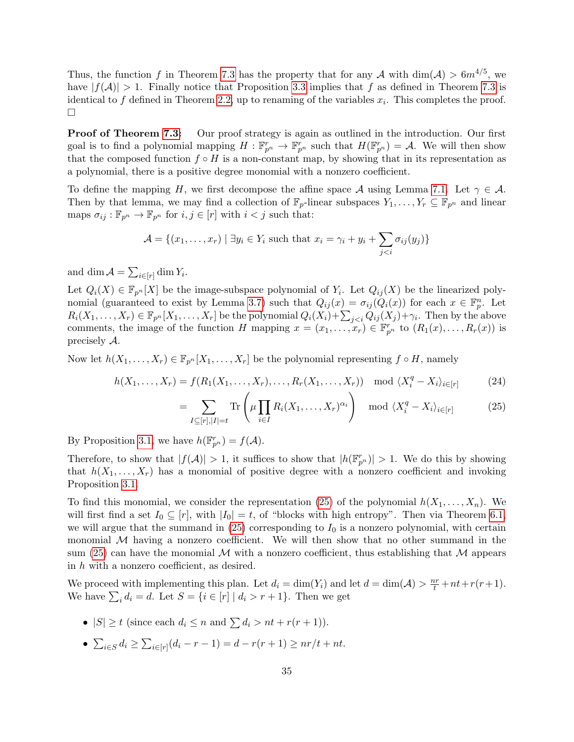Thus, the function $f$ in Theorem 7.3 has the property that for any $\mathcal{A}$ with $\dim(\mathcal{A}) > 6m^{4/5}$, we have $|f(\mathcal{A})| > 1$. Finally notice that Proposition 3.3 implies that $f$ as defined in Theorem 7.3 is identical to $f$ defined in Theorem 2.2, up to renaming of the variables $x_i$. This completes the proof. $\square$

**Proof of Theorem 7.3:** Our proof strategy is again as outlined in the introduction. Our first goal is to find a polynomial mapping $H : \mathbb{F}_{p^n}^r \to \mathbb{F}_{p^n}^r$ such that $H(\mathbb{F}_{p^n}^r) = \mathcal{A}$. We will then show that the composed function $f \circ H$ is a non-constant map, by showing that in its representation as a polynomial, there is a positive degree monomial with a nonzero coefficient.

To define the mapping $H$, we first decompose the affine space $\mathcal{A}$ using Lemma 7.1. Let $\gamma \in \mathcal{A}$. Then by that lemma, we may find a collection of $\mathbb{F}_p$-linear subspaces $Y_1, \ldots, Y_r \subseteq \mathbb{F}_{p^n}$ and linear maps $\sigma_{ij} : \mathbb{F}_{p^n} \to \mathbb{F}_{p^n}$ for $i, j \in [r]$ with $i < j$ such that:

$$\mathcal{A} = \{(x_1, \ldots, x_r) \mid \exists y_i \in Y_i \text{ such that } x_i = \gamma_i + y_i + \sum_{j<i} \sigma_{ij}(y_j)\}$$

and $\dim \mathcal{A} = \sum_{i \in [r]} \dim Y_i$.

Let $Q_i(X) \in \mathbb{F}_{p^n}[X]$ be the image-subspace polynomial of $Y_i$. Let $Q_{ij}(X)$ be the linearized polynomial (guaranteed to exist by Lemma 3.7) such that $Q_{ij}(x) = \sigma_{ij}(Q_i(x))$ for each $x \in \mathbb{F}_p^n$. Let $R_i(X_1, \ldots, X_r) \in \mathbb{F}_{p^n}[X_1, \ldots, X_r]$ be the polynomial $Q_i(X_i) + \sum_{j<i} Q_{ij}(X_j) + \gamma_i$. Then by the above comments, the image of the function $H$ mapping $x = (x_1, \ldots, x_r) \in \mathbb{F}_{p^n}^r$ to $(R_1(x), \ldots, R_r(x))$ is precisely $\mathcal{A}$.

Now let $h(X_1, \ldots, X_r) \in \mathbb{F}_{p^n}[X_1, \ldots, X_r]$ be the polynomial representing $f \circ H$, namely

$$h(X_1, \ldots, X_r) = f(R_1(X_1, \ldots, X_r), \ldots, R_r(X_1, \ldots, X_r)) \mod \langle X_i^q - X_i \rangle_{i \in [r]} \tag{24}$$

$$= \sum_{I \subseteq [r], |I| = t} \mathrm{Tr}\left(\mu \prod_{i \in I} R_i(X_1, \ldots, X_r)^{\alpha_i}\right) \mod \langle X_i^q - X_i \rangle_{i \in [r]} \tag{25}$$

By Proposition 3.1, we have $h(\mathbb{F}_{p^n}^r) = f(\mathcal{A})$.

Therefore, to show that $|f(\mathcal{A})| > 1$, it suffices to show that $|h(\mathbb{F}_{p^n}^r)| > 1$. We do this by showing that $h(X_1, \ldots, X_r)$ has a monomial of positive degree with a nonzero coefficient and invoking Proposition 3.1.

To find this monomial, we consider the representation (25) of the polynomial $h(X_1, \ldots, X_n)$. We will first find a set $I_0 \subseteq [r]$, with $|I_0| = t$, of "blocks with high entropy". Then via Theorem 6.1, we will argue that the summand in (25) corresponding to $I_0$ is a nonzero polynomial, with certain monomial $\mathcal{M}$ having a nonzero coefficient. We will then show that no other summand in the sum (25) can have the monomial $\mathcal{M}$ with a nonzero coefficient, thus establishing that $\mathcal{M}$ appears in $h$ with a nonzero coefficient, as desired.

We proceed with implementing this plan. Let $d_i = \dim(Y_i)$ and let $d = \dim(\mathcal{A}) > \frac{nr}{t} + nt + r(r+1)$. We have $\sum_i d_i = d$. Let $S = \{i \in [r] \mid d_i > r + 1\}$. Then we get

- $|S| \geq t$ (since each $d_i \leq n$ and $\sum d_i > nt + r(r+1)$).
- $\sum_{i \in S} d_i \geq \sum_{i \in [r]} (d_i - r - 1) = d - r(r+1) \geq nr/t + nt$.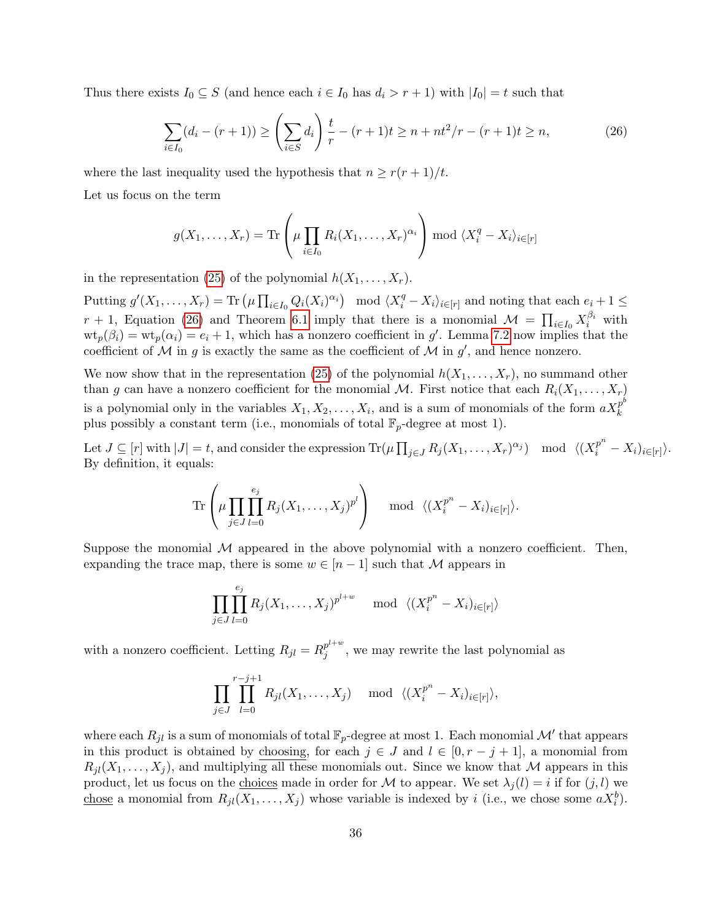Thus there exists $I_0 \subseteq S$ (and hence each $i \in I_0$ has $d_i > r+1$) with $|I_0| = t$ such that

$$\sum_{i \in I_0} (d_i - (r+1)) \geq \left( \sum_{i \in S} d_i \right) \frac{t}{r} - (r+1)t \geq n + nt^2/r - (r+1)t \geq n, \tag{26}$$

where the last inequality used the hypothesis that $n \geq r(r+1)/t$.

Let us focus on the term

$$g(X_1, \ldots, X_r) = \operatorname{Tr}\left( \mu \prod_{i \in I_0} R_i(X_1, \ldots, X_r)^{\alpha_i} \right) \bmod \langle X_i^q - X_i \rangle_{i \in [r]}$$

in the representation (25) of the polynomial $h(X_1, \ldots, X_r)$.

Putting $g'(X_1, \ldots, X_r) = \operatorname{Tr}\left(\mu \prod_{i \in I_0} Q_i(X_i)^{\alpha_i}\right) \mod \langle X_i^q - X_i \rangle_{i \in [r]}$ and noting that each $e_i + 1 \leq r+1$, Equation (26) and Theorem 6.1 imply that there is a monomial $\mathcal{M} = \prod_{i \in I_0} X_i^{\beta_i}$ with $\mathrm{wt}_p(\beta_i) = \mathrm{wt}_p(\alpha_i) = e_i + 1$, which has a nonzero coefficient in $g'$. Lemma 7.2 now implies that the coefficient of $\mathcal{M}$ in $g$ is exactly the same as the coefficient of $\mathcal{M}$ in $g'$, and hence nonzero.

We now show that in the representation (25) of the polynomial $h(X_1, \ldots, X_r)$, no summand other than $g$ can have a nonzero coefficient for the monomial $\mathcal{M}$. First notice that each $R_i(X_1, \ldots, X_r)$ is a polynomial only in the variables $X_1, X_2, \ldots, X_i$, and is a sum of monomials of the form $aX_k^{p^b}$ plus possibly a constant term (i.e., monomials of total $\mathbb{F}_p$-degree at most 1).

Let $J \subseteq [r]$ with $|J| = t$, and consider the expression $\operatorname{Tr}(\mu \prod_{j \in J} R_j(X_1, \ldots, X_r)^{\alpha_j}) \mod \langle (X_i^{p^n} - X_i)_{i \in [r]} \rangle$. By definition, it equals:

$$\operatorname{Tr}\left( \mu \prod_{j \in J} \prod_{l=0}^{e_j} R_j(X_1, \ldots, X_j)^{p^l} \right) \mod \langle (X_i^{p^n} - X_i)_{i \in [r]} \rangle.$$

Suppose the monomial $\mathcal{M}$ appeared in the above polynomial with a nonzero coefficient. Then, expanding the trace map, there is some $w \in [n-1]$ such that $\mathcal{M}$ appears in

$$\prod_{j \in J} \prod_{l=0}^{e_j} R_j(X_1, \ldots, X_j)^{p^{l+w}} \mod \langle (X_i^{p^n} - X_i)_{i \in [r]} \rangle$$

with a nonzero coefficient. Letting $R_{jl} = R_j^{p^{l+w}}$, we may rewrite the last polynomial as

$$\prod_{j \in J} \prod_{l=0}^{r-j+1} R_{jl}(X_1, \ldots, X_j) \mod \langle (X_i^{p^n} - X_i)_{i \in [r]} \rangle,$$

where each $R_{jl}$ is a sum of monomials of total $\mathbb{F}_p$-degree at most 1. Each monomial $\mathcal{M}'$ that appears in this product is obtained by <u>choosing</u>, for each $j \in J$ and $l \in [0, r-j+1]$, a monomial from $R_{jl}(X_1, \ldots, X_j)$, and multiplying all these monomials out. Since we know that $\mathcal{M}$ appears in this product, let us focus on the <u>choices</u> made in order for $\mathcal{M}$ to appear. We set $\lambda_j(l) = i$ if for $(j, l)$ we <u>chose</u> a monomial from $R_{jl}(X_1, \ldots, X_j)$ whose variable is indexed by $i$ (i.e., we chose some $aX_i^b$).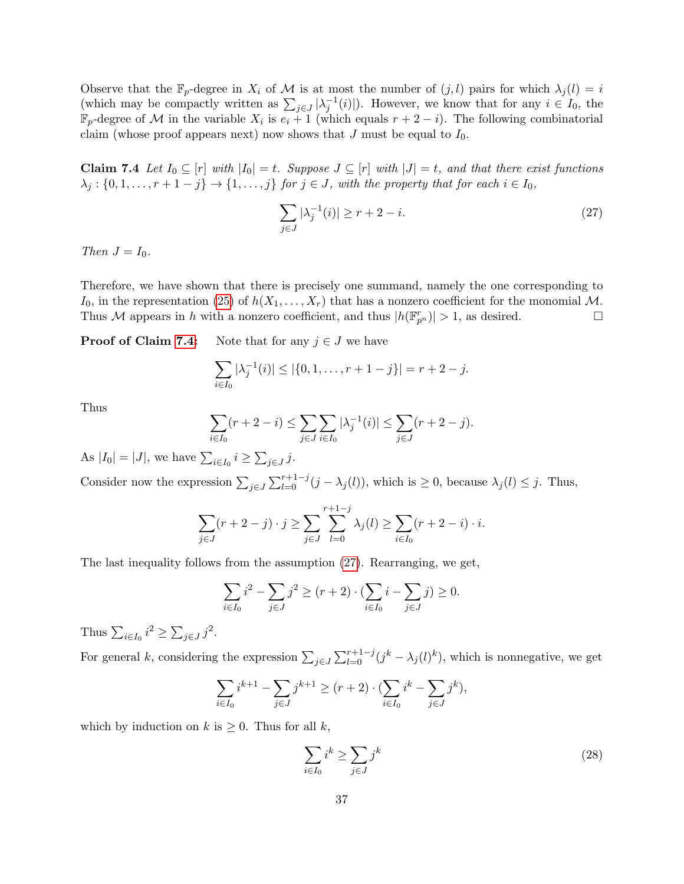Observe that the $\mathbb{F}_p$-degree in $X_i$ of $\mathcal{M}$ is at most the number of $(j, l)$ pairs for which $\lambda_j(l) = i$ (which may be compactly written as $\sum_{j \in J} |\lambda_j^{-1}(i)|$). However, we know that for any $i \in I_0$, the $\mathbb{F}_p$-degree of $\mathcal{M}$ in the variable $X_i$ is $e_i + 1$ (which equals $r + 2 - i$). The following combinatorial claim (whose proof appears next) now shows that $J$ must be equal to $I_0$.

**Claim 7.4** *Let $I_0 \subseteq [r]$ with $|I_0| = t$. Suppose $J \subseteq [r]$ with $|J| = t$, and that there exist functions $\lambda_j : \{0, 1, \ldots, r + 1 - j\} \to \{1, \ldots, j\}$ for $j \in J$, with the property that for each $i \in I_0$,*

$$\sum_{j \in J} |\lambda_j^{-1}(i)| \geq r + 2 - i. \tag{27}$$

*Then $J = I_0$.*

Therefore, we have shown that there is precisely one summand, namely the one corresponding to $I_0$, in the representation (25) of $h(X_1, \ldots, X_r)$ that has a nonzero coefficient for the monomial $\mathcal{M}$. Thus $\mathcal{M}$ appears in $h$ with a nonzero coefficient, and thus $|h(\mathbb{F}_{p^n}^r)| > 1$, as desired. $\square$

**Proof of Claim 7.4:** Note that for any $j \in J$ we have

$$\sum_{i \in I_0} |\lambda_j^{-1}(i)| \leq |\{0, 1, \ldots, r + 1 - j\}| = r + 2 - j.$$

Thus

$$\sum_{i \in I_0} (r + 2 - i) \leq \sum_{j \in J} \sum_{i \in I_0} |\lambda_j^{-1}(i)| \leq \sum_{j \in J} (r + 2 - j).$$

As $|I_0| = |J|$, we have $\sum_{i \in I_0} i \geq \sum_{j \in J} j$.

Consider now the expression $\sum_{j \in J} \sum_{l=0}^{r+1-j} (j - \lambda_j(l))$, which is $\geq 0$, because $\lambda_j(l) \leq j$. Thus,

$$\sum_{j \in J} (r + 2 - j) \cdot j \geq \sum_{j \in J} \sum_{l=0}^{r+1-j} \lambda_j(l) \geq \sum_{i \in I_0} (r + 2 - i) \cdot i.$$

The last inequality follows from the assumption (27). Rearranging, we get,

$$\sum_{i \in I_0} i^2 - \sum_{j \in J} j^2 \geq (r + 2) \cdot (\sum_{i \in I_0} i - \sum_{j \in J} j) \geq 0.$$

Thus $\sum_{i \in I_0} i^2 \geq \sum_{j \in J} j^2$.

For general $k$, considering the expression $\sum_{j \in J} \sum_{l=0}^{r+1-j} (j^k - \lambda_j(l)^k)$, which is nonnegative, we get

$$\sum_{i \in I_0} i^{k+1} - \sum_{j \in J} j^{k+1} \geq (r + 2) \cdot (\sum_{i \in I_0} i^k - \sum_{j \in J} j^k),$$

which by induction on $k$ is $\geq 0$. Thus for all $k$,

$$\sum_{i \in I_0} i^k \geq \sum_{j \in J} j^k \tag{28}$$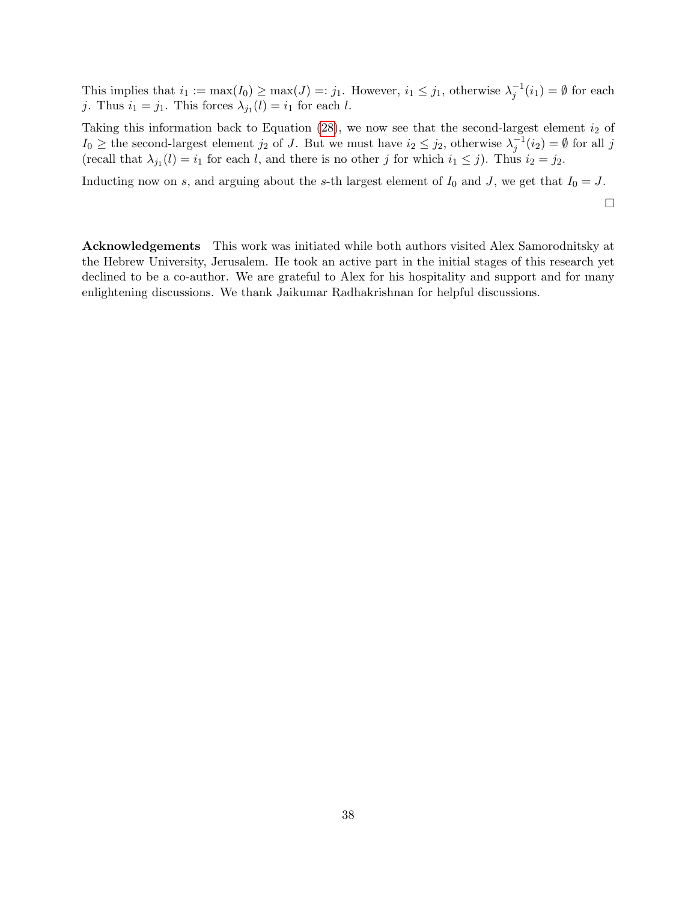This implies that $i_1 := \max(I_0) \geq \max(J) =: j_1$. However, $i_1 \leq j_1$, otherwise $\lambda_j^{-1}(i_1) = \emptyset$ for each $j$. Thus $i_1 = j_1$. This forces $\lambda_{j_1}(l) = i_1$ for each $l$.

Taking this information back to Equation (28), we now see that the second-largest element $i_2$ of $I_0 \geq$ the second-largest element $j_2$ of $J$. But we must have $i_2 \leq j_2$, otherwise $\lambda_j^{-1}(i_2) = \emptyset$ for all $j$ (recall that $\lambda_{j_1}(l) = i_1$ for each $l$, and there is no other $j$ for which $i_1 \leq j$). Thus $i_2 = j_2$.

Inducting now on $s$, and arguing about the $s$-th largest element of $I_0$ and $J$, we get that $I_0 = J$.

□

**Acknowledgements** This work was initiated while both authors visited Alex Samorodnitsky at the Hebrew University, Jerusalem. He took an active part in the initial stages of this research yet declined to be a co-author. We are grateful to Alex for his hospitality and support and for many enlightening discussions. We thank Jaikumar Radhakrishnan for helpful discussions.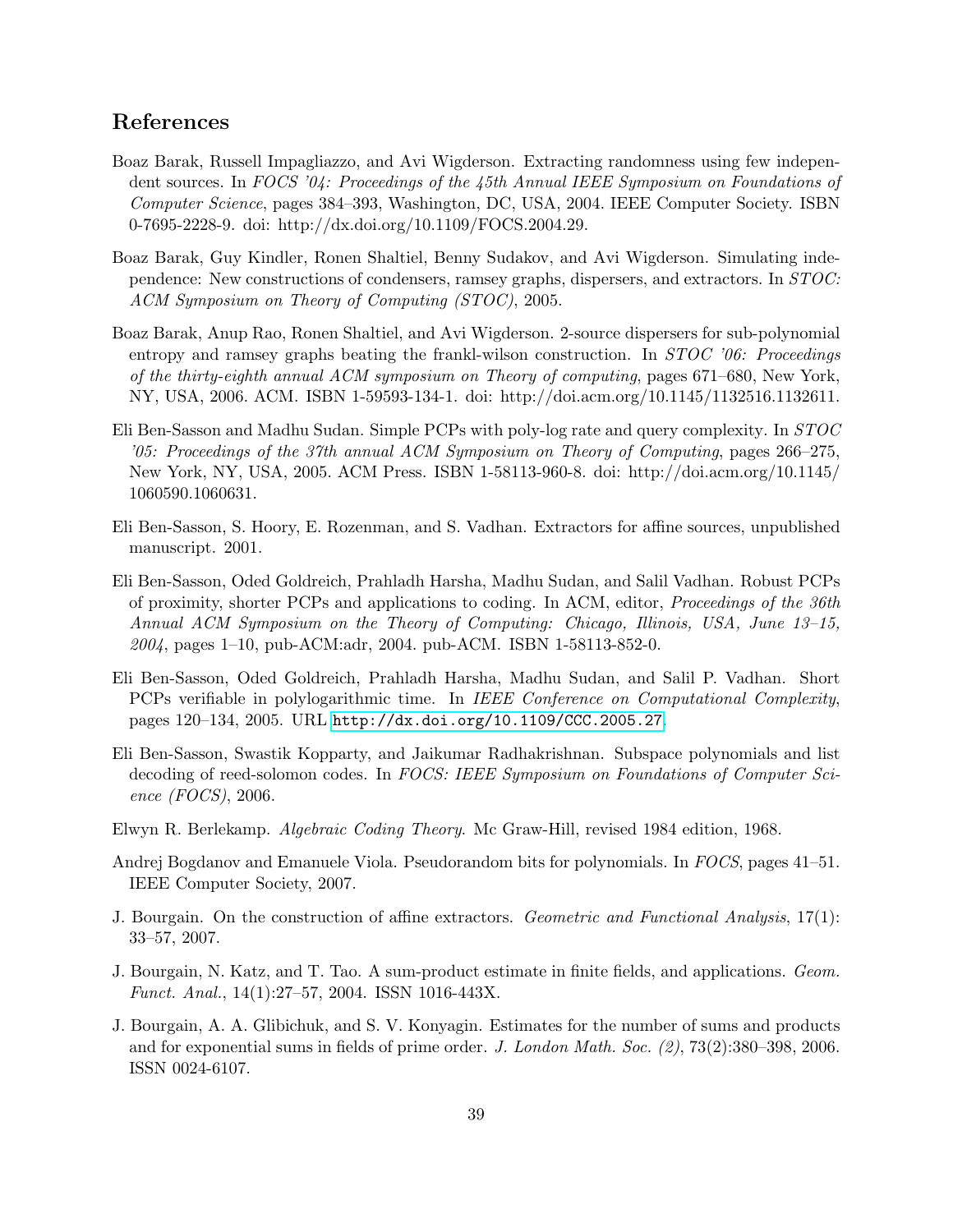## References

Boaz Barak, Russell Impagliazzo, and Avi Wigderson. Extracting randomness using few independent sources. In *FOCS '04: Proceedings of the 45th Annual IEEE Symposium on Foundations of Computer Science*, pages 384–393, Washington, DC, USA, 2004. IEEE Computer Society. ISBN 0-7695-2228-9. doi: http://dx.doi.org/10.1109/FOCS.2004.29.

Boaz Barak, Guy Kindler, Ronen Shaltiel, Benny Sudakov, and Avi Wigderson. Simulating independence: New constructions of condensers, ramsey graphs, dispersers, and extractors. In *STOC: ACM Symposium on Theory of Computing (STOC)*, 2005.

Boaz Barak, Anup Rao, Ronen Shaltiel, and Avi Wigderson. 2-source dispersers for sub-polynomial entropy and ramsey graphs beating the frankl-wilson construction. In *STOC '06: Proceedings of the thirty-eighth annual ACM symposium on Theory of computing*, pages 671–680, New York, NY, USA, 2006. ACM. ISBN 1-59593-134-1. doi: http://doi.acm.org/10.1145/1132516.1132611.

Eli Ben-Sasson and Madhu Sudan. Simple PCPs with poly-log rate and query complexity. In *STOC '05: Proceedings of the 37th annual ACM Symposium on Theory of Computing*, pages 266–275, New York, NY, USA, 2005. ACM Press. ISBN 1-58113-960-8. doi: http://doi.acm.org/10.1145/1060590.1060631.

Eli Ben-Sasson, S. Hoory, E. Rozenman, and S. Vadhan. Extractors for affine sources, unpublished manuscript. 2001.

Eli Ben-Sasson, Oded Goldreich, Prahladh Harsha, Madhu Sudan, and Salil Vadhan. Robust PCPs of proximity, shorter PCPs and applications to coding. In ACM, editor, *Proceedings of the 36th Annual ACM Symposium on the Theory of Computing: Chicago, Illinois, USA, June 13–15, 2004*, pages 1–10, pub-ACM:adr, 2004. pub-ACM. ISBN 1-58113-852-0.

Eli Ben-Sasson, Oded Goldreich, Prahladh Harsha, Madhu Sudan, and Salil P. Vadhan. Short PCPs verifiable in polylogarithmic time. In *IEEE Conference on Computational Complexity*, pages 120–134, 2005. URL http://dx.doi.org/10.1109/CCC.2005.27.

Eli Ben-Sasson, Swastik Kopparty, and Jaikumar Radhakrishnan. Subspace polynomials and list decoding of reed-solomon codes. In *FOCS: IEEE Symposium on Foundations of Computer Science (FOCS)*, 2006.

Elwyn R. Berlekamp. *Algebraic Coding Theory*. Mc Graw-Hill, revised 1984 edition, 1968.

Andrej Bogdanov and Emanuele Viola. Pseudorandom bits for polynomials. In *FOCS*, pages 41–51. IEEE Computer Society, 2007.

J. Bourgain. On the construction of affine extractors. *Geometric and Functional Analysis*, 17(1): 33–57, 2007.

J. Bourgain, N. Katz, and T. Tao. A sum-product estimate in finite fields, and applications. *Geom. Funct. Anal.*, 14(1):27–57, 2004. ISSN 1016-443X.

J. Bourgain, A. A. Glibichuk, and S. V. Konyagin. Estimates for the number of sums and products and for exponential sums in fields of prime order. *J. London Math. Soc. (2)*, 73(2):380–398, 2006. ISSN 0024-6107.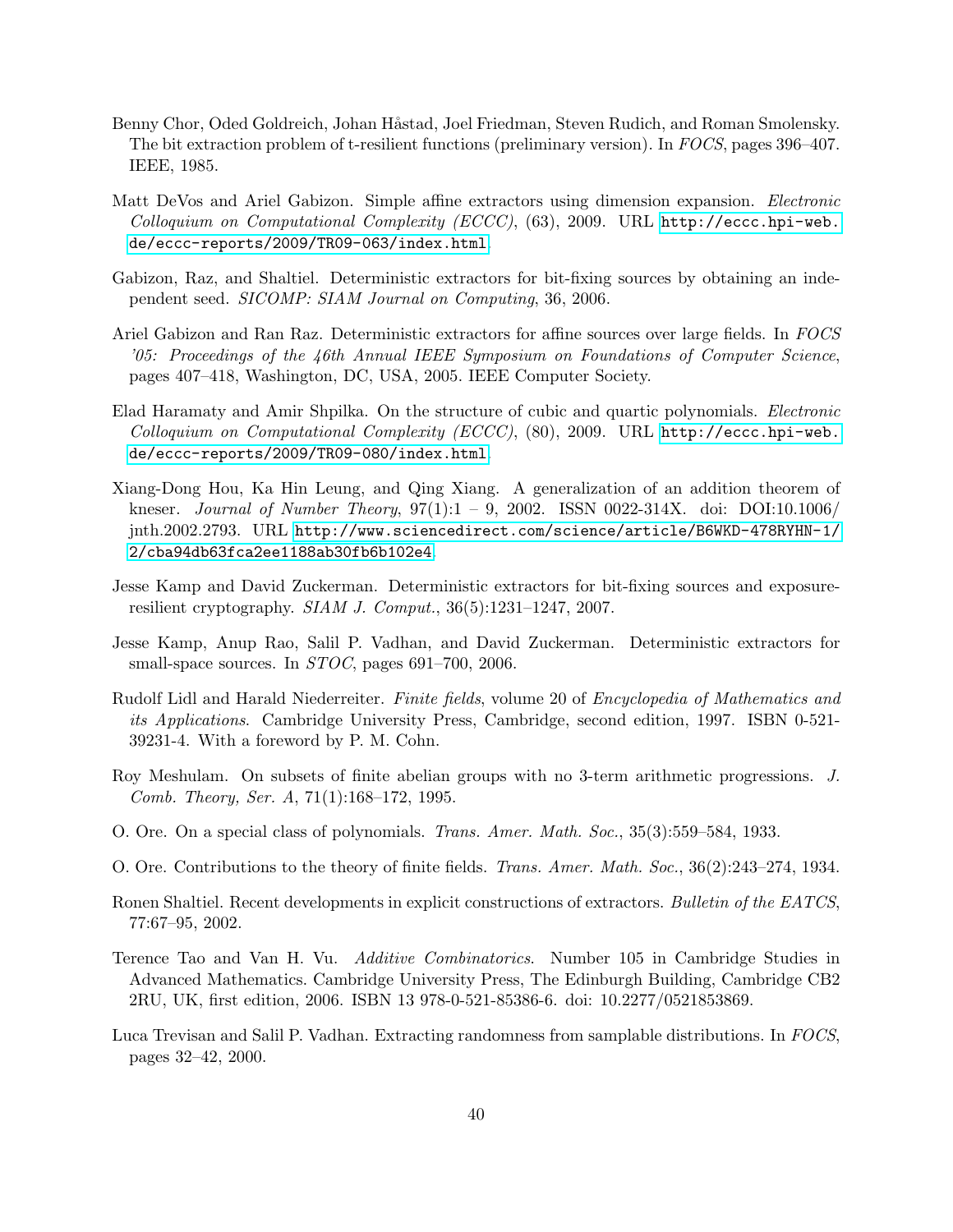Benny Chor, Oded Goldreich, Johan Håstad, Joel Friedman, Steven Rudich, and Roman Smolensky. The bit extraction problem of t-resilient functions (preliminary version). In *FOCS*, pages 396–407. IEEE, 1985.

Matt DeVos and Ariel Gabizon. Simple affine extractors using dimension expansion. *Electronic Colloquium on Computational Complexity (ECCC)*, (63), 2009. URL http://eccc.hpi-web.de/eccc-reports/2009/TR09-063/index.html.

Gabizon, Raz, and Shaltiel. Deterministic extractors for bit-fixing sources by obtaining an independent seed. *SICOMP: SIAM Journal on Computing*, 36, 2006.

Ariel Gabizon and Ran Raz. Deterministic extractors for affine sources over large fields. In *FOCS '05: Proceedings of the 46th Annual IEEE Symposium on Foundations of Computer Science*, pages 407–418, Washington, DC, USA, 2005. IEEE Computer Society.

Elad Haramaty and Amir Shpilka. On the structure of cubic and quartic polynomials. *Electronic Colloquium on Computational Complexity (ECCC)*, (80), 2009. URL http://eccc.hpi-web.de/eccc-reports/2009/TR09-080/index.html.

Xiang-Dong Hou, Ka Hin Leung, and Qing Xiang. A generalization of an addition theorem of kneser. *Journal of Number Theory*, 97(1):1 – 9, 2002. ISSN 0022-314X. doi: DOI:10.1006/jnth.2002.2793. URL http://www.sciencedirect.com/science/article/B6WKD-478RYHN-1/2/cba94db63fca2ee1188ab30fb6b102e4.

Jesse Kamp and David Zuckerman. Deterministic extractors for bit-fixing sources and exposure-resilient cryptography. *SIAM J. Comput.*, 36(5):1231–1247, 2007.

Jesse Kamp, Anup Rao, Salil P. Vadhan, and David Zuckerman. Deterministic extractors for small-space sources. In *STOC*, pages 691–700, 2006.

Rudolf Lidl and Harald Niederreiter. *Finite fields*, volume 20 of *Encyclopedia of Mathematics and its Applications*. Cambridge University Press, Cambridge, second edition, 1997. ISBN 0-521-39231-4. With a foreword by P. M. Cohn.

Roy Meshulam. On subsets of finite abelian groups with no 3-term arithmetic progressions. *J. Comb. Theory, Ser. A*, 71(1):168–172, 1995.

O. Ore. On a special class of polynomials. *Trans. Amer. Math. Soc.*, 35(3):559–584, 1933.

O. Ore. Contributions to the theory of finite fields. *Trans. Amer. Math. Soc.*, 36(2):243–274, 1934.

Ronen Shaltiel. Recent developments in explicit constructions of extractors. *Bulletin of the EATCS*, 77:67–95, 2002.

Terence Tao and Van H. Vu. *Additive Combinatorics*. Number 105 in Cambridge Studies in Advanced Mathematics. Cambridge University Press, The Edinburgh Building, Cambridge CB2 2RU, UK, first edition, 2006. ISBN 13 978-0-521-85386-6. doi: 10.2277/0521853869.

Luca Trevisan and Salil P. Vadhan. Extracting randomness from samplable distributions. In *FOCS*, pages 32–42, 2000.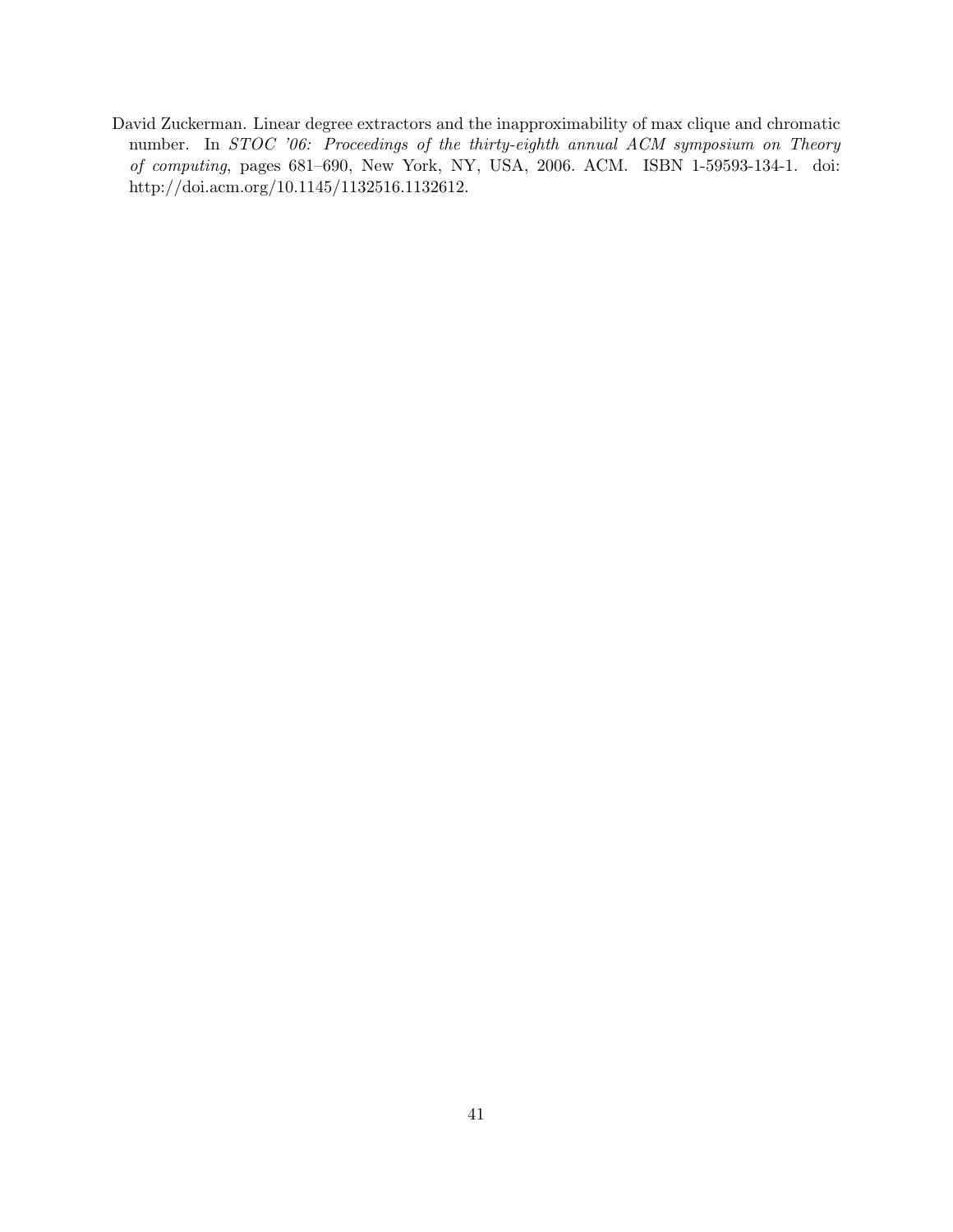David Zuckerman. Linear degree extractors and the inapproximability of max clique and chromatic number. In *STOC '06: Proceedings of the thirty-eighth annual ACM symposium on Theory of computing*, pages 681–690, New York, NY, USA, 2006. ACM. ISBN 1-59593-134-1. doi: http://doi.acm.org/10.1145/1132516.1132612.